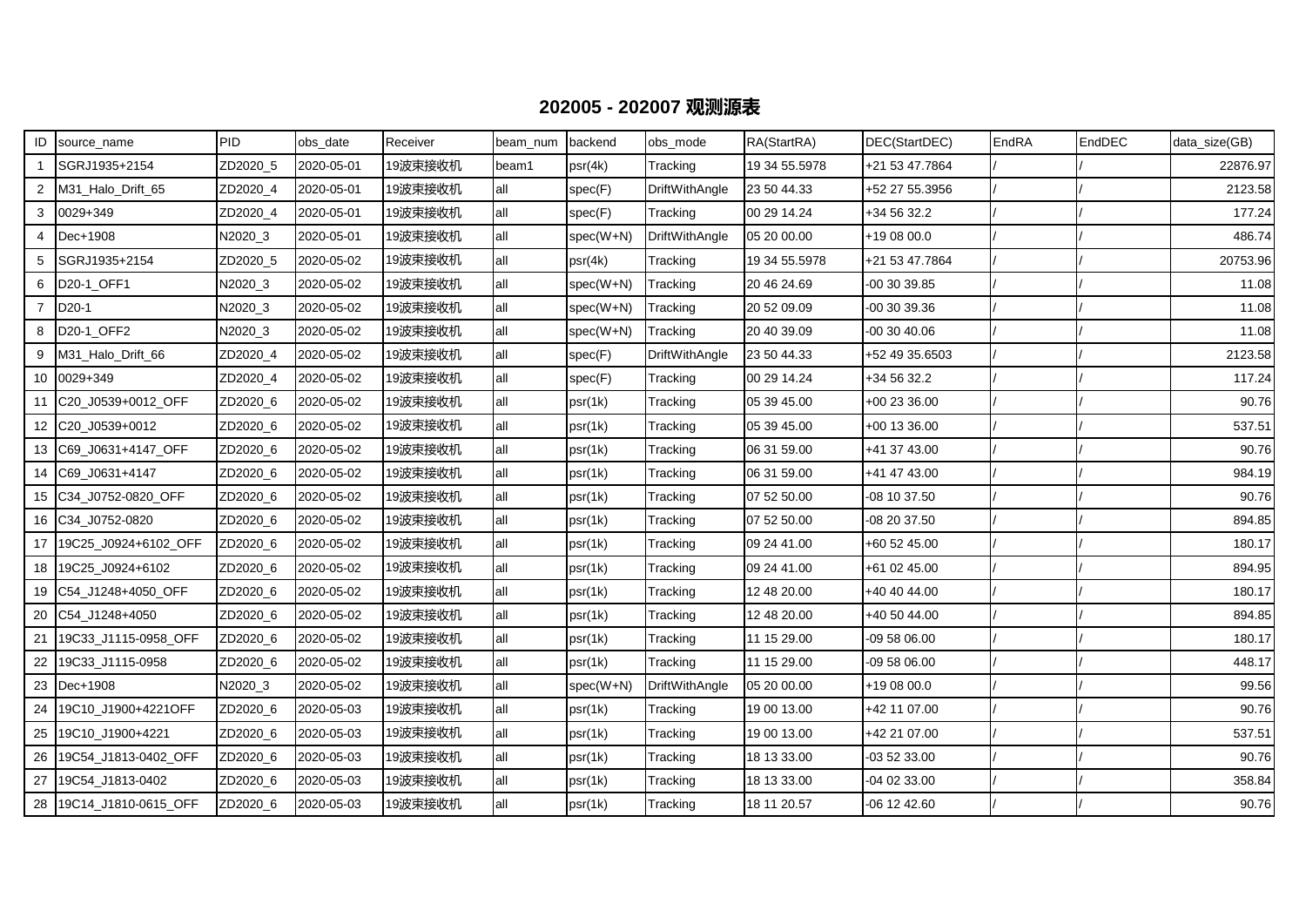# 202005 - 202007 观测源表

| ID | source_name | PID | obs_date | Receiver | beam_num | backend | obs_mode | RA(StartRA) | DEC(StartDEC) | EndRA | EndDEC | data_size(GB) |
|---|---|---|---|---|---|---|---|---|---|---|---|---|
| 1 | SGRJ1935+2154 | ZD2020_5 | 2020-05-01 | 19波束接收机 | beam1 | psr(4k) | Tracking | 19 34 55.5978 | +21 53 47.7864 | / | / | 22876.97 |
| 2 | M31_Halo_Drift_65 | ZD2020_4 | 2020-05-01 | 19波束接收机 | all | spec(F) | DriftWithAngle | 23 50 44.33 | +52 27 55.3956 | / | / | 2123.58 |
| 3 | 0029+349 | ZD2020_4 | 2020-05-01 | 19波束接收机 | all | spec(F) | Tracking | 00 29 14.24 | +34 56 32.2 | / | / | 177.24 |
| 4 | Dec+1908 | N2020_3 | 2020-05-01 | 19波束接收机 | all | spec(W+N) | DriftWithAngle | 05 20 00.00 | +19 08 00.0 | / | / | 486.74 |
| 5 | SGRJ1935+2154 | ZD2020_5 | 2020-05-02 | 19波束接收机 | all | psr(4k) | Tracking | 19 34 55.5978 | +21 53 47.7864 | / | / | 20753.96 |
| 6 | D20-1_OFF1 | N2020_3 | 2020-05-02 | 19波束接收机 | all | spec(W+N) | Tracking | 20 46 24.69 | -00 30 39.85 | / | / | 11.08 |
| 7 | D20-1 | N2020_3 | 2020-05-02 | 19波束接收机 | all | spec(W+N) | Tracking | 20 52 09.09 | -00 30 39.36 | / | / | 11.08 |
| 8 | D20-1_OFF2 | N2020_3 | 2020-05-02 | 19波束接收机 | all | spec(W+N) | Tracking | 20 40 39.09 | -00 30 40.06 | / | / | 11.08 |
| 9 | M31_Halo_Drift_66 | ZD2020_4 | 2020-05-02 | 19波束接收机 | all | spec(F) | DriftWithAngle | 23 50 44.33 | +52 49 35.6503 | / | / | 2123.58 |
| 10 | 0029+349 | ZD2020_4 | 2020-05-02 | 19波束接收机 | all | spec(F) | Tracking | 00 29 14.24 | +34 56 32.2 | / | / | 117.24 |
| 11 | C20_J0539+0012_OFF | ZD2020_6 | 2020-05-02 | 19波束接收机 | all | psr(1k) | Tracking | 05 39 45.00 | +00 23 36.00 | / | / | 90.76 |
| 12 | C20_J0539+0012 | ZD2020_6 | 2020-05-02 | 19波束接收机 | all | psr(1k) | Tracking | 05 39 45.00 | +00 13 36.00 | / | / | 537.51 |
| 13 | C69_J0631+4147_OFF | ZD2020_6 | 2020-05-02 | 19波束接收机 | all | psr(1k) | Tracking | 06 31 59.00 | +41 37 43.00 | / | / | 90.76 |
| 14 | C69_J0631+4147 | ZD2020_6 | 2020-05-02 | 19波束接收机 | all | psr(1k) | Tracking | 06 31 59.00 | +41 47 43.00 | / | / | 984.19 |
| 15 | C34_J0752-0820_OFF | ZD2020_6 | 2020-05-02 | 19波束接收机 | all | psr(1k) | Tracking | 07 52 50.00 | -08 10 37.50 | / | / | 90.76 |
| 16 | C34_J0752-0820 | ZD2020_6 | 2020-05-02 | 19波束接收机 | all | psr(1k) | Tracking | 07 52 50.00 | -08 20 37.50 | / | / | 894.85 |
| 17 | 19C25_J0924+6102_OFF | ZD2020_6 | 2020-05-02 | 19波束接收机 | all | psr(1k) | Tracking | 09 24 41.00 | +60 52 45.00 | / | / | 180.17 |
| 18 | 19C25_J0924+6102 | ZD2020_6 | 2020-05-02 | 19波束接收机 | all | psr(1k) | Tracking | 09 24 41.00 | +61 02 45.00 | / | / | 894.95 |
| 19 | C54_J1248+4050_OFF | ZD2020_6 | 2020-05-02 | 19波束接收机 | all | psr(1k) | Tracking | 12 48 20.00 | +40 40 44.00 | / | / | 180.17 |
| 20 | C54_J1248+4050 | ZD2020_6 | 2020-05-02 | 19波束接收机 | all | psr(1k) | Tracking | 12 48 20.00 | +40 50 44.00 | / | / | 894.85 |
| 21 | 19C33_J1115-0958_OFF | ZD2020_6 | 2020-05-02 | 19波束接收机 | all | psr(1k) | Tracking | 11 15 29.00 | -09 58 06.00 | / | / | 180.17 |
| 22 | 19C33_J1115-0958 | ZD2020_6 | 2020-05-02 | 19波束接收机 | all | psr(1k) | Tracking | 11 15 29.00 | -09 58 06.00 | / | / | 448.17 |
| 23 | Dec+1908 | N2020_3 | 2020-05-02 | 19波束接收机 | all | spec(W+N) | DriftWithAngle | 05 20 00.00 | +19 08 00.0 | / | / | 99.56 |
| 24 | 19C10_J1900+4221OFF | ZD2020_6 | 2020-05-03 | 19波束接收机 | all | psr(1k) | Tracking | 19 00 13.00 | +42 11 07.00 | / | / | 90.76 |
| 25 | 19C10_J1900+4221 | ZD2020_6 | 2020-05-03 | 19波束接收机 | all | psr(1k) | Tracking | 19 00 13.00 | +42 21 07.00 | / | / | 537.51 |
| 26 | 19C54_J1813-0402_OFF | ZD2020_6 | 2020-05-03 | 19波束接收机 | all | psr(1k) | Tracking | 18 13 33.00 | -03 52 33.00 | / | / | 90.76 |
| 27 | 19C54_J1813-0402 | ZD2020_6 | 2020-05-03 | 19波束接收机 | all | psr(1k) | Tracking | 18 13 33.00 | -04 02 33.00 | / | / | 358.84 |
| 28 | 19C14_J1810-0615_OFF | ZD2020_6 | 2020-05-03 | 19波束接收机 | all | psr(1k) | Tracking | 18 11 20.57 | -06 12 42.60 | / | / | 90.76 |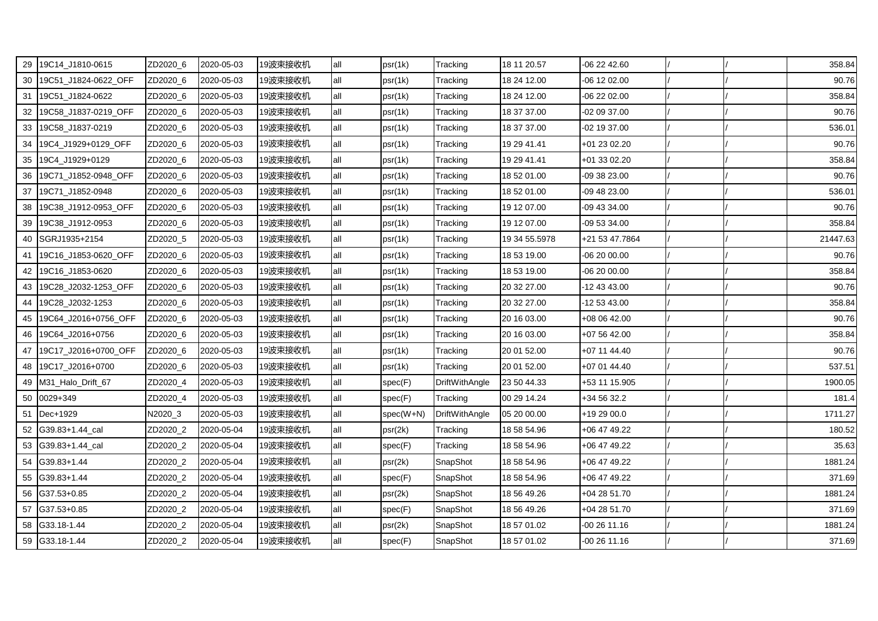| 29 | 19C14_J1810-0615 | ZD2020_6 | 2020-05-03 | 19波束接收机 | all | psr(1k) | Tracking | 18 11 20.57 | -06 22 42.60 | / | / | 358.84 |
|---|---|---|---|---|---|---|---|---|---|---|---|---|
| 30 | 19C51_J1824-0622_OFF | ZD2020_6 | 2020-05-03 | 19波束接收机 | all | psr(1k) | Tracking | 18 24 12.00 | -06 12 02.00 | / | / | 90.76 |
| 31 | 19C51_J1824-0622 | ZD2020_6 | 2020-05-03 | 19波束接收机 | all | psr(1k) | Tracking | 18 24 12.00 | -06 22 02.00 | / | / | 358.84 |
| 32 | 19C58_J1837-0219_OFF | ZD2020_6 | 2020-05-03 | 19波束接收机 | all | psr(1k) | Tracking | 18 37 37.00 | -02 09 37.00 | / | / | 90.76 |
| 33 | 19C58_J1837-0219 | ZD2020_6 | 2020-05-03 | 19波束接收机 | all | psr(1k) | Tracking | 18 37 37.00 | -02 19 37.00 | / | / | 536.01 |
| 34 | 19C4_J1929+0129_OFF | ZD2020_6 | 2020-05-03 | 19波束接收机 | all | psr(1k) | Tracking | 19 29 41.41 | +01 23 02.20 | / | / | 90.76 |
| 35 | 19C4_J1929+0129 | ZD2020_6 | 2020-05-03 | 19波束接收机 | all | psr(1k) | Tracking | 19 29 41.41 | +01 33 02.20 | / | / | 358.84 |
| 36 | 19C71_J1852-0948_OFF | ZD2020_6 | 2020-05-03 | 19波束接收机 | all | psr(1k) | Tracking | 18 52 01.00 | -09 38 23.00 | / | / | 90.76 |
| 37 | 19C71_J1852-0948 | ZD2020_6 | 2020-05-03 | 19波束接收机 | all | psr(1k) | Tracking | 18 52 01.00 | -09 48 23.00 | / | / | 536.01 |
| 38 | 19C38_J1912-0953_OFF | ZD2020_6 | 2020-05-03 | 19波束接收机 | all | psr(1k) | Tracking | 19 12 07.00 | -09 43 34.00 | / | / | 90.76 |
| 39 | 19C38_J1912-0953 | ZD2020_6 | 2020-05-03 | 19波束接收机 | all | psr(1k) | Tracking | 19 12 07.00 | -09 53 34.00 | / | / | 358.84 |
| 40 | SGRJ1935+2154 | ZD2020_5 | 2020-05-03 | 19波束接收机 | all | psr(1k) | Tracking | 19 34 55.5978 | +21 53 47.7864 | / | / | 21447.63 |
| 41 | 19C16_J1853-0620_OFF | ZD2020_6 | 2020-05-03 | 19波束接收机 | all | psr(1k) | Tracking | 18 53 19.00 | -06 20 00.00 | / | / | 90.76 |
| 42 | 19C16_J1853-0620 | ZD2020_6 | 2020-05-03 | 19波束接收机 | all | psr(1k) | Tracking | 18 53 19.00 | -06 20 00.00 | / | / | 358.84 |
| 43 | 19C28_J2032-1253_OFF | ZD2020_6 | 2020-05-03 | 19波束接收机 | all | psr(1k) | Tracking | 20 32 27.00 | -12 43 43.00 | / | / | 90.76 |
| 44 | 19C28_J2032-1253 | ZD2020_6 | 2020-05-03 | 19波束接收机 | all | psr(1k) | Tracking | 20 32 27.00 | -12 53 43.00 | / | / | 358.84 |
| 45 | 19C64_J2016+0756_OFF | ZD2020_6 | 2020-05-03 | 19波束接收机 | all | psr(1k) | Tracking | 20 16 03.00 | +08 06 42.00 | / | / | 90.76 |
| 46 | 19C64_J2016+0756 | ZD2020_6 | 2020-05-03 | 19波束接收机 | all | psr(1k) | Tracking | 20 16 03.00 | +07 56 42.00 | / | / | 358.84 |
| 47 | 19C17_J2016+0700_OFF | ZD2020_6 | 2020-05-03 | 19波束接收机 | all | psr(1k) | Tracking | 20 01 52.00 | +07 11 44.40 | / | / | 90.76 |
| 48 | 19C17_J2016+0700 | ZD2020_6 | 2020-05-03 | 19波束接收机 | all | psr(1k) | Tracking | 20 01 52.00 | +07 01 44.40 | / | / | 537.51 |
| 49 | M31_Halo_Drift_67 | ZD2020_4 | 2020-05-03 | 19波束接收机 | all | spec(F) | DriftWithAngle | 23 50 44.33 | +53 11 15.905 | / | / | 1900.05 |
| 50 | 0029+349 | ZD2020_4 | 2020-05-03 | 19波束接收机 | all | spec(F) | Tracking | 00 29 14.24 | +34 56 32.2 | / | / | 181.4 |
| 51 | Dec+1929 | N2020_3 | 2020-05-03 | 19波束接收机 | all | spec(W+N) | DriftWithAngle | 05 20 00.00 | +19 29 00.0 | / | / | 1711.27 |
| 52 | G39.83+1.44_cal | ZD2020_2 | 2020-05-04 | 19波束接收机 | all | psr(2k) | Tracking | 18 58 54.96 | +06 47 49.22 | / | / | 180.52 |
| 53 | G39.83+1.44_cal | ZD2020_2 | 2020-05-04 | 19波束接收机 | all | spec(F) | Tracking | 18 58 54.96 | +06 47 49.22 | / | / | 35.63 |
| 54 | G39.83+1.44 | ZD2020_2 | 2020-05-04 | 19波束接收机 | all | psr(2k) | SnapShot | 18 58 54.96 | +06 47 49.22 | / | / | 1881.24 |
| 55 | G39.83+1.44 | ZD2020_2 | 2020-05-04 | 19波束接收机 | all | spec(F) | SnapShot | 18 58 54.96 | +06 47 49.22 | / | / | 371.69 |
| 56 | G37.53+0.85 | ZD2020_2 | 2020-05-04 | 19波束接收机 | all | psr(2k) | SnapShot | 18 56 49.26 | +04 28 51.70 | / | / | 1881.24 |
| 57 | G37.53+0.85 | ZD2020_2 | 2020-05-04 | 19波束接收机 | all | spec(F) | SnapShot | 18 56 49.26 | +04 28 51.70 | / | / | 371.69 |
| 58 | G33.18-1.44 | ZD2020_2 | 2020-05-04 | 19波束接收机 | all | psr(2k) | SnapShot | 18 57 01.02 | -00 26 11.16 | / | / | 1881.24 |
| 59 | G33.18-1.44 | ZD2020_2 | 2020-05-04 | 19波束接收机 | all | spec(F) | SnapShot | 18 57 01.02 | -00 26 11.16 | / | / | 371.69 |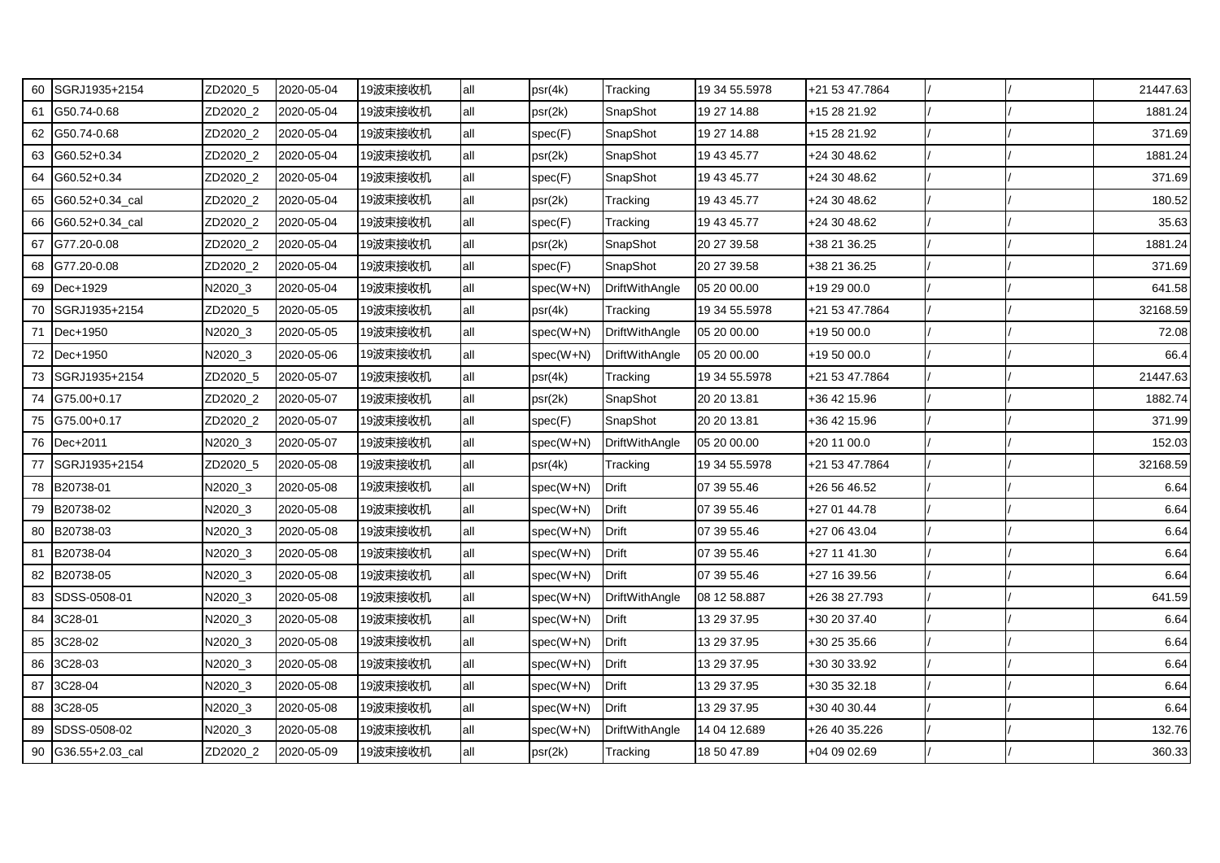| | | | | | | | | | | | | |
|---|---|---|---|---|---|---|---|---|---|---|---|---|
| 60 | SGRJ1935+2154 | ZD2020_5 | 2020-05-04 | 19波束接收机 | all | psr(4k) | Tracking | 19 34 55.5978 | +21 53 47.7864 | / | / | 21447.63 |
| 61 | G50.74-0.68 | ZD2020_2 | 2020-05-04 | 19波束接收机 | all | psr(2k) | SnapShot | 19 27 14.88 | +15 28 21.92 | / | / | 1881.24 |
| 62 | G50.74-0.68 | ZD2020_2 | 2020-05-04 | 19波束接收机 | all | spec(F) | SnapShot | 19 27 14.88 | +15 28 21.92 | / | / | 371.69 |
| 63 | G60.52+0.34 | ZD2020_2 | 2020-05-04 | 19波束接收机 | all | psr(2k) | SnapShot | 19 43 45.77 | +24 30 48.62 | / | / | 1881.24 |
| 64 | G60.52+0.34 | ZD2020_2 | 2020-05-04 | 19波束接收机 | all | spec(F) | SnapShot | 19 43 45.77 | +24 30 48.62 | / | / | 371.69 |
| 65 | G60.52+0.34_cal | ZD2020_2 | 2020-05-04 | 19波束接收机 | all | psr(2k) | Tracking | 19 43 45.77 | +24 30 48.62 | / | / | 180.52 |
| 66 | G60.52+0.34_cal | ZD2020_2 | 2020-05-04 | 19波束接收机 | all | spec(F) | Tracking | 19 43 45.77 | +24 30 48.62 | / | / | 35.63 |
| 67 | G77.20-0.08 | ZD2020_2 | 2020-05-04 | 19波束接收机 | all | psr(2k) | SnapShot | 20 27 39.58 | +38 21 36.25 | / | / | 1881.24 |
| 68 | G77.20-0.08 | ZD2020_2 | 2020-05-04 | 19波束接收机 | all | spec(F) | SnapShot | 20 27 39.58 | +38 21 36.25 | / | / | 371.69 |
| 69 | Dec+1929 | N2020_3 | 2020-05-04 | 19波束接收机 | all | spec(W+N) | DriftWithAngle | 05 20 00.00 | +19 29 00.0 | / | / | 641.58 |
| 70 | SGRJ1935+2154 | ZD2020_5 | 2020-05-05 | 19波束接收机 | all | psr(4k) | Tracking | 19 34 55.5978 | +21 53 47.7864 | / | / | 32168.59 |
| 71 | Dec+1950 | N2020_3 | 2020-05-05 | 19波束接收机 | all | spec(W+N) | DriftWithAngle | 05 20 00.00 | +19 50 00.0 | / | / | 72.08 |
| 72 | Dec+1950 | N2020_3 | 2020-05-06 | 19波束接收机 | all | spec(W+N) | DriftWithAngle | 05 20 00.00 | +19 50 00.0 | / | / | 66.4 |
| 73 | SGRJ1935+2154 | ZD2020_5 | 2020-05-07 | 19波束接收机 | all | psr(4k) | Tracking | 19 34 55.5978 | +21 53 47.7864 | / | / | 21447.63 |
| 74 | G75.00+0.17 | ZD2020_2 | 2020-05-07 | 19波束接收机 | all | psr(2k) | SnapShot | 20 20 13.81 | +36 42 15.96 | / | / | 1882.74 |
| 75 | G75.00+0.17 | ZD2020_2 | 2020-05-07 | 19波束接收机 | all | spec(F) | SnapShot | 20 20 13.81 | +36 42 15.96 | / | / | 371.99 |
| 76 | Dec+2011 | N2020_3 | 2020-05-07 | 19波束接收机 | all | spec(W+N) | DriftWithAngle | 05 20 00.00 | +20 11 00.0 | / | / | 152.03 |
| 77 | SGRJ1935+2154 | ZD2020_5 | 2020-05-08 | 19波束接收机 | all | psr(4k) | Tracking | 19 34 55.5978 | +21 53 47.7864 | / | / | 32168.59 |
| 78 | B20738-01 | N2020_3 | 2020-05-08 | 19波束接收机 | all | spec(W+N) | Drift | 07 39 55.46 | +26 56 46.52 | / | / | 6.64 |
| 79 | B20738-02 | N2020_3 | 2020-05-08 | 19波束接收机 | all | spec(W+N) | Drift | 07 39 55.46 | +27 01 44.78 | / | / | 6.64 |
| 80 | B20738-03 | N2020_3 | 2020-05-08 | 19波束接收机 | all | spec(W+N) | Drift | 07 39 55.46 | +27 06 43.04 | / | / | 6.64 |
| 81 | B20738-04 | N2020_3 | 2020-05-08 | 19波束接收机 | all | spec(W+N) | Drift | 07 39 55.46 | +27 11 41.30 | / | / | 6.64 |
| 82 | B20738-05 | N2020_3 | 2020-05-08 | 19波束接收机 | all | spec(W+N) | Drift | 07 39 55.46 | +27 16 39.56 | / | / | 6.64 |
| 83 | SDSS-0508-01 | N2020_3 | 2020-05-08 | 19波束接收机 | all | spec(W+N) | DriftWithAngle | 08 12 58.887 | +26 38 27.793 | / | / | 641.59 |
| 84 | 3C28-01 | N2020_3 | 2020-05-08 | 19波束接收机 | all | spec(W+N) | Drift | 13 29 37.95 | +30 20 37.40 | / | / | 6.64 |
| 85 | 3C28-02 | N2020_3 | 2020-05-08 | 19波束接收机 | all | spec(W+N) | Drift | 13 29 37.95 | +30 25 35.66 | / | / | 6.64 |
| 86 | 3C28-03 | N2020_3 | 2020-05-08 | 19波束接收机 | all | spec(W+N) | Drift | 13 29 37.95 | +30 30 33.92 | / | / | 6.64 |
| 87 | 3C28-04 | N2020_3 | 2020-05-08 | 19波束接收机 | all | spec(W+N) | Drift | 13 29 37.95 | +30 35 32.18 | / | / | 6.64 |
| 88 | 3C28-05 | N2020_3 | 2020-05-08 | 19波束接收机 | all | spec(W+N) | Drift | 13 29 37.95 | +30 40 30.44 | / | / | 6.64 |
| 89 | SDSS-0508-02 | N2020_3 | 2020-05-08 | 19波束接收机 | all | spec(W+N) | DriftWithAngle | 14 04 12.689 | +26 40 35.226 | / | / | 132.76 |
| 90 | G36.55+2.03_cal | ZD2020_2 | 2020-05-09 | 19波束接收机 | all | psr(2k) | Tracking | 18 50 47.89 | +04 09 02.69 | / | / | 360.33 |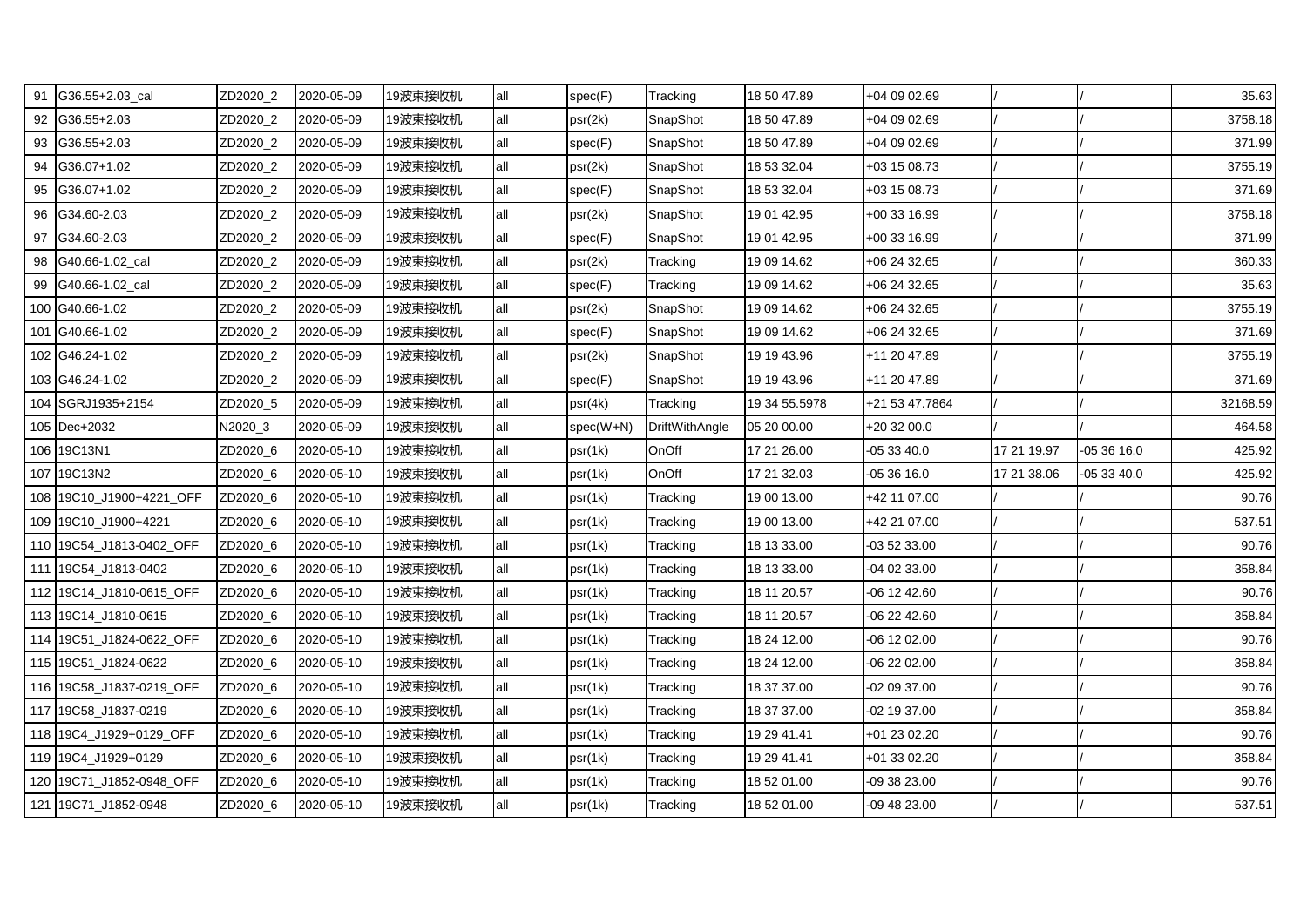| | | | | | | | | | | | | |
|---|---|---|---|---|---|---|---|---|---|---|---|---|
| 91 | G36.55+2.03_cal | ZD2020_2 | 2020-05-09 | 19波束接收机 | all | spec(F) | Tracking | 18 50 47.89 | +04 09 02.69 | / | / | 35.63 |
| 92 | G36.55+2.03 | ZD2020_2 | 2020-05-09 | 19波束接收机 | all | psr(2k) | SnapShot | 18 50 47.89 | +04 09 02.69 | / | / | 3758.18 |
| 93 | G36.55+2.03 | ZD2020_2 | 2020-05-09 | 19波束接收机 | all | spec(F) | SnapShot | 18 50 47.89 | +04 09 02.69 | / | / | 371.99 |
| 94 | G36.07+1.02 | ZD2020_2 | 2020-05-09 | 19波束接收机 | all | psr(2k) | SnapShot | 18 53 32.04 | +03 15 08.73 | / | / | 3755.19 |
| 95 | G36.07+1.02 | ZD2020_2 | 2020-05-09 | 19波束接收机 | all | spec(F) | SnapShot | 18 53 32.04 | +03 15 08.73 | / | / | 371.69 |
| 96 | G34.60-2.03 | ZD2020_2 | 2020-05-09 | 19波束接收机 | all | psr(2k) | SnapShot | 19 01 42.95 | +00 33 16.99 | / | / | 3758.18 |
| 97 | G34.60-2.03 | ZD2020_2 | 2020-05-09 | 19波束接收机 | all | spec(F) | SnapShot | 19 01 42.95 | +00 33 16.99 | / | / | 371.99 |
| 98 | G40.66-1.02_cal | ZD2020_2 | 2020-05-09 | 19波束接收机 | all | psr(2k) | Tracking | 19 09 14.62 | +06 24 32.65 | / | / | 360.33 |
| 99 | G40.66-1.02_cal | ZD2020_2 | 2020-05-09 | 19波束接收机 | all | spec(F) | Tracking | 19 09 14.62 | +06 24 32.65 | / | / | 35.63 |
| 100 | G40.66-1.02 | ZD2020_2 | 2020-05-09 | 19波束接收机 | all | psr(2k) | SnapShot | 19 09 14.62 | +06 24 32.65 | / | / | 3755.19 |
| 101 | G40.66-1.02 | ZD2020_2 | 2020-05-09 | 19波束接收机 | all | spec(F) | SnapShot | 19 09 14.62 | +06 24 32.65 | / | / | 371.69 |
| 102 | G46.24-1.02 | ZD2020_2 | 2020-05-09 | 19波束接收机 | all | psr(2k) | SnapShot | 19 19 43.96 | +11 20 47.89 | / | / | 3755.19 |
| 103 | G46.24-1.02 | ZD2020_2 | 2020-05-09 | 19波束接收机 | all | spec(F) | SnapShot | 19 19 43.96 | +11 20 47.89 | / | / | 371.69 |
| 104 | SGRJ1935+2154 | ZD2020_5 | 2020-05-09 | 19波束接收机 | all | psr(4k) | Tracking | 19 34 55.5978 | +21 53 47.7864 | / | / | 32168.59 |
| 105 | Dec+2032 | N2020_3 | 2020-05-09 | 19波束接收机 | all | spec(W+N) | DriftWithAngle | 05 20 00.00 | +20 32 00.0 | / | / | 464.58 |
| 106 | 19C13N1 | ZD2020_6 | 2020-05-10 | 19波束接收机 | all | psr(1k) | OnOff | 17 21 26.00 | -05 33 40.0 | 17 21 19.97 | -05 36 16.0 | 425.92 |
| 107 | 19C13N2 | ZD2020_6 | 2020-05-10 | 19波束接收机 | all | psr(1k) | OnOff | 17 21 32.03 | -05 36 16.0 | 17 21 38.06 | -05 33 40.0 | 425.92 |
| 108 | 19C10_J1900+4221_OFF | ZD2020_6 | 2020-05-10 | 19波束接收机 | all | psr(1k) | Tracking | 19 00 13.00 | +42 11 07.00 | / | / | 90.76 |
| 109 | 19C10_J1900+4221 | ZD2020_6 | 2020-05-10 | 19波束接收机 | all | psr(1k) | Tracking | 19 00 13.00 | +42 21 07.00 | / | / | 537.51 |
| 110 | 19C54_J1813-0402_OFF | ZD2020_6 | 2020-05-10 | 19波束接收机 | all | psr(1k) | Tracking | 18 13 33.00 | -03 52 33.00 | / | / | 90.76 |
| 111 | 19C54_J1813-0402 | ZD2020_6 | 2020-05-10 | 19波束接收机 | all | psr(1k) | Tracking | 18 13 33.00 | -04 02 33.00 | / | / | 358.84 |
| 112 | 19C14_J1810-0615_OFF | ZD2020_6 | 2020-05-10 | 19波束接收机 | all | psr(1k) | Tracking | 18 11 20.57 | -06 12 42.60 | / | / | 90.76 |
| 113 | 19C14_J1810-0615 | ZD2020_6 | 2020-05-10 | 19波束接收机 | all | psr(1k) | Tracking | 18 11 20.57 | -06 22 42.60 | / | / | 358.84 |
| 114 | 19C51_J1824-0622_OFF | ZD2020_6 | 2020-05-10 | 19波束接收机 | all | psr(1k) | Tracking | 18 24 12.00 | -06 12 02.00 | / | / | 90.76 |
| 115 | 19C51_J1824-0622 | ZD2020_6 | 2020-05-10 | 19波束接收机 | all | psr(1k) | Tracking | 18 24 12.00 | -06 22 02.00 | / | / | 358.84 |
| 116 | 19C58_J1837-0219_OFF | ZD2020_6 | 2020-05-10 | 19波束接收机 | all | psr(1k) | Tracking | 18 37 37.00 | -02 09 37.00 | / | / | 90.76 |
| 117 | 19C58_J1837-0219 | ZD2020_6 | 2020-05-10 | 19波束接收机 | all | psr(1k) | Tracking | 18 37 37.00 | -02 19 37.00 | / | / | 358.84 |
| 118 | 19C4_J1929+0129_OFF | ZD2020_6 | 2020-05-10 | 19波束接收机 | all | psr(1k) | Tracking | 19 29 41.41 | +01 23 02.20 | / | / | 90.76 |
| 119 | 19C4_J1929+0129 | ZD2020_6 | 2020-05-10 | 19波束接收机 | all | psr(1k) | Tracking | 19 29 41.41 | +01 33 02.20 | / | / | 358.84 |
| 120 | 19C71_J1852-0948_OFF | ZD2020_6 | 2020-05-10 | 19波束接收机 | all | psr(1k) | Tracking | 18 52 01.00 | -09 38 23.00 | / | / | 90.76 |
| 121 | 19C71_J1852-0948 | ZD2020_6 | 2020-05-10 | 19波束接收机 | all | psr(1k) | Tracking | 18 52 01.00 | -09 48 23.00 | / | / | 537.51 |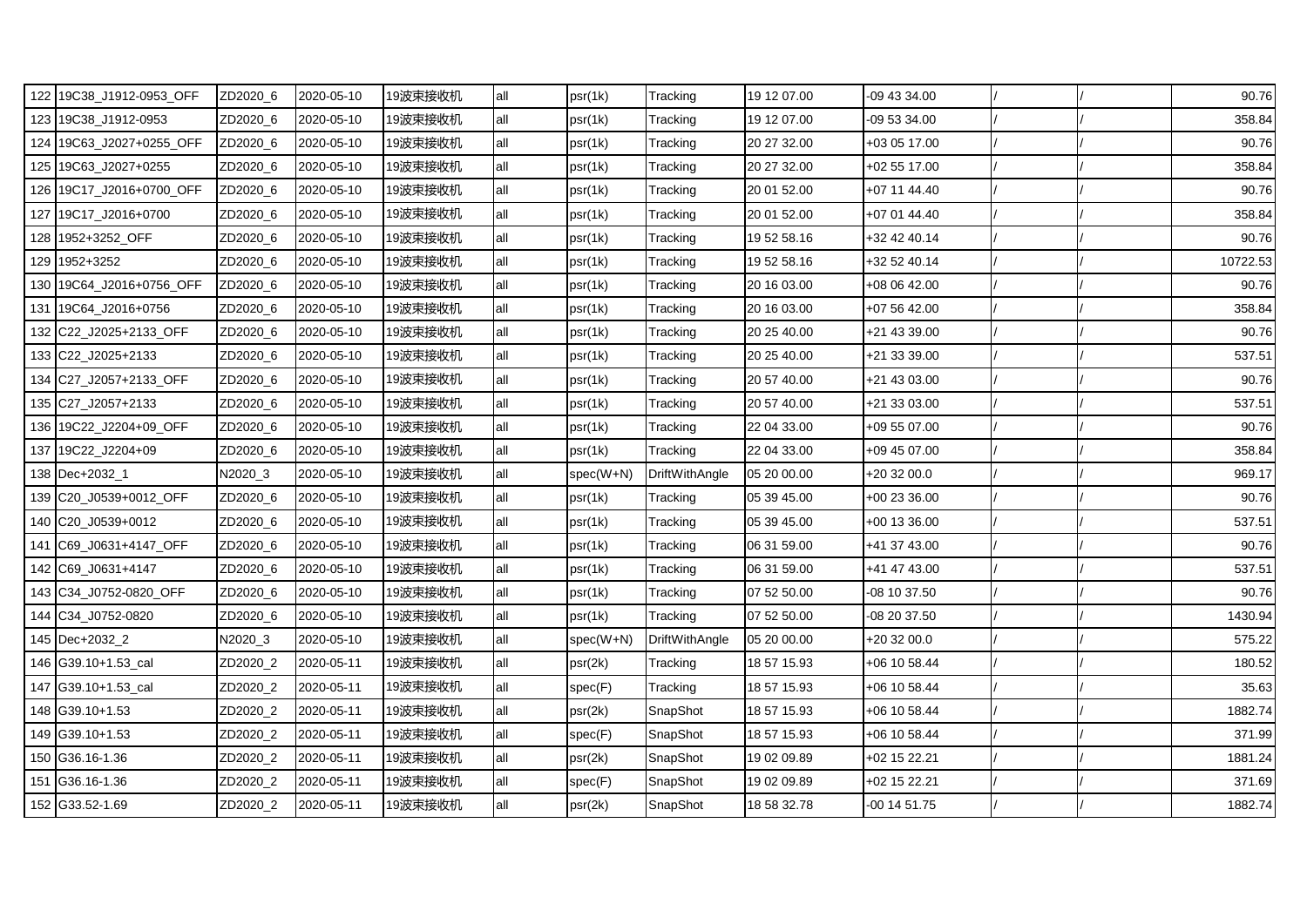| | | | | | | | | | | | | |
|---|---|---|---|---|---|---|---|---|---|---|---|---|
| 122 | 19C38_J1912-0953_OFF | ZD2020_6 | 2020-05-10 | 19波束接收机 | all | psr(1k) | Tracking | 19 12 07.00 | -09 43 34.00 | / | / | 90.76 |
| 123 | 19C38_J1912-0953 | ZD2020_6 | 2020-05-10 | 19波束接收机 | all | psr(1k) | Tracking | 19 12 07.00 | -09 53 34.00 | / | / | 358.84 |
| 124 | 19C63_J2027+0255_OFF | ZD2020_6 | 2020-05-10 | 19波束接收机 | all | psr(1k) | Tracking | 20 27 32.00 | +03 05 17.00 | / | / | 90.76 |
| 125 | 19C63_J2027+0255 | ZD2020_6 | 2020-05-10 | 19波束接收机 | all | psr(1k) | Tracking | 20 27 32.00 | +02 55 17.00 | / | / | 358.84 |
| 126 | 19C17_J2016+0700_OFF | ZD2020_6 | 2020-05-10 | 19波束接收机 | all | psr(1k) | Tracking | 20 01 52.00 | +07 11 44.40 | / | / | 90.76 |
| 127 | 19C17_J2016+0700 | ZD2020_6 | 2020-05-10 | 19波束接收机 | all | psr(1k) | Tracking | 20 01 52.00 | +07 01 44.40 | / | / | 358.84 |
| 128 | 1952+3252_OFF | ZD2020_6 | 2020-05-10 | 19波束接收机 | all | psr(1k) | Tracking | 19 52 58.16 | +32 42 40.14 | / | / | 90.76 |
| 129 | 1952+3252 | ZD2020_6 | 2020-05-10 | 19波束接收机 | all | psr(1k) | Tracking | 19 52 58.16 | +32 52 40.14 | / | / | 10722.53 |
| 130 | 19C64_J2016+0756_OFF | ZD2020_6 | 2020-05-10 | 19波束接收机 | all | psr(1k) | Tracking | 20 16 03.00 | +08 06 42.00 | / | / | 90.76 |
| 131 | 19C64_J2016+0756 | ZD2020_6 | 2020-05-10 | 19波束接收机 | all | psr(1k) | Tracking | 20 16 03.00 | +07 56 42.00 | / | / | 358.84 |
| 132 | C22_J2025+2133_OFF | ZD2020_6 | 2020-05-10 | 19波束接收机 | all | psr(1k) | Tracking | 20 25 40.00 | +21 43 39.00 | / | / | 90.76 |
| 133 | C22_J2025+2133 | ZD2020_6 | 2020-05-10 | 19波束接收机 | all | psr(1k) | Tracking | 20 25 40.00 | +21 33 39.00 | / | / | 537.51 |
| 134 | C27_J2057+2133_OFF | ZD2020_6 | 2020-05-10 | 19波束接收机 | all | psr(1k) | Tracking | 20 57 40.00 | +21 43 03.00 | / | / | 90.76 |
| 135 | C27_J2057+2133 | ZD2020_6 | 2020-05-10 | 19波束接收机 | all | psr(1k) | Tracking | 20 57 40.00 | +21 33 03.00 | / | / | 537.51 |
| 136 | 19C22_J2204+09_OFF | ZD2020_6 | 2020-05-10 | 19波束接收机 | all | psr(1k) | Tracking | 22 04 33.00 | +09 55 07.00 | / | / | 90.76 |
| 137 | 19C22_J2204+09 | ZD2020_6 | 2020-05-10 | 19波束接收机 | all | psr(1k) | Tracking | 22 04 33.00 | +09 45 07.00 | / | / | 358.84 |
| 138 | Dec+2032_1 | N2020_3 | 2020-05-10 | 19波束接收机 | all | spec(W+N) | DriftWithAngle | 05 20 00.00 | +20 32 00.0 | / | / | 969.17 |
| 139 | C20_J0539+0012_OFF | ZD2020_6 | 2020-05-10 | 19波束接收机 | all | psr(1k) | Tracking | 05 39 45.00 | +00 23 36.00 | / | / | 90.76 |
| 140 | C20_J0539+0012 | ZD2020_6 | 2020-05-10 | 19波束接收机 | all | psr(1k) | Tracking | 05 39 45.00 | +00 13 36.00 | / | / | 537.51 |
| 141 | C69_J0631+4147_OFF | ZD2020_6 | 2020-05-10 | 19波束接收机 | all | psr(1k) | Tracking | 06 31 59.00 | +41 37 43.00 | / | / | 90.76 |
| 142 | C69_J0631+4147 | ZD2020_6 | 2020-05-10 | 19波束接收机 | all | psr(1k) | Tracking | 06 31 59.00 | +41 47 43.00 | / | / | 537.51 |
| 143 | C34_J0752-0820_OFF | ZD2020_6 | 2020-05-10 | 19波束接收机 | all | psr(1k) | Tracking | 07 52 50.00 | -08 10 37.50 | / | / | 90.76 |
| 144 | C34_J0752-0820 | ZD2020_6 | 2020-05-10 | 19波束接收机 | all | psr(1k) | Tracking | 07 52 50.00 | -08 20 37.50 | / | / | 1430.94 |
| 145 | Dec+2032_2 | N2020_3 | 2020-05-10 | 19波束接收机 | all | spec(W+N) | DriftWithAngle | 05 20 00.00 | +20 32 00.0 | / | / | 575.22 |
| 146 | G39.10+1.53_cal | ZD2020_2 | 2020-05-11 | 19波束接收机 | all | psr(2k) | Tracking | 18 57 15.93 | +06 10 58.44 | / | / | 180.52 |
| 147 | G39.10+1.53_cal | ZD2020_2 | 2020-05-11 | 19波束接收机 | all | spec(F) | Tracking | 18 57 15.93 | +06 10 58.44 | / | / | 35.63 |
| 148 | G39.10+1.53 | ZD2020_2 | 2020-05-11 | 19波束接收机 | all | psr(2k) | SnapShot | 18 57 15.93 | +06 10 58.44 | / | / | 1882.74 |
| 149 | G39.10+1.53 | ZD2020_2 | 2020-05-11 | 19波束接收机 | all | spec(F) | SnapShot | 18 57 15.93 | +06 10 58.44 | / | / | 371.99 |
| 150 | G36.16-1.36 | ZD2020_2 | 2020-05-11 | 19波束接收机 | all | psr(2k) | SnapShot | 19 02 09.89 | +02 15 22.21 | / | / | 1881.24 |
| 151 | G36.16-1.36 | ZD2020_2 | 2020-05-11 | 19波束接收机 | all | spec(F) | SnapShot | 19 02 09.89 | +02 15 22.21 | / | / | 371.69 |
| 152 | G33.52-1.69 | ZD2020_2 | 2020-05-11 | 19波束接收机 | all | psr(2k) | SnapShot | 18 58 32.78 | -00 14 51.75 | / | / | 1882.74 |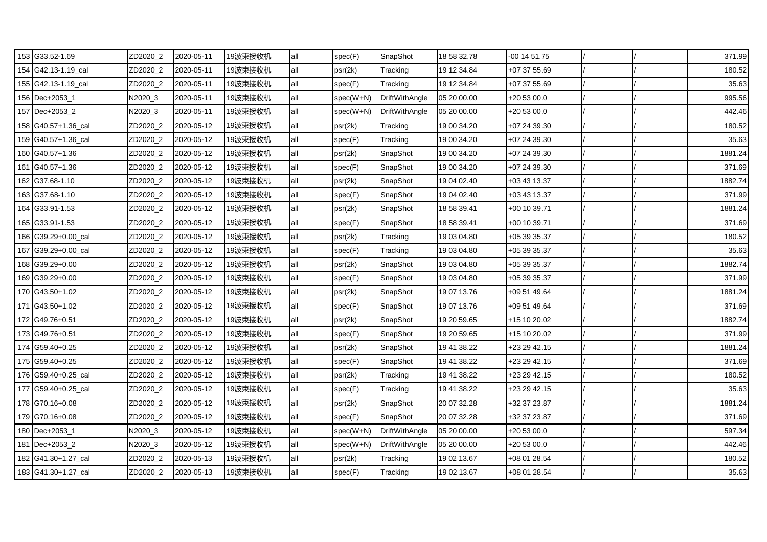| 153 | G33.52-1.69 | ZD2020_2 | 2020-05-11 | 19波束接收机 | all | spec(F) | SnapShot | 18 58 32.78 | -00 14 51.75 | / | / | 371.99 |
|---|---|---|---|---|---|---|---|---|---|---|---|---|
| 154 | G42.13-1.19_cal | ZD2020_2 | 2020-05-11 | 19波束接收机 | all | psr(2k) | Tracking | 19 12 34.84 | +07 37 55.69 | / | / | 180.52 |
| 155 | G42.13-1.19_cal | ZD2020_2 | 2020-05-11 | 19波束接收机 | all | spec(F) | Tracking | 19 12 34.84 | +07 37 55.69 | / | / | 35.63 |
| 156 | Dec+2053_1 | N2020_3 | 2020-05-11 | 19波束接收机 | all | spec(W+N) | DriftWithAngle | 05 20 00.00 | +20 53 00.0 | / | / | 995.56 |
| 157 | Dec+2053_2 | N2020_3 | 2020-05-11 | 19波束接收机 | all | spec(W+N) | DriftWithAngle | 05 20 00.00 | +20 53 00.0 | / | / | 442.46 |
| 158 | G40.57+1.36_cal | ZD2020_2 | 2020-05-12 | 19波束接收机 | all | psr(2k) | Tracking | 19 00 34.20 | +07 24 39.30 | / | / | 180.52 |
| 159 | G40.57+1.36_cal | ZD2020_2 | 2020-05-12 | 19波束接收机 | all | spec(F) | Tracking | 19 00 34.20 | +07 24 39.30 | / | / | 35.63 |
| 160 | G40.57+1.36 | ZD2020_2 | 2020-05-12 | 19波束接收机 | all | psr(2k) | SnapShot | 19 00 34.20 | +07 24 39.30 | / | / | 1881.24 |
| 161 | G40.57+1.36 | ZD2020_2 | 2020-05-12 | 19波束接收机 | all | spec(F) | SnapShot | 19 00 34.20 | +07 24 39.30 | / | / | 371.69 |
| 162 | G37.68-1.10 | ZD2020_2 | 2020-05-12 | 19波束接收机 | all | psr(2k) | SnapShot | 19 04 02.40 | +03 43 13.37 | / | / | 1882.74 |
| 163 | G37.68-1.10 | ZD2020_2 | 2020-05-12 | 19波束接收机 | all | spec(F) | SnapShot | 19 04 02.40 | +03 43 13.37 | / | / | 371.99 |
| 164 | G33.91-1.53 | ZD2020_2 | 2020-05-12 | 19波束接收机 | all | psr(2k) | SnapShot | 18 58 39.41 | +00 10 39.71 | / | / | 1881.24 |
| 165 | G33.91-1.53 | ZD2020_2 | 2020-05-12 | 19波束接收机 | all | spec(F) | SnapShot | 18 58 39.41 | +00 10 39.71 | / | / | 371.69 |
| 166 | G39.29+0.00_cal | ZD2020_2 | 2020-05-12 | 19波束接收机 | all | psr(2k) | Tracking | 19 03 04.80 | +05 39 35.37 | / | / | 180.52 |
| 167 | G39.29+0.00_cal | ZD2020_2 | 2020-05-12 | 19波束接收机 | all | spec(F) | Tracking | 19 03 04.80 | +05 39 35.37 | / | / | 35.63 |
| 168 | G39.29+0.00 | ZD2020_2 | 2020-05-12 | 19波束接收机 | all | psr(2k) | SnapShot | 19 03 04.80 | +05 39 35.37 | / | / | 1882.74 |
| 169 | G39.29+0.00 | ZD2020_2 | 2020-05-12 | 19波束接收机 | all | spec(F) | SnapShot | 19 03 04.80 | +05 39 35.37 | / | / | 371.99 |
| 170 | G43.50+1.02 | ZD2020_2 | 2020-05-12 | 19波束接收机 | all | psr(2k) | SnapShot | 19 07 13.76 | +09 51 49.64 | / | / | 1881.24 |
| 171 | G43.50+1.02 | ZD2020_2 | 2020-05-12 | 19波束接收机 | all | spec(F) | SnapShot | 19 07 13.76 | +09 51 49.64 | / | / | 371.69 |
| 172 | G49.76+0.51 | ZD2020_2 | 2020-05-12 | 19波束接收机 | all | psr(2k) | SnapShot | 19 20 59.65 | +15 10 20.02 | / | / | 1882.74 |
| 173 | G49.76+0.51 | ZD2020_2 | 2020-05-12 | 19波束接收机 | all | spec(F) | SnapShot | 19 20 59.65 | +15 10 20.02 | / | / | 371.99 |
| 174 | G59.40+0.25 | ZD2020_2 | 2020-05-12 | 19波束接收机 | all | psr(2k) | SnapShot | 19 41 38.22 | +23 29 42.15 | / | / | 1881.24 |
| 175 | G59.40+0.25 | ZD2020_2 | 2020-05-12 | 19波束接收机 | all | spec(F) | SnapShot | 19 41 38.22 | +23 29 42.15 | / | / | 371.69 |
| 176 | G59.40+0.25_cal | ZD2020_2 | 2020-05-12 | 19波束接收机 | all | psr(2k) | Tracking | 19 41 38.22 | +23 29 42.15 | / | / | 180.52 |
| 177 | G59.40+0.25_cal | ZD2020_2 | 2020-05-12 | 19波束接收机 | all | spec(F) | Tracking | 19 41 38.22 | +23 29 42.15 | / | / | 35.63 |
| 178 | G70.16+0.08 | ZD2020_2 | 2020-05-12 | 19波束接收机 | all | psr(2k) | SnapShot | 20 07 32.28 | +32 37 23.87 | / | / | 1881.24 |
| 179 | G70.16+0.08 | ZD2020_2 | 2020-05-12 | 19波束接收机 | all | spec(F) | SnapShot | 20 07 32.28 | +32 37 23.87 | / | / | 371.69 |
| 180 | Dec+2053_1 | N2020_3 | 2020-05-12 | 19波束接收机 | all | spec(W+N) | DriftWithAngle | 05 20 00.00 | +20 53 00.0 | / | / | 597.34 |
| 181 | Dec+2053_2 | N2020_3 | 2020-05-12 | 19波束接收机 | all | spec(W+N) | DriftWithAngle | 05 20 00.00 | +20 53 00.0 | / | / | 442.46 |
| 182 | G41.30+1.27_cal | ZD2020_2 | 2020-05-13 | 19波束接收机 | all | psr(2k) | Tracking | 19 02 13.67 | +08 01 28.54 | / | / | 180.52 |
| 183 | G41.30+1.27_cal | ZD2020_2 | 2020-05-13 | 19波束接收机 | all | spec(F) | Tracking | 19 02 13.67 | +08 01 28.54 | / | / | 35.63 |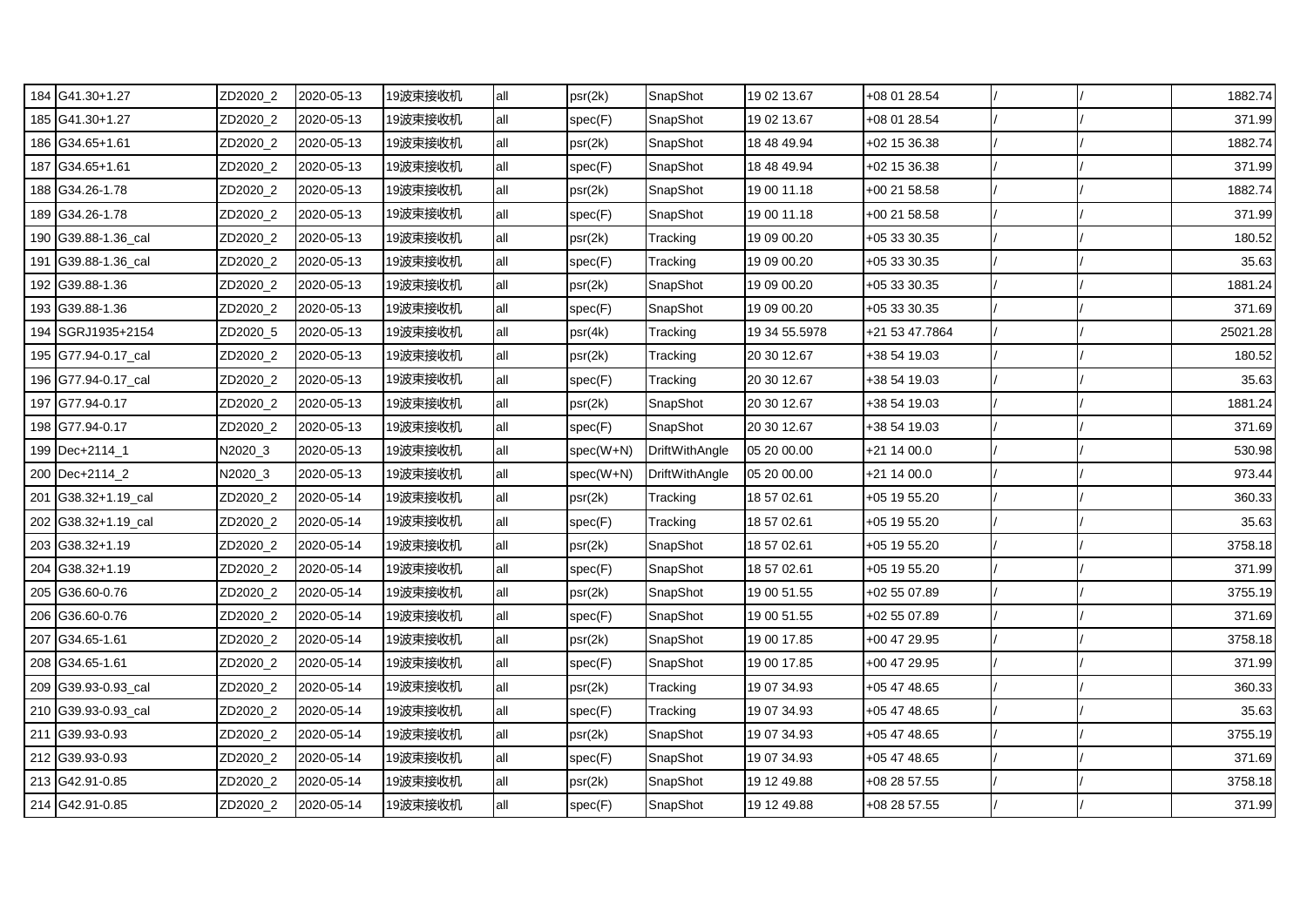| | | | | | | | | | | | | |
|---|---|---|---|---|---|---|---|---|---|---|---|---|
| 184 | G41.30+1.27 | ZD2020_2 | 2020-05-13 | 19波束接收机 | all | psr(2k) | SnapShot | 19 02 13.67 | +08 01 28.54 | / | / | 1882.74 |
| 185 | G41.30+1.27 | ZD2020_2 | 2020-05-13 | 19波束接收机 | all | spec(F) | SnapShot | 19 02 13.67 | +08 01 28.54 | / | / | 371.99 |
| 186 | G34.65+1.61 | ZD2020_2 | 2020-05-13 | 19波束接收机 | all | psr(2k) | SnapShot | 18 48 49.94 | +02 15 36.38 | / | / | 1882.74 |
| 187 | G34.65+1.61 | ZD2020_2 | 2020-05-13 | 19波束接收机 | all | spec(F) | SnapShot | 18 48 49.94 | +02 15 36.38 | / | / | 371.99 |
| 188 | G34.26-1.78 | ZD2020_2 | 2020-05-13 | 19波束接收机 | all | psr(2k) | SnapShot | 19 00 11.18 | +00 21 58.58 | / | / | 1882.74 |
| 189 | G34.26-1.78 | ZD2020_2 | 2020-05-13 | 19波束接收机 | all | spec(F) | SnapShot | 19 00 11.18 | +00 21 58.58 | / | / | 371.99 |
| 190 | G39.88-1.36_cal | ZD2020_2 | 2020-05-13 | 19波束接收机 | all | psr(2k) | Tracking | 19 09 00.20 | +05 33 30.35 | / | / | 180.52 |
| 191 | G39.88-1.36_cal | ZD2020_2 | 2020-05-13 | 19波束接收机 | all | spec(F) | Tracking | 19 09 00.20 | +05 33 30.35 | / | / | 35.63 |
| 192 | G39.88-1.36 | ZD2020_2 | 2020-05-13 | 19波束接收机 | all | psr(2k) | SnapShot | 19 09 00.20 | +05 33 30.35 | / | / | 1881.24 |
| 193 | G39.88-1.36 | ZD2020_2 | 2020-05-13 | 19波束接收机 | all | spec(F) | SnapShot | 19 09 00.20 | +05 33 30.35 | / | / | 371.69 |
| 194 | SGRJ1935+2154 | ZD2020_5 | 2020-05-13 | 19波束接收机 | all | psr(4k) | Tracking | 19 34 55.5978 | +21 53 47.7864 | / | / | 25021.28 |
| 195 | G77.94-0.17_cal | ZD2020_2 | 2020-05-13 | 19波束接收机 | all | psr(2k) | Tracking | 20 30 12.67 | +38 54 19.03 | / | / | 180.52 |
| 196 | G77.94-0.17_cal | ZD2020_2 | 2020-05-13 | 19波束接收机 | all | spec(F) | Tracking | 20 30 12.67 | +38 54 19.03 | / | / | 35.63 |
| 197 | G77.94-0.17 | ZD2020_2 | 2020-05-13 | 19波束接收机 | all | psr(2k) | SnapShot | 20 30 12.67 | +38 54 19.03 | / | / | 1881.24 |
| 198 | G77.94-0.17 | ZD2020_2 | 2020-05-13 | 19波束接收机 | all | spec(F) | SnapShot | 20 30 12.67 | +38 54 19.03 | / | / | 371.69 |
| 199 | Dec+2114_1 | N2020_3 | 2020-05-13 | 19波束接收机 | all | spec(W+N) | DriftWithAngle | 05 20 00.00 | +21 14 00.0 | / | / | 530.98 |
| 200 | Dec+2114_2 | N2020_3 | 2020-05-13 | 19波束接收机 | all | spec(W+N) | DriftWithAngle | 05 20 00.00 | +21 14 00.0 | / | / | 973.44 |
| 201 | G38.32+1.19_cal | ZD2020_2 | 2020-05-14 | 19波束接收机 | all | psr(2k) | Tracking | 18 57 02.61 | +05 19 55.20 | / | / | 360.33 |
| 202 | G38.32+1.19_cal | ZD2020_2 | 2020-05-14 | 19波束接收机 | all | spec(F) | Tracking | 18 57 02.61 | +05 19 55.20 | / | / | 35.63 |
| 203 | G38.32+1.19 | ZD2020_2 | 2020-05-14 | 19波束接收机 | all | psr(2k) | SnapShot | 18 57 02.61 | +05 19 55.20 | / | / | 3758.18 |
| 204 | G38.32+1.19 | ZD2020_2 | 2020-05-14 | 19波束接收机 | all | spec(F) | SnapShot | 18 57 02.61 | +05 19 55.20 | / | / | 371.99 |
| 205 | G36.60-0.76 | ZD2020_2 | 2020-05-14 | 19波束接收机 | all | psr(2k) | SnapShot | 19 00 51.55 | +02 55 07.89 | / | / | 3755.19 |
| 206 | G36.60-0.76 | ZD2020_2 | 2020-05-14 | 19波束接收机 | all | spec(F) | SnapShot | 19 00 51.55 | +02 55 07.89 | / | / | 371.69 |
| 207 | G34.65-1.61 | ZD2020_2 | 2020-05-14 | 19波束接收机 | all | psr(2k) | SnapShot | 19 00 17.85 | +00 47 29.95 | / | / | 3758.18 |
| 208 | G34.65-1.61 | ZD2020_2 | 2020-05-14 | 19波束接收机 | all | spec(F) | SnapShot | 19 00 17.85 | +00 47 29.95 | / | / | 371.99 |
| 209 | G39.93-0.93_cal | ZD2020_2 | 2020-05-14 | 19波束接收机 | all | psr(2k) | Tracking | 19 07 34.93 | +05 47 48.65 | / | / | 360.33 |
| 210 | G39.93-0.93_cal | ZD2020_2 | 2020-05-14 | 19波束接收机 | all | spec(F) | Tracking | 19 07 34.93 | +05 47 48.65 | / | / | 35.63 |
| 211 | G39.93-0.93 | ZD2020_2 | 2020-05-14 | 19波束接收机 | all | psr(2k) | SnapShot | 19 07 34.93 | +05 47 48.65 | / | / | 3755.19 |
| 212 | G39.93-0.93 | ZD2020_2 | 2020-05-14 | 19波束接收机 | all | spec(F) | SnapShot | 19 07 34.93 | +05 47 48.65 | / | / | 371.69 |
| 213 | G42.91-0.85 | ZD2020_2 | 2020-05-14 | 19波束接收机 | all | psr(2k) | SnapShot | 19 12 49.88 | +08 28 57.55 | / | / | 3758.18 |
| 214 | G42.91-0.85 | ZD2020_2 | 2020-05-14 | 19波束接收机 | all | spec(F) | SnapShot | 19 12 49.88 | +08 28 57.55 | / | / | 371.99 |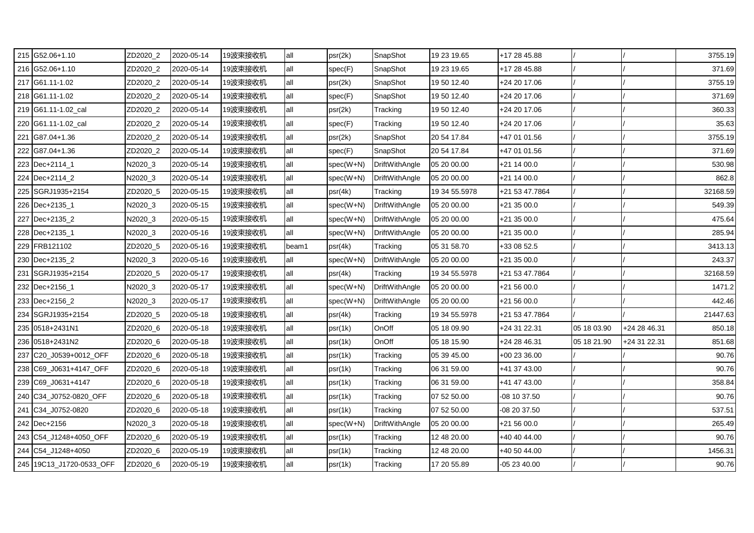| | | | | | | | | | | | | |
|---|---|---|---|---|---|---|---|---|---|---|---|---|
| 215 | G52.06+1.10 | ZD2020_2 | 2020-05-14 | 19波束接收机 | all | psr(2k) | SnapShot | 19 23 19.65 | +17 28 45.88 | / | / | 3755.19 |
| 216 | G52.06+1.10 | ZD2020_2 | 2020-05-14 | 19波束接收机 | all | spec(F) | SnapShot | 19 23 19.65 | +17 28 45.88 | / | / | 371.69 |
| 217 | G61.11-1.02 | ZD2020_2 | 2020-05-14 | 19波束接收机 | all | psr(2k) | SnapShot | 19 50 12.40 | +24 20 17.06 | / | / | 3755.19 |
| 218 | G61.11-1.02 | ZD2020_2 | 2020-05-14 | 19波束接收机 | all | spec(F) | SnapShot | 19 50 12.40 | +24 20 17.06 | / | / | 371.69 |
| 219 | G61.11-1.02_cal | ZD2020_2 | 2020-05-14 | 19波束接收机 | all | psr(2k) | Tracking | 19 50 12.40 | +24 20 17.06 | / | / | 360.33 |
| 220 | G61.11-1.02_cal | ZD2020_2 | 2020-05-14 | 19波束接收机 | all | spec(F) | Tracking | 19 50 12.40 | +24 20 17.06 | / | / | 35.63 |
| 221 | G87.04+1.36 | ZD2020_2 | 2020-05-14 | 19波束接收机 | all | psr(2k) | SnapShot | 20 54 17.84 | +47 01 01.56 | / | / | 3755.19 |
| 222 | G87.04+1.36 | ZD2020_2 | 2020-05-14 | 19波束接收机 | all | spec(F) | SnapShot | 20 54 17.84 | +47 01 01.56 | / | / | 371.69 |
| 223 | Dec+2114_1 | N2020_3 | 2020-05-14 | 19波束接收机 | all | spec(W+N) | DriftWithAngle | 05 20 00.00 | +21 14 00.0 | / | / | 530.98 |
| 224 | Dec+2114_2 | N2020_3 | 2020-05-14 | 19波束接收机 | all | spec(W+N) | DriftWithAngle | 05 20 00.00 | +21 14 00.0 | / | / | 862.8 |
| 225 | SGRJ1935+2154 | ZD2020_5 | 2020-05-15 | 19波束接收机 | all | psr(4k) | Tracking | 19 34 55.5978 | +21 53 47.7864 | / | / | 32168.59 |
| 226 | Dec+2135_1 | N2020_3 | 2020-05-15 | 19波束接收机 | all | spec(W+N) | DriftWithAngle | 05 20 00.00 | +21 35 00.0 | / | / | 549.39 |
| 227 | Dec+2135_2 | N2020_3 | 2020-05-15 | 19波束接收机 | all | spec(W+N) | DriftWithAngle | 05 20 00.00 | +21 35 00.0 | / | / | 475.64 |
| 228 | Dec+2135_1 | N2020_3 | 2020-05-16 | 19波束接收机 | all | spec(W+N) | DriftWithAngle | 05 20 00.00 | +21 35 00.0 | / | / | 285.94 |
| 229 | FRB121102 | ZD2020_5 | 2020-05-16 | 19波束接收机 | beam1 | psr(4k) | Tracking | 05 31 58.70 | +33 08 52.5 | / | / | 3413.13 |
| 230 | Dec+2135_2 | N2020_3 | 2020-05-16 | 19波束接收机 | all | spec(W+N) | DriftWithAngle | 05 20 00.00 | +21 35 00.0 | / | / | 243.37 |
| 231 | SGRJ1935+2154 | ZD2020_5 | 2020-05-17 | 19波束接收机 | all | psr(4k) | Tracking | 19 34 55.5978 | +21 53 47.7864 | / | / | 32168.59 |
| 232 | Dec+2156_1 | N2020_3 | 2020-05-17 | 19波束接收机 | all | spec(W+N) | DriftWithAngle | 05 20 00.00 | +21 56 00.0 | / | / | 1471.2 |
| 233 | Dec+2156_2 | N2020_3 | 2020-05-17 | 19波束接收机 | all | spec(W+N) | DriftWithAngle | 05 20 00.00 | +21 56 00.0 | / | / | 442.46 |
| 234 | SGRJ1935+2154 | ZD2020_5 | 2020-05-18 | 19波束接收机 | all | psr(4k) | Tracking | 19 34 55.5978 | +21 53 47.7864 | / | / | 21447.63 |
| 235 | 0518+2431N1 | ZD2020_6 | 2020-05-18 | 19波束接收机 | all | psr(1k) | OnOff | 05 18 09.90 | +24 31 22.31 | 05 18 03.90 | +24 28 46.31 | 850.18 |
| 236 | 0518+2431N2 | ZD2020_6 | 2020-05-18 | 19波束接收机 | all | psr(1k) | OnOff | 05 18 15.90 | +24 28 46.31 | 05 18 21.90 | +24 31 22.31 | 851.68 |
| 237 | C20_J0539+0012_OFF | ZD2020_6 | 2020-05-18 | 19波束接收机 | all | psr(1k) | Tracking | 05 39 45.00 | +00 23 36.00 | / | / | 90.76 |
| 238 | C69_J0631+4147_OFF | ZD2020_6 | 2020-05-18 | 19波束接收机 | all | psr(1k) | Tracking | 06 31 59.00 | +41 37 43.00 | / | / | 90.76 |
| 239 | C69_J0631+4147 | ZD2020_6 | 2020-05-18 | 19波束接收机 | all | psr(1k) | Tracking | 06 31 59.00 | +41 47 43.00 | / | / | 358.84 |
| 240 | C34_J0752-0820_OFF | ZD2020_6 | 2020-05-18 | 19波束接收机 | all | psr(1k) | Tracking | 07 52 50.00 | -08 10 37.50 | / | / | 90.76 |
| 241 | C34_J0752-0820 | ZD2020_6 | 2020-05-18 | 19波束接收机 | all | psr(1k) | Tracking | 07 52 50.00 | -08 20 37.50 | / | / | 537.51 |
| 242 | Dec+2156 | N2020_3 | 2020-05-18 | 19波束接收机 | all | spec(W+N) | DriftWithAngle | 05 20 00.00 | +21 56 00.0 | / | / | 265.49 |
| 243 | C54_J1248+4050_OFF | ZD2020_6 | 2020-05-19 | 19波束接收机 | all | psr(1k) | Tracking | 12 48 20.00 | +40 40 44.00 | / | / | 90.76 |
| 244 | C54_J1248+4050 | ZD2020_6 | 2020-05-19 | 19波束接收机 | all | psr(1k) | Tracking | 12 48 20.00 | +40 50 44.00 | / | / | 1456.31 |
| 245 | 19C13_J1720-0533_OFF | ZD2020_6 | 2020-05-19 | 19波束接收机 | all | psr(1k) | Tracking | 17 20 55.89 | -05 23 40.00 | / | / | 90.76 |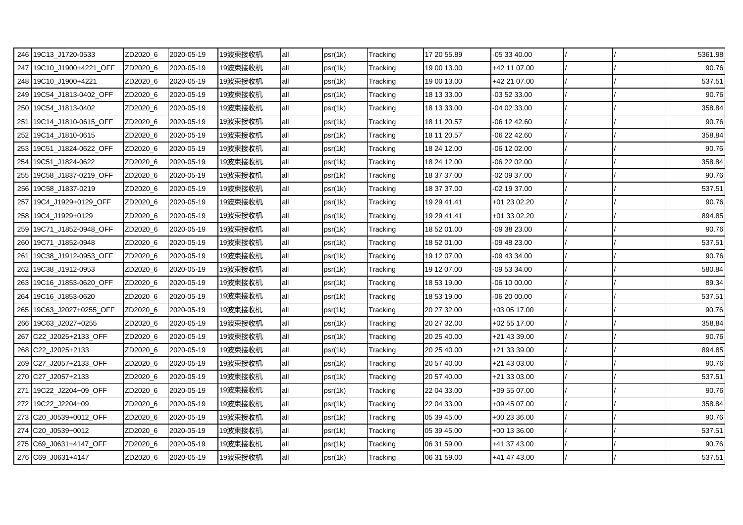| 246 | 19C13_J1720-0533 | ZD2020_6 | 2020-05-19 | 19波束接收机 | all | psr(1k) | Tracking | 17 20 55.89 | -05 33 40.00 | / | / | 5361.98 |
|---|---|---|---|---|---|---|---|---|---|---|---|---|
| 247 | 19C10_J1900+4221_OFF | ZD2020_6 | 2020-05-19 | 19波束接收机 | all | psr(1k) | Tracking | 19 00 13.00 | +42 11 07.00 | / | / | 90.76 |
| 248 | 19C10_J1900+4221 | ZD2020_6 | 2020-05-19 | 19波束接收机 | all | psr(1k) | Tracking | 19 00 13.00 | +42 21 07.00 | / | / | 537.51 |
| 249 | 19C54_J1813-0402_OFF | ZD2020_6 | 2020-05-19 | 19波束接收机 | all | psr(1k) | Tracking | 18 13 33.00 | -03 52 33.00 | / | / | 90.76 |
| 250 | 19C54_J1813-0402 | ZD2020_6 | 2020-05-19 | 19波束接收机 | all | psr(1k) | Tracking | 18 13 33.00 | -04 02 33.00 | / | / | 358.84 |
| 251 | 19C14_J1810-0615_OFF | ZD2020_6 | 2020-05-19 | 19波束接收机 | all | psr(1k) | Tracking | 18 11 20.57 | -06 12 42.60 | / | / | 90.76 |
| 252 | 19C14_J1810-0615 | ZD2020_6 | 2020-05-19 | 19波束接收机 | all | psr(1k) | Tracking | 18 11 20.57 | -06 22 42.60 | / | / | 358.84 |
| 253 | 19C51_J1824-0622_OFF | ZD2020_6 | 2020-05-19 | 19波束接收机 | all | psr(1k) | Tracking | 18 24 12.00 | -06 12 02.00 | / | / | 90.76 |
| 254 | 19C51_J1824-0622 | ZD2020_6 | 2020-05-19 | 19波束接收机 | all | psr(1k) | Tracking | 18 24 12.00 | -06 22 02.00 | / | / | 358.84 |
| 255 | 19C58_J1837-0219_OFF | ZD2020_6 | 2020-05-19 | 19波束接收机 | all | psr(1k) | Tracking | 18 37 37.00 | -02 09 37.00 | / | / | 90.76 |
| 256 | 19C58_J1837-0219 | ZD2020_6 | 2020-05-19 | 19波束接收机 | all | psr(1k) | Tracking | 18 37 37.00 | -02 19 37.00 | / | / | 537.51 |
| 257 | 19C4_J1929+0129_OFF | ZD2020_6 | 2020-05-19 | 19波束接收机 | all | psr(1k) | Tracking | 19 29 41.41 | +01 23 02.20 | / | / | 90.76 |
| 258 | 19C4_J1929+0129 | ZD2020_6 | 2020-05-19 | 19波束接收机 | all | psr(1k) | Tracking | 19 29 41.41 | +01 33 02.20 | / | / | 894.85 |
| 259 | 19C71_J1852-0948_OFF | ZD2020_6 | 2020-05-19 | 19波束接收机 | all | psr(1k) | Tracking | 18 52 01.00 | -09 38 23.00 | / | / | 90.76 |
| 260 | 19C71_J1852-0948 | ZD2020_6 | 2020-05-19 | 19波束接收机 | all | psr(1k) | Tracking | 18 52 01.00 | -09 48 23.00 | / | / | 537.51 |
| 261 | 19C38_J1912-0953_OFF | ZD2020_6 | 2020-05-19 | 19波束接收机 | all | psr(1k) | Tracking | 19 12 07.00 | -09 43 34.00 | / | / | 90.76 |
| 262 | 19C38_J1912-0953 | ZD2020_6 | 2020-05-19 | 19波束接收机 | all | psr(1k) | Tracking | 19 12 07.00 | -09 53 34.00 | / | / | 580.84 |
| 263 | 19C16_J1853-0620_OFF | ZD2020_6 | 2020-05-19 | 19波束接收机 | all | psr(1k) | Tracking | 18 53 19.00 | -06 10 00.00 | / | / | 89.34 |
| 264 | 19C16_J1853-0620 | ZD2020_6 | 2020-05-19 | 19波束接收机 | all | psr(1k) | Tracking | 18 53 19.00 | -06 20 00.00 | / | / | 537.51 |
| 265 | 19C63_J2027+0255_OFF | ZD2020_6 | 2020-05-19 | 19波束接收机 | all | psr(1k) | Tracking | 20 27 32.00 | +03 05 17.00 | / | / | 90.76 |
| 266 | 19C63_J2027+0255 | ZD2020_6 | 2020-05-19 | 19波束接收机 | all | psr(1k) | Tracking | 20 27 32.00 | +02 55 17.00 | / | / | 358.84 |
| 267 | C22_J2025+2133_OFF | ZD2020_6 | 2020-05-19 | 19波束接收机 | all | psr(1k) | Tracking | 20 25 40.00 | +21 43 39.00 | / | / | 90.76 |
| 268 | C22_J2025+2133 | ZD2020_6 | 2020-05-19 | 19波束接收机 | all | psr(1k) | Tracking | 20 25 40.00 | +21 33 39.00 | / | / | 894.85 |
| 269 | C27_J2057+2133_OFF | ZD2020_6 | 2020-05-19 | 19波束接收机 | all | psr(1k) | Tracking | 20 57 40.00 | +21 43 03.00 | / | / | 90.76 |
| 270 | C27_J2057+2133 | ZD2020_6 | 2020-05-19 | 19波束接收机 | all | psr(1k) | Tracking | 20 57 40.00 | +21 33 03.00 | / | / | 537.51 |
| 271 | 19C22_J2204+09_OFF | ZD2020_6 | 2020-05-19 | 19波束接收机 | all | psr(1k) | Tracking | 22 04 33.00 | +09 55 07.00 | / | / | 90.76 |
| 272 | 19C22_J2204+09 | ZD2020_6 | 2020-05-19 | 19波束接收机 | all | psr(1k) | Tracking | 22 04 33.00 | +09 45 07.00 | / | / | 358.84 |
| 273 | C20_J0539+0012_OFF | ZD2020_6 | 2020-05-19 | 19波束接收机 | all | psr(1k) | Tracking | 05 39 45.00 | +00 23 36.00 | / | / | 90.76 |
| 274 | C20_J0539+0012 | ZD2020_6 | 2020-05-19 | 19波束接收机 | all | psr(1k) | Tracking | 05 39 45.00 | +00 13 36.00 | / | / | 537.51 |
| 275 | C69_J0631+4147_OFF | ZD2020_6 | 2020-05-19 | 19波束接收机 | all | psr(1k) | Tracking | 06 31 59.00 | +41 37 43.00 | / | / | 90.76 |
| 276 | C69_J0631+4147 | ZD2020_6 | 2020-05-19 | 19波束接收机 | all | psr(1k) | Tracking | 06 31 59.00 | +41 47 43.00 | / | / | 537.51 |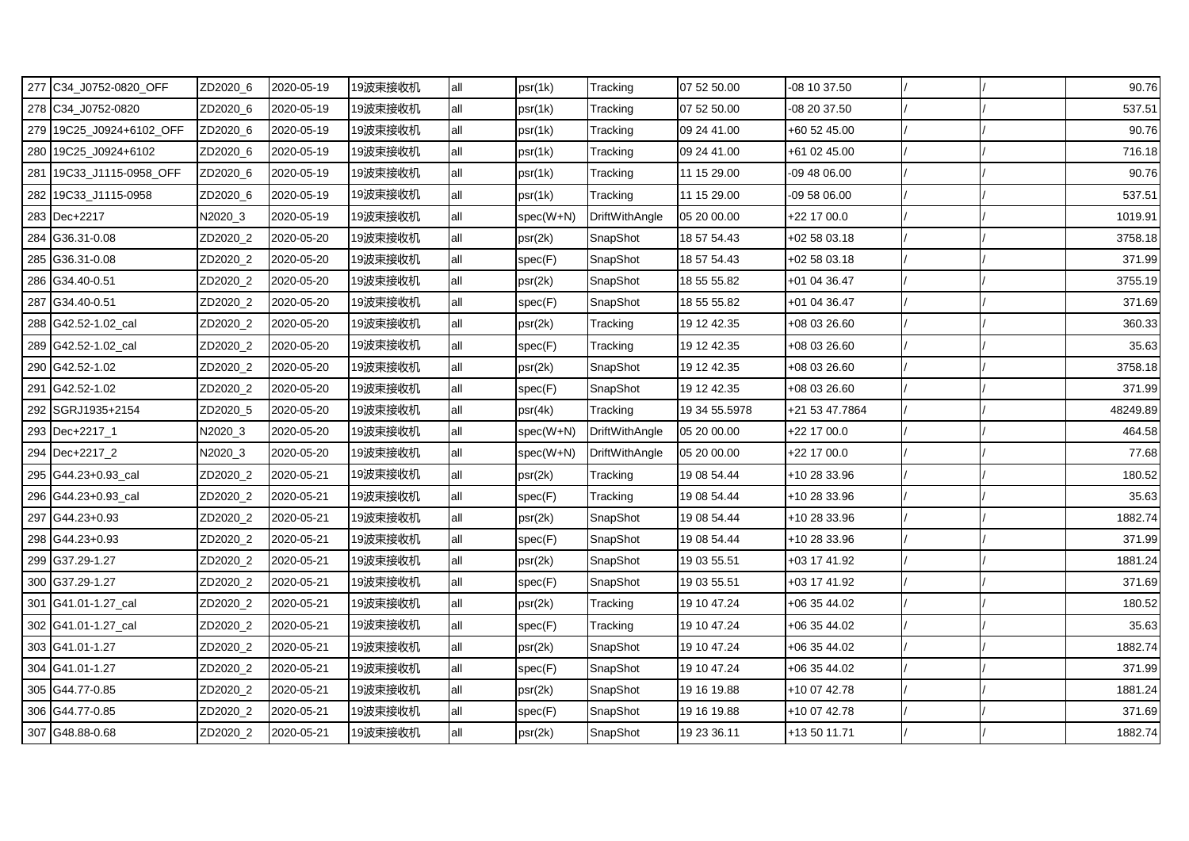| | | | | | | | | | | | |
|---|---|---|---|---|---|---|---|---|---|---|---|
| 277 | C34_J0752-0820_OFF | ZD2020_6 | 2020-05-19 | 19波束接收机 | all | psr(1k) | Tracking | 07 52 50.00 | -08 10 37.50 | / | / | 90.76 |
| 278 | C34_J0752-0820 | ZD2020_6 | 2020-05-19 | 19波束接收机 | all | psr(1k) | Tracking | 07 52 50.00 | -08 20 37.50 | / | / | 537.51 |
| 279 | 19C25_J0924+6102_OFF | ZD2020_6 | 2020-05-19 | 19波束接收机 | all | psr(1k) | Tracking | 09 24 41.00 | +60 52 45.00 | / | / | 90.76 |
| 280 | 19C25_J0924+6102 | ZD2020_6 | 2020-05-19 | 19波束接收机 | all | psr(1k) | Tracking | 09 24 41.00 | +61 02 45.00 | / | / | 716.18 |
| 281 | 19C33_J1115-0958_OFF | ZD2020_6 | 2020-05-19 | 19波束接收机 | all | psr(1k) | Tracking | 11 15 29.00 | -09 48 06.00 | / | / | 90.76 |
| 282 | 19C33_J1115-0958 | ZD2020_6 | 2020-05-19 | 19波束接收机 | all | psr(1k) | Tracking | 11 15 29.00 | -09 58 06.00 | / | / | 537.51 |
| 283 | Dec+2217 | N2020_3 | 2020-05-19 | 19波束接收机 | all | spec(W+N) | DriftWithAngle | 05 20 00.00 | +22 17 00.0 | / | / | 1019.91 |
| 284 | G36.31-0.08 | ZD2020_2 | 2020-05-20 | 19波束接收机 | all | psr(2k) | SnapShot | 18 57 54.43 | +02 58 03.18 | / | / | 3758.18 |
| 285 | G36.31-0.08 | ZD2020_2 | 2020-05-20 | 19波束接收机 | all | spec(F) | SnapShot | 18 57 54.43 | +02 58 03.18 | / | / | 371.99 |
| 286 | G34.40-0.51 | ZD2020_2 | 2020-05-20 | 19波束接收机 | all | psr(2k) | SnapShot | 18 55 55.82 | +01 04 36.47 | / | / | 3755.19 |
| 287 | G34.40-0.51 | ZD2020_2 | 2020-05-20 | 19波束接收机 | all | spec(F) | SnapShot | 18 55 55.82 | +01 04 36.47 | / | / | 371.69 |
| 288 | G42.52-1.02_cal | ZD2020_2 | 2020-05-20 | 19波束接收机 | all | psr(2k) | Tracking | 19 12 42.35 | +08 03 26.60 | / | / | 360.33 |
| 289 | G42.52-1.02_cal | ZD2020_2 | 2020-05-20 | 19波束接收机 | all | spec(F) | Tracking | 19 12 42.35 | +08 03 26.60 | / | / | 35.63 |
| 290 | G42.52-1.02 | ZD2020_2 | 2020-05-20 | 19波束接收机 | all | psr(2k) | SnapShot | 19 12 42.35 | +08 03 26.60 | / | / | 3758.18 |
| 291 | G42.52-1.02 | ZD2020_2 | 2020-05-20 | 19波束接收机 | all | spec(F) | SnapShot | 19 12 42.35 | +08 03 26.60 | / | / | 371.99 |
| 292 | SGRJ1935+2154 | ZD2020_5 | 2020-05-20 | 19波束接收机 | all | psr(4k) | Tracking | 19 34 55.5978 | +21 53 47.7864 | / | / | 48249.89 |
| 293 | Dec+2217_1 | N2020_3 | 2020-05-20 | 19波束接收机 | all | spec(W+N) | DriftWithAngle | 05 20 00.00 | +22 17 00.0 | / | / | 464.58 |
| 294 | Dec+2217_2 | N2020_3 | 2020-05-20 | 19波束接收机 | all | spec(W+N) | DriftWithAngle | 05 20 00.00 | +22 17 00.0 | / | / | 77.68 |
| 295 | G44.23+0.93_cal | ZD2020_2 | 2020-05-21 | 19波束接收机 | all | psr(2k) | Tracking | 19 08 54.44 | +10 28 33.96 | / | / | 180.52 |
| 296 | G44.23+0.93_cal | ZD2020_2 | 2020-05-21 | 19波束接收机 | all | spec(F) | Tracking | 19 08 54.44 | +10 28 33.96 | / | / | 35.63 |
| 297 | G44.23+0.93 | ZD2020_2 | 2020-05-21 | 19波束接收机 | all | psr(2k) | SnapShot | 19 08 54.44 | +10 28 33.96 | / | / | 1882.74 |
| 298 | G44.23+0.93 | ZD2020_2 | 2020-05-21 | 19波束接收机 | all | spec(F) | SnapShot | 19 08 54.44 | +10 28 33.96 | / | / | 371.99 |
| 299 | G37.29-1.27 | ZD2020_2 | 2020-05-21 | 19波束接收机 | all | psr(2k) | SnapShot | 19 03 55.51 | +03 17 41.92 | / | / | 1881.24 |
| 300 | G37.29-1.27 | ZD2020_2 | 2020-05-21 | 19波束接收机 | all | spec(F) | SnapShot | 19 03 55.51 | +03 17 41.92 | / | / | 371.69 |
| 301 | G41.01-1.27_cal | ZD2020_2 | 2020-05-21 | 19波束接收机 | all | psr(2k) | Tracking | 19 10 47.24 | +06 35 44.02 | / | / | 180.52 |
| 302 | G41.01-1.27_cal | ZD2020_2 | 2020-05-21 | 19波束接收机 | all | spec(F) | Tracking | 19 10 47.24 | +06 35 44.02 | / | / | 35.63 |
| 303 | G41.01-1.27 | ZD2020_2 | 2020-05-21 | 19波束接收机 | all | psr(2k) | SnapShot | 19 10 47.24 | +06 35 44.02 | / | / | 1882.74 |
| 304 | G41.01-1.27 | ZD2020_2 | 2020-05-21 | 19波束接收机 | all | spec(F) | SnapShot | 19 10 47.24 | +06 35 44.02 | / | / | 371.99 |
| 305 | G44.77-0.85 | ZD2020_2 | 2020-05-21 | 19波束接收机 | all | psr(2k) | SnapShot | 19 16 19.88 | +10 07 42.78 | / | / | 1881.24 |
| 306 | G44.77-0.85 | ZD2020_2 | 2020-05-21 | 19波束接收机 | all | spec(F) | SnapShot | 19 16 19.88 | +10 07 42.78 | / | / | 371.69 |
| 307 | G48.88-0.68 | ZD2020_2 | 2020-05-21 | 19波束接收机 | all | psr(2k) | SnapShot | 19 23 36.11 | +13 50 11.71 | / | / | 1882.74 |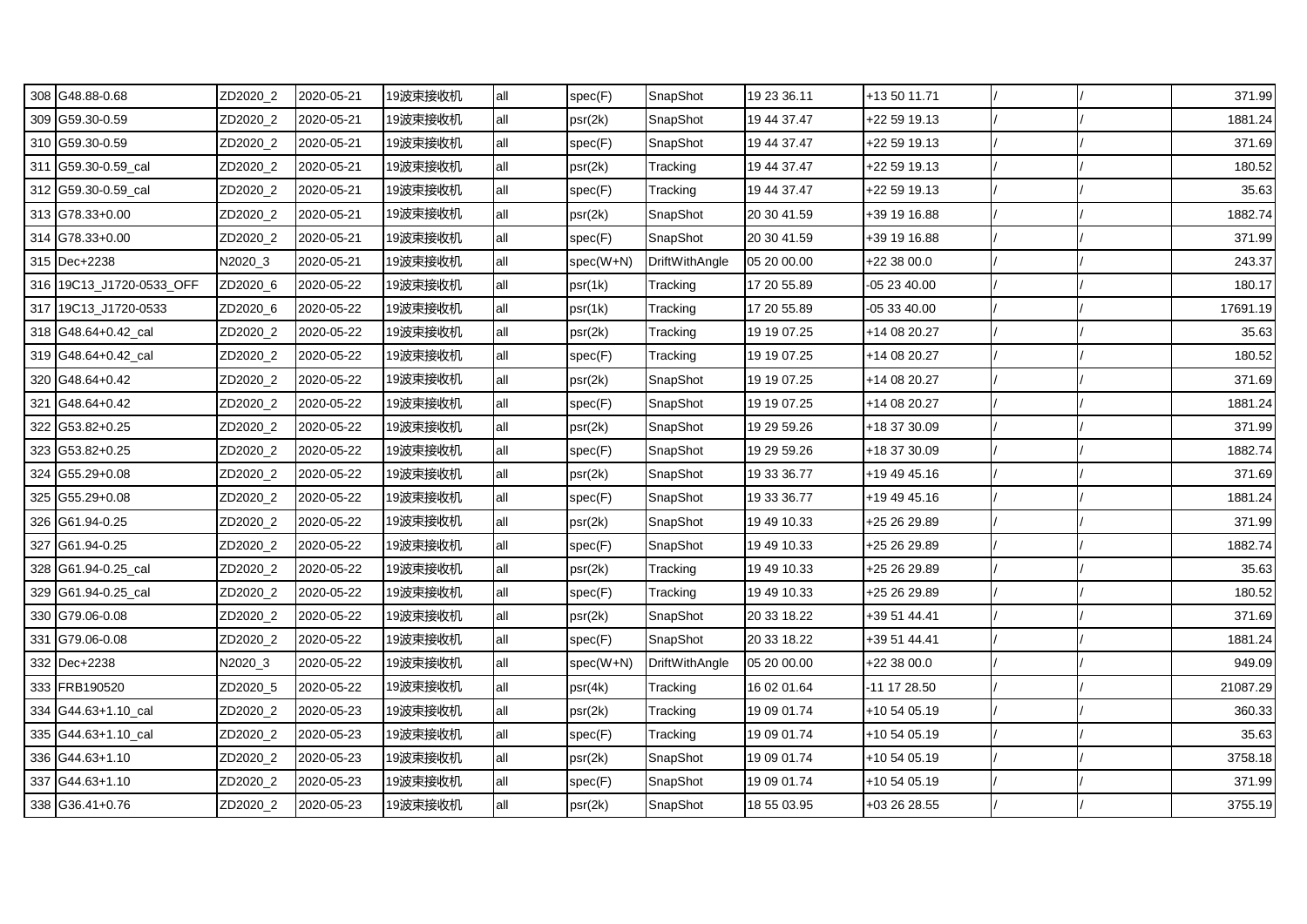| | | | | | | | | | | | |
|---|---|---|---|---|---|---|---|---|---|---|---|
| 308 | G48.88-0.68 | ZD2020_2 | 2020-05-21 | 19波束接收机 | all | spec(F) | SnapShot | 19 23 36.11 | +13 50 11.71 | / | / | 371.99 |
| 309 | G59.30-0.59 | ZD2020_2 | 2020-05-21 | 19波束接收机 | all | psr(2k) | SnapShot | 19 44 37.47 | +22 59 19.13 | / | / | 1881.24 |
| 310 | G59.30-0.59 | ZD2020_2 | 2020-05-21 | 19波束接收机 | all | spec(F) | SnapShot | 19 44 37.47 | +22 59 19.13 | / | / | 371.69 |
| 311 | G59.30-0.59_cal | ZD2020_2 | 2020-05-21 | 19波束接收机 | all | psr(2k) | Tracking | 19 44 37.47 | +22 59 19.13 | / | / | 180.52 |
| 312 | G59.30-0.59_cal | ZD2020_2 | 2020-05-21 | 19波束接收机 | all | spec(F) | Tracking | 19 44 37.47 | +22 59 19.13 | / | / | 35.63 |
| 313 | G78.33+0.00 | ZD2020_2 | 2020-05-21 | 19波束接收机 | all | psr(2k) | SnapShot | 20 30 41.59 | +39 19 16.88 | / | / | 1882.74 |
| 314 | G78.33+0.00 | ZD2020_2 | 2020-05-21 | 19波束接收机 | all | spec(F) | SnapShot | 20 30 41.59 | +39 19 16.88 | / | / | 371.99 |
| 315 | Dec+2238 | N2020_3 | 2020-05-21 | 19波束接收机 | all | spec(W+N) | DriftWithAngle | 05 20 00.00 | +22 38 00.0 | / | / | 243.37 |
| 316 | 19C13_J1720-0533_OFF | ZD2020_6 | 2020-05-22 | 19波束接收机 | all | psr(1k) | Tracking | 17 20 55.89 | -05 23 40.00 | / | / | 180.17 |
| 317 | 19C13_J1720-0533 | ZD2020_6 | 2020-05-22 | 19波束接收机 | all | psr(1k) | Tracking | 17 20 55.89 | -05 33 40.00 | / | / | 17691.19 |
| 318 | G48.64+0.42_cal | ZD2020_2 | 2020-05-22 | 19波束接收机 | all | psr(2k) | Tracking | 19 19 07.25 | +14 08 20.27 | / | / | 35.63 |
| 319 | G48.64+0.42_cal | ZD2020_2 | 2020-05-22 | 19波束接收机 | all | spec(F) | Tracking | 19 19 07.25 | +14 08 20.27 | / | / | 180.52 |
| 320 | G48.64+0.42 | ZD2020_2 | 2020-05-22 | 19波束接收机 | all | psr(2k) | SnapShot | 19 19 07.25 | +14 08 20.27 | / | / | 371.69 |
| 321 | G48.64+0.42 | ZD2020_2 | 2020-05-22 | 19波束接收机 | all | spec(F) | SnapShot | 19 19 07.25 | +14 08 20.27 | / | / | 1881.24 |
| 322 | G53.82+0.25 | ZD2020_2 | 2020-05-22 | 19波束接收机 | all | psr(2k) | SnapShot | 19 29 59.26 | +18 37 30.09 | / | / | 371.99 |
| 323 | G53.82+0.25 | ZD2020_2 | 2020-05-22 | 19波束接收机 | all | spec(F) | SnapShot | 19 29 59.26 | +18 37 30.09 | / | / | 1882.74 |
| 324 | G55.29+0.08 | ZD2020_2 | 2020-05-22 | 19波束接收机 | all | psr(2k) | SnapShot | 19 33 36.77 | +19 49 45.16 | / | / | 371.69 |
| 325 | G55.29+0.08 | ZD2020_2 | 2020-05-22 | 19波束接收机 | all | spec(F) | SnapShot | 19 33 36.77 | +19 49 45.16 | / | / | 1881.24 |
| 326 | G61.94-0.25 | ZD2020_2 | 2020-05-22 | 19波束接收机 | all | psr(2k) | SnapShot | 19 49 10.33 | +25 26 29.89 | / | / | 371.99 |
| 327 | G61.94-0.25 | ZD2020_2 | 2020-05-22 | 19波束接收机 | all | spec(F) | SnapShot | 19 49 10.33 | +25 26 29.89 | / | / | 1882.74 |
| 328 | G61.94-0.25_cal | ZD2020_2 | 2020-05-22 | 19波束接收机 | all | psr(2k) | Tracking | 19 49 10.33 | +25 26 29.89 | / | / | 35.63 |
| 329 | G61.94-0.25_cal | ZD2020_2 | 2020-05-22 | 19波束接收机 | all | spec(F) | Tracking | 19 49 10.33 | +25 26 29.89 | / | / | 180.52 |
| 330 | G79.06-0.08 | ZD2020_2 | 2020-05-22 | 19波束接收机 | all | psr(2k) | SnapShot | 20 33 18.22 | +39 51 44.41 | / | / | 371.69 |
| 331 | G79.06-0.08 | ZD2020_2 | 2020-05-22 | 19波束接收机 | all | spec(F) | SnapShot | 20 33 18.22 | +39 51 44.41 | / | / | 1881.24 |
| 332 | Dec+2238 | N2020_3 | 2020-05-22 | 19波束接收机 | all | spec(W+N) | DriftWithAngle | 05 20 00.00 | +22 38 00.0 | / | / | 949.09 |
| 333 | FRB190520 | ZD2020_5 | 2020-05-22 | 19波束接收机 | all | psr(4k) | Tracking | 16 02 01.64 | -11 17 28.50 | / | / | 21087.29 |
| 334 | G44.63+1.10_cal | ZD2020_2 | 2020-05-23 | 19波束接收机 | all | psr(2k) | Tracking | 19 09 01.74 | +10 54 05.19 | / | / | 360.33 |
| 335 | G44.63+1.10_cal | ZD2020_2 | 2020-05-23 | 19波束接收机 | all | spec(F) | Tracking | 19 09 01.74 | +10 54 05.19 | / | / | 35.63 |
| 336 | G44.63+1.10 | ZD2020_2 | 2020-05-23 | 19波束接收机 | all | psr(2k) | SnapShot | 19 09 01.74 | +10 54 05.19 | / | / | 3758.18 |
| 337 | G44.63+1.10 | ZD2020_2 | 2020-05-23 | 19波束接收机 | all | spec(F) | SnapShot | 19 09 01.74 | +10 54 05.19 | / | / | 371.99 |
| 338 | G36.41+0.76 | ZD2020_2 | 2020-05-23 | 19波束接收机 | all | psr(2k) | SnapShot | 18 55 03.95 | +03 26 28.55 | / | / | 3755.19 |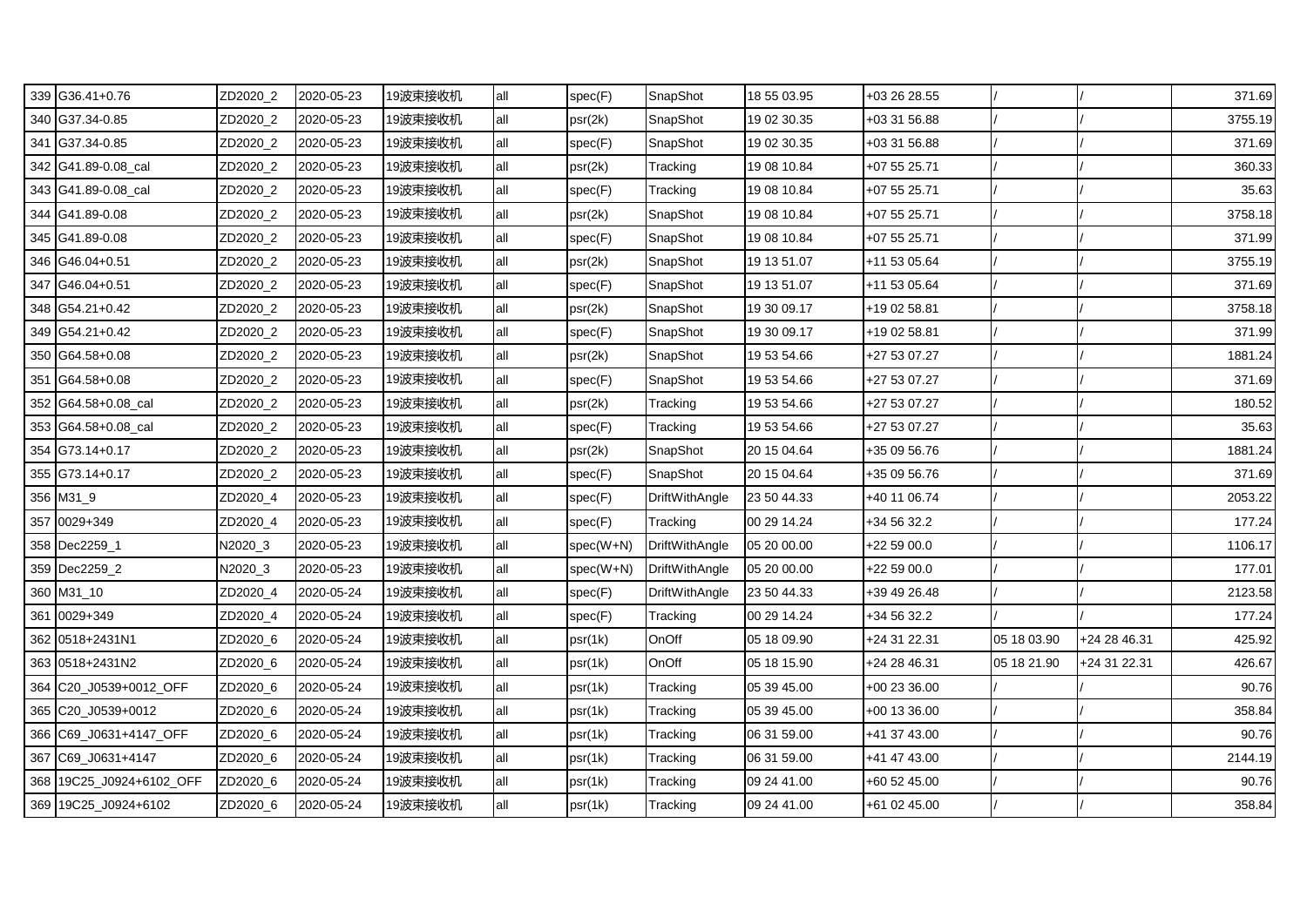| 339 | G36.41+0.76 | ZD2020_2 | 2020-05-23 | 19波束接收机 | all | spec(F) | SnapShot | 18 55 03.95 | +03 26 28.55 | / | / | 371.69 |
|---|---|---|---|---|---|---|---|---|---|---|---|---|
| 340 | G37.34-0.85 | ZD2020_2 | 2020-05-23 | 19波束接收机 | all | psr(2k) | SnapShot | 19 02 30.35 | +03 31 56.88 | / | / | 3755.19 |
| 341 | G37.34-0.85 | ZD2020_2 | 2020-05-23 | 19波束接收机 | all | spec(F) | SnapShot | 19 02 30.35 | +03 31 56.88 | / | / | 371.69 |
| 342 | G41.89-0.08_cal | ZD2020_2 | 2020-05-23 | 19波束接收机 | all | psr(2k) | Tracking | 19 08 10.84 | +07 55 25.71 | / | / | 360.33 |
| 343 | G41.89-0.08_cal | ZD2020_2 | 2020-05-23 | 19波束接收机 | all | spec(F) | Tracking | 19 08 10.84 | +07 55 25.71 | / | / | 35.63 |
| 344 | G41.89-0.08 | ZD2020_2 | 2020-05-23 | 19波束接收机 | all | psr(2k) | SnapShot | 19 08 10.84 | +07 55 25.71 | / | / | 3758.18 |
| 345 | G41.89-0.08 | ZD2020_2 | 2020-05-23 | 19波束接收机 | all | spec(F) | SnapShot | 19 08 10.84 | +07 55 25.71 | / | / | 371.99 |
| 346 | G46.04+0.51 | ZD2020_2 | 2020-05-23 | 19波束接收机 | all | psr(2k) | SnapShot | 19 13 51.07 | +11 53 05.64 | / | / | 3755.19 |
| 347 | G46.04+0.51 | ZD2020_2 | 2020-05-23 | 19波束接收机 | all | spec(F) | SnapShot | 19 13 51.07 | +11 53 05.64 | / | / | 371.69 |
| 348 | G54.21+0.42 | ZD2020_2 | 2020-05-23 | 19波束接收机 | all | psr(2k) | SnapShot | 19 30 09.17 | +19 02 58.81 | / | / | 3758.18 |
| 349 | G54.21+0.42 | ZD2020_2 | 2020-05-23 | 19波束接收机 | all | spec(F) | SnapShot | 19 30 09.17 | +19 02 58.81 | / | / | 371.99 |
| 350 | G64.58+0.08 | ZD2020_2 | 2020-05-23 | 19波束接收机 | all | psr(2k) | SnapShot | 19 53 54.66 | +27 53 07.27 | / | / | 1881.24 |
| 351 | G64.58+0.08 | ZD2020_2 | 2020-05-23 | 19波束接收机 | all | spec(F) | SnapShot | 19 53 54.66 | +27 53 07.27 | / | / | 371.69 |
| 352 | G64.58+0.08_cal | ZD2020_2 | 2020-05-23 | 19波束接收机 | all | psr(2k) | Tracking | 19 53 54.66 | +27 53 07.27 | / | / | 180.52 |
| 353 | G64.58+0.08_cal | ZD2020_2 | 2020-05-23 | 19波束接收机 | all | spec(F) | Tracking | 19 53 54.66 | +27 53 07.27 | / | / | 35.63 |
| 354 | G73.14+0.17 | ZD2020_2 | 2020-05-23 | 19波束接收机 | all | psr(2k) | SnapShot | 20 15 04.64 | +35 09 56.76 | / | / | 1881.24 |
| 355 | G73.14+0.17 | ZD2020_2 | 2020-05-23 | 19波束接收机 | all | spec(F) | SnapShot | 20 15 04.64 | +35 09 56.76 | / | / | 371.69 |
| 356 | M31_9 | ZD2020_4 | 2020-05-23 | 19波束接收机 | all | spec(F) | DriftWithAngle | 23 50 44.33 | +40 11 06.74 | / | / | 2053.22 |
| 357 | 0029+349 | ZD2020_4 | 2020-05-23 | 19波束接收机 | all | spec(F) | Tracking | 00 29 14.24 | +34 56 32.2 | / | / | 177.24 |
| 358 | Dec2259_1 | N2020_3 | 2020-05-23 | 19波束接收机 | all | spec(W+N) | DriftWithAngle | 05 20 00.00 | +22 59 00.0 | / | / | 1106.17 |
| 359 | Dec2259_2 | N2020_3 | 2020-05-23 | 19波束接收机 | all | spec(W+N) | DriftWithAngle | 05 20 00.00 | +22 59 00.0 | / | / | 177.01 |
| 360 | M31_10 | ZD2020_4 | 2020-05-24 | 19波束接收机 | all | spec(F) | DriftWithAngle | 23 50 44.33 | +39 49 26.48 | / | / | 2123.58 |
| 361 | 0029+349 | ZD2020_4 | 2020-05-24 | 19波束接收机 | all | spec(F) | Tracking | 00 29 14.24 | +34 56 32.2 | / | / | 177.24 |
| 362 | 0518+2431N1 | ZD2020_6 | 2020-05-24 | 19波束接收机 | all | psr(1k) | OnOff | 05 18 09.90 | +24 31 22.31 | 05 18 03.90 | +24 28 46.31 | 425.92 |
| 363 | 0518+2431N2 | ZD2020_6 | 2020-05-24 | 19波束接收机 | all | psr(1k) | OnOff | 05 18 15.90 | +24 28 46.31 | 05 18 21.90 | +24 31 22.31 | 426.67 |
| 364 | C20_J0539+0012_OFF | ZD2020_6 | 2020-05-24 | 19波束接收机 | all | psr(1k) | Tracking | 05 39 45.00 | +00 23 36.00 | / | / | 90.76 |
| 365 | C20_J0539+0012 | ZD2020_6 | 2020-05-24 | 19波束接收机 | all | psr(1k) | Tracking | 05 39 45.00 | +00 13 36.00 | / | / | 358.84 |
| 366 | C69_J0631+4147_OFF | ZD2020_6 | 2020-05-24 | 19波束接收机 | all | psr(1k) | Tracking | 06 31 59.00 | +41 37 43.00 | / | / | 90.76 |
| 367 | C69_J0631+4147 | ZD2020_6 | 2020-05-24 | 19波束接收机 | all | psr(1k) | Tracking | 06 31 59.00 | +41 47 43.00 | / | / | 2144.19 |
| 368 | 19C25_J0924+6102_OFF | ZD2020_6 | 2020-05-24 | 19波束接收机 | all | psr(1k) | Tracking | 09 24 41.00 | +60 52 45.00 | / | / | 90.76 |
| 369 | 19C25_J0924+6102 | ZD2020_6 | 2020-05-24 | 19波束接收机 | all | psr(1k) | Tracking | 09 24 41.00 | +61 02 45.00 | / | / | 358.84 |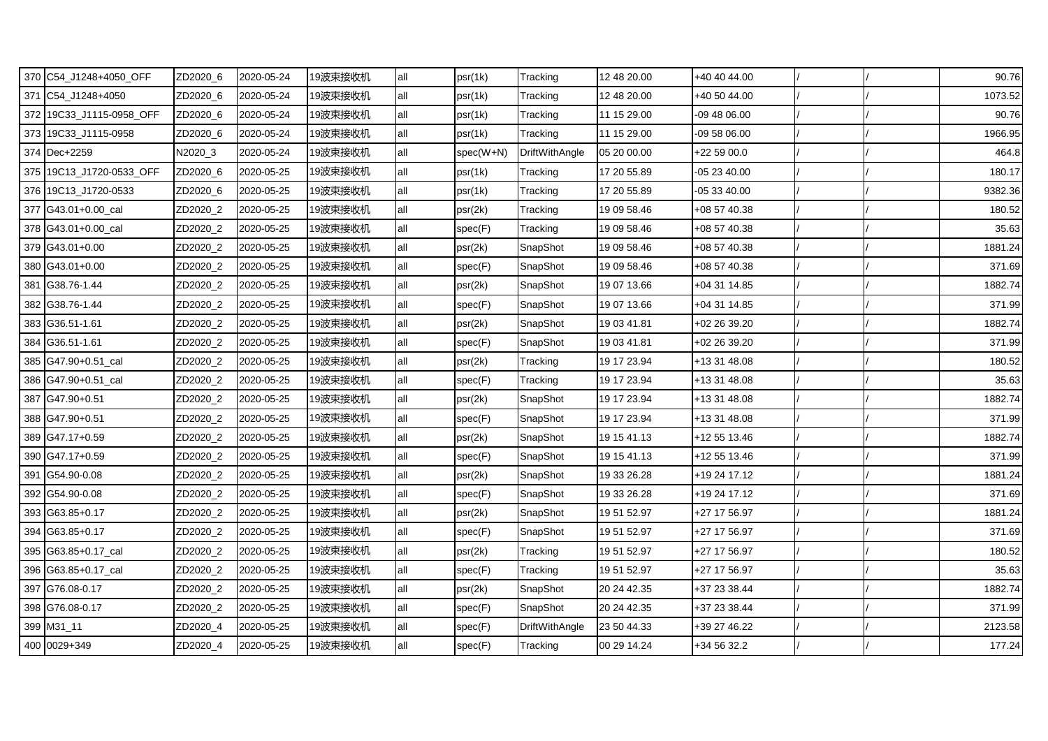| 370 | C54_J1248+4050_OFF | ZD2020_6 | 2020-05-24 | 19波束接收机 | all | psr(1k) | Tracking | 12 48 20.00 | +40 40 44.00 | / | / | 90.76 |
|---|---|---|---|---|---|---|---|---|---|---|---|---|
| 371 | C54_J1248+4050 | ZD2020_6 | 2020-05-24 | 19波束接收机 | all | psr(1k) | Tracking | 12 48 20.00 | +40 50 44.00 | / | / | 1073.52 |
| 372 | 19C33_J1115-0958_OFF | ZD2020_6 | 2020-05-24 | 19波束接收机 | all | psr(1k) | Tracking | 11 15 29.00 | -09 48 06.00 | / | / | 90.76 |
| 373 | 19C33_J1115-0958 | ZD2020_6 | 2020-05-24 | 19波束接收机 | all | psr(1k) | Tracking | 11 15 29.00 | -09 58 06.00 | / | / | 1966.95 |
| 374 | Dec+2259 | N2020_3 | 2020-05-24 | 19波束接收机 | all | spec(W+N) | DriftWithAngle | 05 20 00.00 | +22 59 00.0 | / | / | 464.8 |
| 375 | 19C13_J1720-0533_OFF | ZD2020_6 | 2020-05-25 | 19波束接收机 | all | psr(1k) | Tracking | 17 20 55.89 | -05 23 40.00 | / | / | 180.17 |
| 376 | 19C13_J1720-0533 | ZD2020_6 | 2020-05-25 | 19波束接收机 | all | psr(1k) | Tracking | 17 20 55.89 | -05 33 40.00 | / | / | 9382.36 |
| 377 | G43.01+0.00_cal | ZD2020_2 | 2020-05-25 | 19波束接收机 | all | psr(2k) | Tracking | 19 09 58.46 | +08 57 40.38 | / | / | 180.52 |
| 378 | G43.01+0.00_cal | ZD2020_2 | 2020-05-25 | 19波束接收机 | all | spec(F) | Tracking | 19 09 58.46 | +08 57 40.38 | / | / | 35.63 |
| 379 | G43.01+0.00 | ZD2020_2 | 2020-05-25 | 19波束接收机 | all | psr(2k) | SnapShot | 19 09 58.46 | +08 57 40.38 | / | / | 1881.24 |
| 380 | G43.01+0.00 | ZD2020_2 | 2020-05-25 | 19波束接收机 | all | spec(F) | SnapShot | 19 09 58.46 | +08 57 40.38 | / | / | 371.69 |
| 381 | G38.76-1.44 | ZD2020_2 | 2020-05-25 | 19波束接收机 | all | psr(2k) | SnapShot | 19 07 13.66 | +04 31 14.85 | / | / | 1882.74 |
| 382 | G38.76-1.44 | ZD2020_2 | 2020-05-25 | 19波束接收机 | all | spec(F) | SnapShot | 19 07 13.66 | +04 31 14.85 | / | / | 371.99 |
| 383 | G36.51-1.61 | ZD2020_2 | 2020-05-25 | 19波束接收机 | all | psr(2k) | SnapShot | 19 03 41.81 | +02 26 39.20 | / | / | 1882.74 |
| 384 | G36.51-1.61 | ZD2020_2 | 2020-05-25 | 19波束接收机 | all | spec(F) | SnapShot | 19 03 41.81 | +02 26 39.20 | / | / | 371.99 |
| 385 | G47.90+0.51_cal | ZD2020_2 | 2020-05-25 | 19波束接收机 | all | psr(2k) | Tracking | 19 17 23.94 | +13 31 48.08 | / | / | 180.52 |
| 386 | G47.90+0.51_cal | ZD2020_2 | 2020-05-25 | 19波束接收机 | all | spec(F) | Tracking | 19 17 23.94 | +13 31 48.08 | / | / | 35.63 |
| 387 | G47.90+0.51 | ZD2020_2 | 2020-05-25 | 19波束接收机 | all | psr(2k) | SnapShot | 19 17 23.94 | +13 31 48.08 | / | / | 1882.74 |
| 388 | G47.90+0.51 | ZD2020_2 | 2020-05-25 | 19波束接收机 | all | spec(F) | SnapShot | 19 17 23.94 | +13 31 48.08 | / | / | 371.99 |
| 389 | G47.17+0.59 | ZD2020_2 | 2020-05-25 | 19波束接收机 | all | psr(2k) | SnapShot | 19 15 41.13 | +12 55 13.46 | / | / | 1882.74 |
| 390 | G47.17+0.59 | ZD2020_2 | 2020-05-25 | 19波束接收机 | all | spec(F) | SnapShot | 19 15 41.13 | +12 55 13.46 | / | / | 371.99 |
| 391 | G54.90-0.08 | ZD2020_2 | 2020-05-25 | 19波束接收机 | all | psr(2k) | SnapShot | 19 33 26.28 | +19 24 17.12 | / | / | 1881.24 |
| 392 | G54.90-0.08 | ZD2020_2 | 2020-05-25 | 19波束接收机 | all | spec(F) | SnapShot | 19 33 26.28 | +19 24 17.12 | / | / | 371.69 |
| 393 | G63.85+0.17 | ZD2020_2 | 2020-05-25 | 19波束接收机 | all | psr(2k) | SnapShot | 19 51 52.97 | +27 17 56.97 | / | / | 1881.24 |
| 394 | G63.85+0.17 | ZD2020_2 | 2020-05-25 | 19波束接收机 | all | spec(F) | SnapShot | 19 51 52.97 | +27 17 56.97 | / | / | 371.69 |
| 395 | G63.85+0.17_cal | ZD2020_2 | 2020-05-25 | 19波束接收机 | all | psr(2k) | Tracking | 19 51 52.97 | +27 17 56.97 | / | / | 180.52 |
| 396 | G63.85+0.17_cal | ZD2020_2 | 2020-05-25 | 19波束接收机 | all | spec(F) | Tracking | 19 51 52.97 | +27 17 56.97 | / | / | 35.63 |
| 397 | G76.08-0.17 | ZD2020_2 | 2020-05-25 | 19波束接收机 | all | psr(2k) | SnapShot | 20 24 42.35 | +37 23 38.44 | / | / | 1882.74 |
| 398 | G76.08-0.17 | ZD2020_2 | 2020-05-25 | 19波束接收机 | all | spec(F) | SnapShot | 20 24 42.35 | +37 23 38.44 | / | / | 371.99 |
| 399 | M31_11 | ZD2020_4 | 2020-05-25 | 19波束接收机 | all | spec(F) | DriftWithAngle | 23 50 44.33 | +39 27 46.22 | / | / | 2123.58 |
| 400 | 0029+349 | ZD2020_4 | 2020-05-25 | 19波束接收机 | all | spec(F) | Tracking | 00 29 14.24 | +34 56 32.2 | / | / | 177.24 |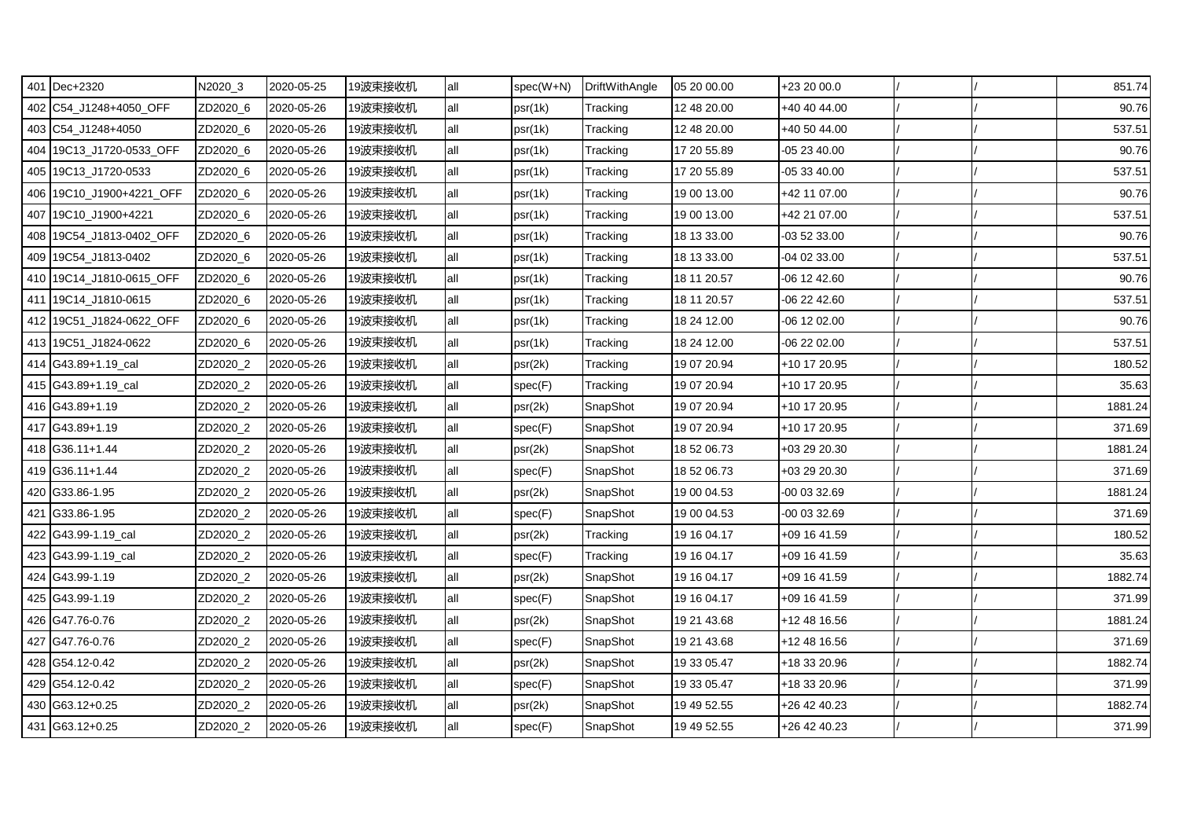| 401 | Dec+2320 | N2020_3 | 2020-05-25 | 19波束接收机 | all | spec(W+N) | DriftWithAngle | 05 20 00.00 | +23 20 00.0 | / | / | 851.74 |
|---|---|---|---|---|---|---|---|---|---|---|---|---|
| 402 | C54_J1248+4050_OFF | ZD2020_6 | 2020-05-26 | 19波束接收机 | all | psr(1k) | Tracking | 12 48 20.00 | +40 40 44.00 | / | / | 90.76 |
| 403 | C54_J1248+4050 | ZD2020_6 | 2020-05-26 | 19波束接收机 | all | psr(1k) | Tracking | 12 48 20.00 | +40 50 44.00 | / | / | 537.51 |
| 404 | 19C13_J1720-0533_OFF | ZD2020_6 | 2020-05-26 | 19波束接收机 | all | psr(1k) | Tracking | 17 20 55.89 | -05 23 40.00 | / | / | 90.76 |
| 405 | 19C13_J1720-0533 | ZD2020_6 | 2020-05-26 | 19波束接收机 | all | psr(1k) | Tracking | 17 20 55.89 | -05 33 40.00 | / | / | 537.51 |
| 406 | 19C10_J1900+4221_OFF | ZD2020_6 | 2020-05-26 | 19波束接收机 | all | psr(1k) | Tracking | 19 00 13.00 | +42 11 07.00 | / | / | 90.76 |
| 407 | 19C10_J1900+4221 | ZD2020_6 | 2020-05-26 | 19波束接收机 | all | psr(1k) | Tracking | 19 00 13.00 | +42 21 07.00 | / | / | 537.51 |
| 408 | 19C54_J1813-0402_OFF | ZD2020_6 | 2020-05-26 | 19波束接收机 | all | psr(1k) | Tracking | 18 13 33.00 | -03 52 33.00 | / | / | 90.76 |
| 409 | 19C54_J1813-0402 | ZD2020_6 | 2020-05-26 | 19波束接收机 | all | psr(1k) | Tracking | 18 13 33.00 | -04 02 33.00 | / | / | 537.51 |
| 410 | 19C14_J1810-0615_OFF | ZD2020_6 | 2020-05-26 | 19波束接收机 | all | psr(1k) | Tracking | 18 11 20.57 | -06 12 42.60 | / | / | 90.76 |
| 411 | 19C14_J1810-0615 | ZD2020_6 | 2020-05-26 | 19波束接收机 | all | psr(1k) | Tracking | 18 11 20.57 | -06 22 42.60 | / | / | 537.51 |
| 412 | 19C51_J1824-0622_OFF | ZD2020_6 | 2020-05-26 | 19波束接收机 | all | psr(1k) | Tracking | 18 24 12.00 | -06 12 02.00 | / | / | 90.76 |
| 413 | 19C51_J1824-0622 | ZD2020_6 | 2020-05-26 | 19波束接收机 | all | psr(1k) | Tracking | 18 24 12.00 | -06 22 02.00 | / | / | 537.51 |
| 414 | G43.89+1.19_cal | ZD2020_2 | 2020-05-26 | 19波束接收机 | all | psr(2k) | Tracking | 19 07 20.94 | +10 17 20.95 | / | / | 180.52 |
| 415 | G43.89+1.19_cal | ZD2020_2 | 2020-05-26 | 19波束接收机 | all | spec(F) | Tracking | 19 07 20.94 | +10 17 20.95 | / | / | 35.63 |
| 416 | G43.89+1.19 | ZD2020_2 | 2020-05-26 | 19波束接收机 | all | psr(2k) | SnapShot | 19 07 20.94 | +10 17 20.95 | / | / | 1881.24 |
| 417 | G43.89+1.19 | ZD2020_2 | 2020-05-26 | 19波束接收机 | all | spec(F) | SnapShot | 19 07 20.94 | +10 17 20.95 | / | / | 371.69 |
| 418 | G36.11+1.44 | ZD2020_2 | 2020-05-26 | 19波束接收机 | all | psr(2k) | SnapShot | 18 52 06.73 | +03 29 20.30 | / | / | 1881.24 |
| 419 | G36.11+1.44 | ZD2020_2 | 2020-05-26 | 19波束接收机 | all | spec(F) | SnapShot | 18 52 06.73 | +03 29 20.30 | / | / | 371.69 |
| 420 | G33.86-1.95 | ZD2020_2 | 2020-05-26 | 19波束接收机 | all | psr(2k) | SnapShot | 19 00 04.53 | -00 03 32.69 | / | / | 1881.24 |
| 421 | G33.86-1.95 | ZD2020_2 | 2020-05-26 | 19波束接收机 | all | spec(F) | SnapShot | 19 00 04.53 | -00 03 32.69 | / | / | 371.69 |
| 422 | G43.99-1.19_cal | ZD2020_2 | 2020-05-26 | 19波束接收机 | all | psr(2k) | Tracking | 19 16 04.17 | +09 16 41.59 | / | / | 180.52 |
| 423 | G43.99-1.19_cal | ZD2020_2 | 2020-05-26 | 19波束接收机 | all | spec(F) | Tracking | 19 16 04.17 | +09 16 41.59 | / | / | 35.63 |
| 424 | G43.99-1.19 | ZD2020_2 | 2020-05-26 | 19波束接收机 | all | psr(2k) | SnapShot | 19 16 04.17 | +09 16 41.59 | / | / | 1882.74 |
| 425 | G43.99-1.19 | ZD2020_2 | 2020-05-26 | 19波束接收机 | all | spec(F) | SnapShot | 19 16 04.17 | +09 16 41.59 | / | / | 371.99 |
| 426 | G47.76-0.76 | ZD2020_2 | 2020-05-26 | 19波束接收机 | all | psr(2k) | SnapShot | 19 21 43.68 | +12 48 16.56 | / | / | 1881.24 |
| 427 | G47.76-0.76 | ZD2020_2 | 2020-05-26 | 19波束接收机 | all | spec(F) | SnapShot | 19 21 43.68 | +12 48 16.56 | / | / | 371.69 |
| 428 | G54.12-0.42 | ZD2020_2 | 2020-05-26 | 19波束接收机 | all | psr(2k) | SnapShot | 19 33 05.47 | +18 33 20.96 | / | / | 1882.74 |
| 429 | G54.12-0.42 | ZD2020_2 | 2020-05-26 | 19波束接收机 | all | spec(F) | SnapShot | 19 33 05.47 | +18 33 20.96 | / | / | 371.99 |
| 430 | G63.12+0.25 | ZD2020_2 | 2020-05-26 | 19波束接收机 | all | psr(2k) | SnapShot | 19 49 52.55 | +26 42 40.23 | / | / | 1882.74 |
| 431 | G63.12+0.25 | ZD2020_2 | 2020-05-26 | 19波束接收机 | all | spec(F) | SnapShot | 19 49 52.55 | +26 42 40.23 | / | / | 371.99 |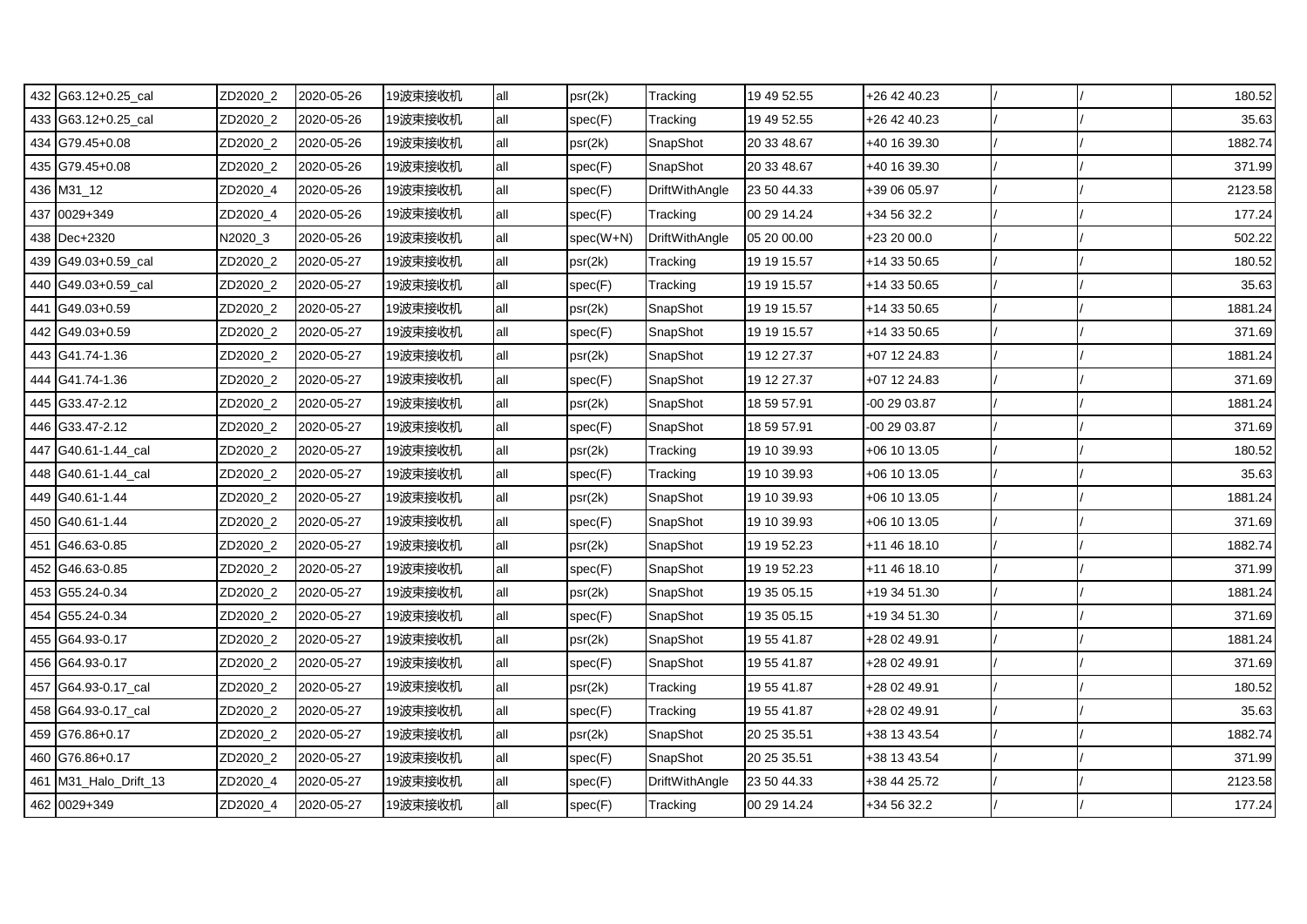| | | | | | | | | | | | |
|---|---|---|---|---|---|---|---|---|---|---|---|
| 432 | G63.12+0.25_cal | ZD2020_2 | 2020-05-26 | 19波束接收机 | all | psr(2k) | Tracking | 19 49 52.55 | +26 42 40.23 | / | / | 180.52 |
| 433 | G63.12+0.25_cal | ZD2020_2 | 2020-05-26 | 19波束接收机 | all | spec(F) | Tracking | 19 49 52.55 | +26 42 40.23 | / | / | 35.63 |
| 434 | G79.45+0.08 | ZD2020_2 | 2020-05-26 | 19波束接收机 | all | psr(2k) | SnapShot | 20 33 48.67 | +40 16 39.30 | / | / | 1882.74 |
| 435 | G79.45+0.08 | ZD2020_2 | 2020-05-26 | 19波束接收机 | all | spec(F) | SnapShot | 20 33 48.67 | +40 16 39.30 | / | / | 371.99 |
| 436 | M31_12 | ZD2020_4 | 2020-05-26 | 19波束接收机 | all | spec(F) | DriftWithAngle | 23 50 44.33 | +39 06 05.97 | / | / | 2123.58 |
| 437 | 0029+349 | ZD2020_4 | 2020-05-26 | 19波束接收机 | all | spec(F) | Tracking | 00 29 14.24 | +34 56 32.2 | / | / | 177.24 |
| 438 | Dec+2320 | N2020_3 | 2020-05-26 | 19波束接收机 | all | spec(W+N) | DriftWithAngle | 05 20 00.00 | +23 20 00.0 | / | / | 502.22 |
| 439 | G49.03+0.59_cal | ZD2020_2 | 2020-05-27 | 19波束接收机 | all | psr(2k) | Tracking | 19 19 15.57 | +14 33 50.65 | / | / | 180.52 |
| 440 | G49.03+0.59_cal | ZD2020_2 | 2020-05-27 | 19波束接收机 | all | spec(F) | Tracking | 19 19 15.57 | +14 33 50.65 | / | / | 35.63 |
| 441 | G49.03+0.59 | ZD2020_2 | 2020-05-27 | 19波束接收机 | all | psr(2k) | SnapShot | 19 19 15.57 | +14 33 50.65 | / | / | 1881.24 |
| 442 | G49.03+0.59 | ZD2020_2 | 2020-05-27 | 19波束接收机 | all | spec(F) | SnapShot | 19 19 15.57 | +14 33 50.65 | / | / | 371.69 |
| 443 | G41.74-1.36 | ZD2020_2 | 2020-05-27 | 19波束接收机 | all | psr(2k) | SnapShot | 19 12 27.37 | +07 12 24.83 | / | / | 1881.24 |
| 444 | G41.74-1.36 | ZD2020_2 | 2020-05-27 | 19波束接收机 | all | spec(F) | SnapShot | 19 12 27.37 | +07 12 24.83 | / | / | 371.69 |
| 445 | G33.47-2.12 | ZD2020_2 | 2020-05-27 | 19波束接收机 | all | psr(2k) | SnapShot | 18 59 57.91 | -00 29 03.87 | / | / | 1881.24 |
| 446 | G33.47-2.12 | ZD2020_2 | 2020-05-27 | 19波束接收机 | all | spec(F) | SnapShot | 18 59 57.91 | -00 29 03.87 | / | / | 371.69 |
| 447 | G40.61-1.44_cal | ZD2020_2 | 2020-05-27 | 19波束接收机 | all | psr(2k) | Tracking | 19 10 39.93 | +06 10 13.05 | / | / | 180.52 |
| 448 | G40.61-1.44_cal | ZD2020_2 | 2020-05-27 | 19波束接收机 | all | spec(F) | Tracking | 19 10 39.93 | +06 10 13.05 | / | / | 35.63 |
| 449 | G40.61-1.44 | ZD2020_2 | 2020-05-27 | 19波束接收机 | all | psr(2k) | SnapShot | 19 10 39.93 | +06 10 13.05 | / | / | 1881.24 |
| 450 | G40.61-1.44 | ZD2020_2 | 2020-05-27 | 19波束接收机 | all | spec(F) | SnapShot | 19 10 39.93 | +06 10 13.05 | / | / | 371.69 |
| 451 | G46.63-0.85 | ZD2020_2 | 2020-05-27 | 19波束接收机 | all | psr(2k) | SnapShot | 19 19 52.23 | +11 46 18.10 | / | / | 1882.74 |
| 452 | G46.63-0.85 | ZD2020_2 | 2020-05-27 | 19波束接收机 | all | spec(F) | SnapShot | 19 19 52.23 | +11 46 18.10 | / | / | 371.99 |
| 453 | G55.24-0.34 | ZD2020_2 | 2020-05-27 | 19波束接收机 | all | psr(2k) | SnapShot | 19 35 05.15 | +19 34 51.30 | / | / | 1881.24 |
| 454 | G55.24-0.34 | ZD2020_2 | 2020-05-27 | 19波束接收机 | all | spec(F) | SnapShot | 19 35 05.15 | +19 34 51.30 | / | / | 371.69 |
| 455 | G64.93-0.17 | ZD2020_2 | 2020-05-27 | 19波束接收机 | all | psr(2k) | SnapShot | 19 55 41.87 | +28 02 49.91 | / | / | 1881.24 |
| 456 | G64.93-0.17 | ZD2020_2 | 2020-05-27 | 19波束接收机 | all | spec(F) | SnapShot | 19 55 41.87 | +28 02 49.91 | / | / | 371.69 |
| 457 | G64.93-0.17_cal | ZD2020_2 | 2020-05-27 | 19波束接收机 | all | psr(2k) | Tracking | 19 55 41.87 | +28 02 49.91 | / | / | 180.52 |
| 458 | G64.93-0.17_cal | ZD2020_2 | 2020-05-27 | 19波束接收机 | all | spec(F) | Tracking | 19 55 41.87 | +28 02 49.91 | / | / | 35.63 |
| 459 | G76.86+0.17 | ZD2020_2 | 2020-05-27 | 19波束接收机 | all | psr(2k) | SnapShot | 20 25 35.51 | +38 13 43.54 | / | / | 1882.74 |
| 460 | G76.86+0.17 | ZD2020_2 | 2020-05-27 | 19波束接收机 | all | spec(F) | SnapShot | 20 25 35.51 | +38 13 43.54 | / | / | 371.99 |
| 461 | M31_Halo_Drift_13 | ZD2020_4 | 2020-05-27 | 19波束接收机 | all | spec(F) | DriftWithAngle | 23 50 44.33 | +38 44 25.72 | / | / | 2123.58 |
| 462 | 0029+349 | ZD2020_4 | 2020-05-27 | 19波束接收机 | all | spec(F) | Tracking | 00 29 14.24 | +34 56 32.2 | / | / | 177.24 |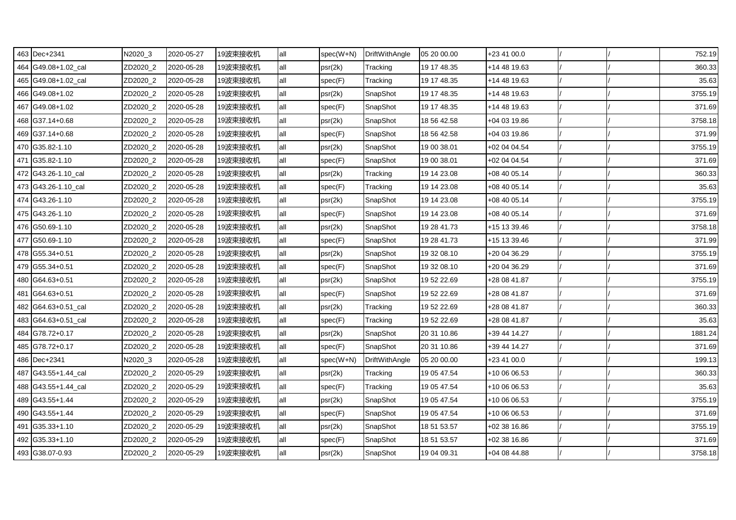| 463 | Dec+2341 | N2020_3 | 2020-05-27 | 19波束接收机 | all | spec(W+N) | DriftWithAngle | 05 20 00.00 | +23 41 00.0 | / | / | 752.19 |
|---|---|---|---|---|---|---|---|---|---|---|---|---|
| 464 | G49.08+1.02_cal | ZD2020_2 | 2020-05-28 | 19波束接收机 | all | psr(2k) | Tracking | 19 17 48.35 | +14 48 19.63 | / | / | 360.33 |
| 465 | G49.08+1.02_cal | ZD2020_2 | 2020-05-28 | 19波束接收机 | all | spec(F) | Tracking | 19 17 48.35 | +14 48 19.63 | / | / | 35.63 |
| 466 | G49.08+1.02 | ZD2020_2 | 2020-05-28 | 19波束接收机 | all | psr(2k) | SnapShot | 19 17 48.35 | +14 48 19.63 | / | / | 3755.19 |
| 467 | G49.08+1.02 | ZD2020_2 | 2020-05-28 | 19波束接收机 | all | spec(F) | SnapShot | 19 17 48.35 | +14 48 19.63 | / | / | 371.69 |
| 468 | G37.14+0.68 | ZD2020_2 | 2020-05-28 | 19波束接收机 | all | psr(2k) | SnapShot | 18 56 42.58 | +04 03 19.86 | / | / | 3758.18 |
| 469 | G37.14+0.68 | ZD2020_2 | 2020-05-28 | 19波束接收机 | all | spec(F) | SnapShot | 18 56 42.58 | +04 03 19.86 | / | / | 371.99 |
| 470 | G35.82-1.10 | ZD2020_2 | 2020-05-28 | 19波束接收机 | all | psr(2k) | SnapShot | 19 00 38.01 | +02 04 04.54 | / | / | 3755.19 |
| 471 | G35.82-1.10 | ZD2020_2 | 2020-05-28 | 19波束接收机 | all | spec(F) | SnapShot | 19 00 38.01 | +02 04 04.54 | / | / | 371.69 |
| 472 | G43.26-1.10_cal | ZD2020_2 | 2020-05-28 | 19波束接收机 | all | psr(2k) | Tracking | 19 14 23.08 | +08 40 05.14 | / | / | 360.33 |
| 473 | G43.26-1.10_cal | ZD2020_2 | 2020-05-28 | 19波束接收机 | all | spec(F) | Tracking | 19 14 23.08 | +08 40 05.14 | / | / | 35.63 |
| 474 | G43.26-1.10 | ZD2020_2 | 2020-05-28 | 19波束接收机 | all | psr(2k) | SnapShot | 19 14 23.08 | +08 40 05.14 | / | / | 3755.19 |
| 475 | G43.26-1.10 | ZD2020_2 | 2020-05-28 | 19波束接收机 | all | spec(F) | SnapShot | 19 14 23.08 | +08 40 05.14 | / | / | 371.69 |
| 476 | G50.69-1.10 | ZD2020_2 | 2020-05-28 | 19波束接收机 | all | psr(2k) | SnapShot | 19 28 41.73 | +15 13 39.46 | / | / | 3758.18 |
| 477 | G50.69-1.10 | ZD2020_2 | 2020-05-28 | 19波束接收机 | all | spec(F) | SnapShot | 19 28 41.73 | +15 13 39.46 | / | / | 371.99 |
| 478 | G55.34+0.51 | ZD2020_2 | 2020-05-28 | 19波束接收机 | all | psr(2k) | SnapShot | 19 32 08.10 | +20 04 36.29 | / | / | 3755.19 |
| 479 | G55.34+0.51 | ZD2020_2 | 2020-05-28 | 19波束接收机 | all | spec(F) | SnapShot | 19 32 08.10 | +20 04 36.29 | / | / | 371.69 |
| 480 | G64.63+0.51 | ZD2020_2 | 2020-05-28 | 19波束接收机 | all | psr(2k) | SnapShot | 19 52 22.69 | +28 08 41.87 | / | / | 3755.19 |
| 481 | G64.63+0.51 | ZD2020_2 | 2020-05-28 | 19波束接收机 | all | spec(F) | SnapShot | 19 52 22.69 | +28 08 41.87 | / | / | 371.69 |
| 482 | G64.63+0.51_cal | ZD2020_2 | 2020-05-28 | 19波束接收机 | all | psr(2k) | Tracking | 19 52 22.69 | +28 08 41.87 | / | / | 360.33 |
| 483 | G64.63+0.51_cal | ZD2020_2 | 2020-05-28 | 19波束接收机 | all | spec(F) | Tracking | 19 52 22.69 | +28 08 41.87 | / | / | 35.63 |
| 484 | G78.72+0.17 | ZD2020_2 | 2020-05-28 | 19波束接收机 | all | psr(2k) | SnapShot | 20 31 10.86 | +39 44 14.27 | / | / | 1881.24 |
| 485 | G78.72+0.17 | ZD2020_2 | 2020-05-28 | 19波束接收机 | all | spec(F) | SnapShot | 20 31 10.86 | +39 44 14.27 | / | / | 371.69 |
| 486 | Dec+2341 | N2020_3 | 2020-05-28 | 19波束接收机 | all | spec(W+N) | DriftWithAngle | 05 20 00.00 | +23 41 00.0 | / | / | 199.13 |
| 487 | G43.55+1.44_cal | ZD2020_2 | 2020-05-29 | 19波束接收机 | all | psr(2k) | Tracking | 19 05 47.54 | +10 06 06.53 | / | / | 360.33 |
| 488 | G43.55+1.44_cal | ZD2020_2 | 2020-05-29 | 19波束接收机 | all | spec(F) | Tracking | 19 05 47.54 | +10 06 06.53 | / | / | 35.63 |
| 489 | G43.55+1.44 | ZD2020_2 | 2020-05-29 | 19波束接收机 | all | psr(2k) | SnapShot | 19 05 47.54 | +10 06 06.53 | / | / | 3755.19 |
| 490 | G43.55+1.44 | ZD2020_2 | 2020-05-29 | 19波束接收机 | all | spec(F) | SnapShot | 19 05 47.54 | +10 06 06.53 | / | / | 371.69 |
| 491 | G35.33+1.10 | ZD2020_2 | 2020-05-29 | 19波束接收机 | all | psr(2k) | SnapShot | 18 51 53.57 | +02 38 16.86 | / | / | 3755.19 |
| 492 | G35.33+1.10 | ZD2020_2 | 2020-05-29 | 19波束接收机 | all | spec(F) | SnapShot | 18 51 53.57 | +02 38 16.86 | / | / | 371.69 |
| 493 | G38.07-0.93 | ZD2020_2 | 2020-05-29 | 19波束接收机 | all | psr(2k) | SnapShot | 19 04 09.31 | +04 08 44.88 | / | / | 3758.18 |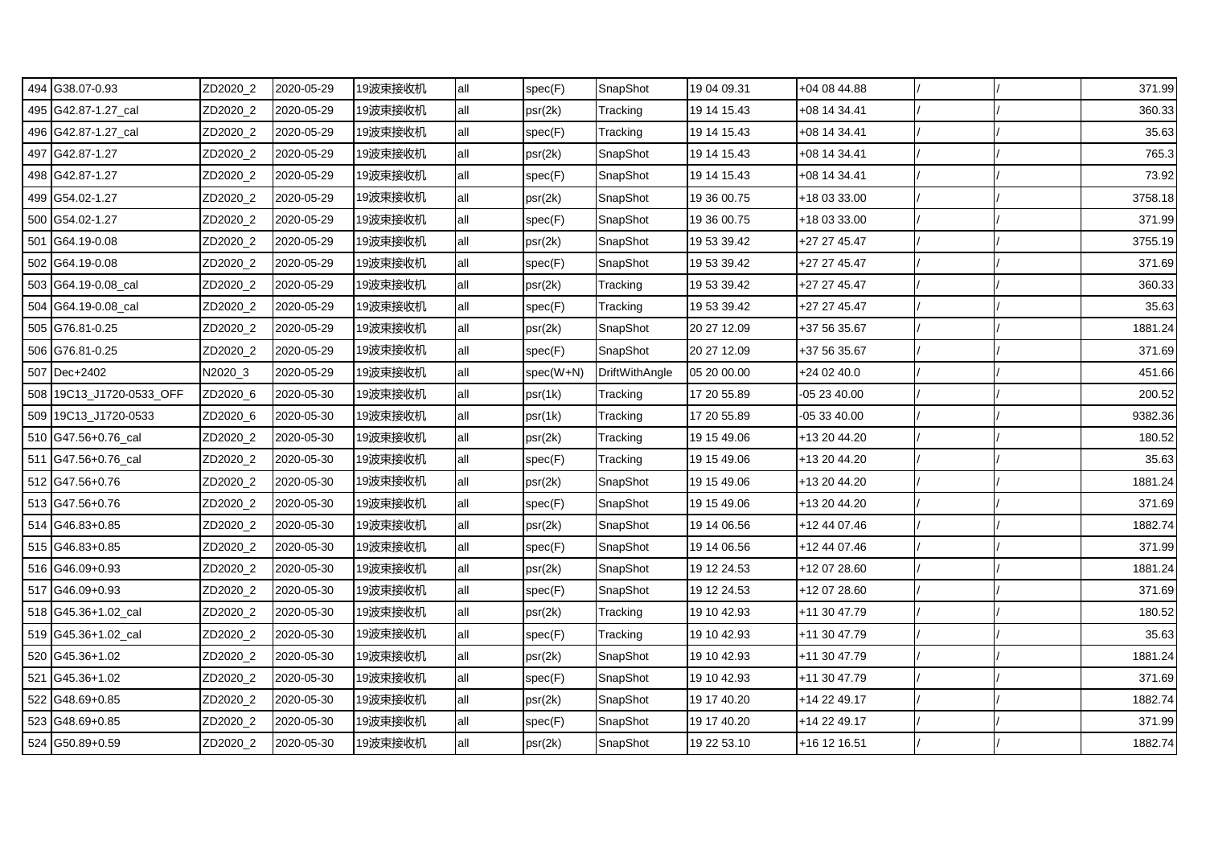| 494 | G38.07-0.93 | ZD2020_2 | 2020-05-29 | 19波束接收机 | all | spec(F) | SnapShot | 19 04 09.31 | +04 08 44.88 | / | / | 371.99 |
|---|---|---|---|---|---|---|---|---|---|---|---|---|
| 495 | G42.87-1.27_cal | ZD2020_2 | 2020-05-29 | 19波束接收机 | all | psr(2k) | Tracking | 19 14 15.43 | +08 14 34.41 | / | / | 360.33 |
| 496 | G42.87-1.27_cal | ZD2020_2 | 2020-05-29 | 19波束接收机 | all | spec(F) | Tracking | 19 14 15.43 | +08 14 34.41 | / | / | 35.63 |
| 497 | G42.87-1.27 | ZD2020_2 | 2020-05-29 | 19波束接收机 | all | psr(2k) | SnapShot | 19 14 15.43 | +08 14 34.41 | / | / | 765.3 |
| 498 | G42.87-1.27 | ZD2020_2 | 2020-05-29 | 19波束接收机 | all | spec(F) | SnapShot | 19 14 15.43 | +08 14 34.41 | / | / | 73.92 |
| 499 | G54.02-1.27 | ZD2020_2 | 2020-05-29 | 19波束接收机 | all | psr(2k) | SnapShot | 19 36 00.75 | +18 03 33.00 | / | / | 3758.18 |
| 500 | G54.02-1.27 | ZD2020_2 | 2020-05-29 | 19波束接收机 | all | spec(F) | SnapShot | 19 36 00.75 | +18 03 33.00 | / | / | 371.99 |
| 501 | G64.19-0.08 | ZD2020_2 | 2020-05-29 | 19波束接收机 | all | psr(2k) | SnapShot | 19 53 39.42 | +27 27 45.47 | / | / | 3755.19 |
| 502 | G64.19-0.08 | ZD2020_2 | 2020-05-29 | 19波束接收机 | all | spec(F) | SnapShot | 19 53 39.42 | +27 27 45.47 | / | / | 371.69 |
| 503 | G64.19-0.08_cal | ZD2020_2 | 2020-05-29 | 19波束接收机 | all | psr(2k) | Tracking | 19 53 39.42 | +27 27 45.47 | / | / | 360.33 |
| 504 | G64.19-0.08_cal | ZD2020_2 | 2020-05-29 | 19波束接收机 | all | spec(F) | Tracking | 19 53 39.42 | +27 27 45.47 | / | / | 35.63 |
| 505 | G76.81-0.25 | ZD2020_2 | 2020-05-29 | 19波束接收机 | all | psr(2k) | SnapShot | 20 27 12.09 | +37 56 35.67 | / | / | 1881.24 |
| 506 | G76.81-0.25 | ZD2020_2 | 2020-05-29 | 19波束接收机 | all | spec(F) | SnapShot | 20 27 12.09 | +37 56 35.67 | / | / | 371.69 |
| 507 | Dec+2402 | N2020_3 | 2020-05-29 | 19波束接收机 | all | spec(W+N) | DriftWithAngle | 05 20 00.00 | +24 02 40.0 | / | / | 451.66 |
| 508 | 19C13_J1720-0533_OFF | ZD2020_6 | 2020-05-30 | 19波束接收机 | all | psr(1k) | Tracking | 17 20 55.89 | -05 23 40.00 | / | / | 200.52 |
| 509 | 19C13_J1720-0533 | ZD2020_6 | 2020-05-30 | 19波束接收机 | all | psr(1k) | Tracking | 17 20 55.89 | -05 33 40.00 | / | / | 9382.36 |
| 510 | G47.56+0.76_cal | ZD2020_2 | 2020-05-30 | 19波束接收机 | all | psr(2k) | Tracking | 19 15 49.06 | +13 20 44.20 | / | / | 180.52 |
| 511 | G47.56+0.76_cal | ZD2020_2 | 2020-05-30 | 19波束接收机 | all | spec(F) | Tracking | 19 15 49.06 | +13 20 44.20 | / | / | 35.63 |
| 512 | G47.56+0.76 | ZD2020_2 | 2020-05-30 | 19波束接收机 | all | psr(2k) | SnapShot | 19 15 49.06 | +13 20 44.20 | / | / | 1881.24 |
| 513 | G47.56+0.76 | ZD2020_2 | 2020-05-30 | 19波束接收机 | all | spec(F) | SnapShot | 19 15 49.06 | +13 20 44.20 | / | / | 371.69 |
| 514 | G46.83+0.85 | ZD2020_2 | 2020-05-30 | 19波束接收机 | all | psr(2k) | SnapShot | 19 14 06.56 | +12 44 07.46 | / | / | 1882.74 |
| 515 | G46.83+0.85 | ZD2020_2 | 2020-05-30 | 19波束接收机 | all | spec(F) | SnapShot | 19 14 06.56 | +12 44 07.46 | / | / | 371.99 |
| 516 | G46.09+0.93 | ZD2020_2 | 2020-05-30 | 19波束接收机 | all | psr(2k) | SnapShot | 19 12 24.53 | +12 07 28.60 | / | / | 1881.24 |
| 517 | G46.09+0.93 | ZD2020_2 | 2020-05-30 | 19波束接收机 | all | spec(F) | SnapShot | 19 12 24.53 | +12 07 28.60 | / | / | 371.69 |
| 518 | G45.36+1.02_cal | ZD2020_2 | 2020-05-30 | 19波束接收机 | all | psr(2k) | Tracking | 19 10 42.93 | +11 30 47.79 | / | / | 180.52 |
| 519 | G45.36+1.02_cal | ZD2020_2 | 2020-05-30 | 19波束接收机 | all | spec(F) | Tracking | 19 10 42.93 | +11 30 47.79 | / | / | 35.63 |
| 520 | G45.36+1.02 | ZD2020_2 | 2020-05-30 | 19波束接收机 | all | psr(2k) | SnapShot | 19 10 42.93 | +11 30 47.79 | / | / | 1881.24 |
| 521 | G45.36+1.02 | ZD2020_2 | 2020-05-30 | 19波束接收机 | all | spec(F) | SnapShot | 19 10 42.93 | +11 30 47.79 | / | / | 371.69 |
| 522 | G48.69+0.85 | ZD2020_2 | 2020-05-30 | 19波束接收机 | all | psr(2k) | SnapShot | 19 17 40.20 | +14 22 49.17 | / | / | 1882.74 |
| 523 | G48.69+0.85 | ZD2020_2 | 2020-05-30 | 19波束接收机 | all | spec(F) | SnapShot | 19 17 40.20 | +14 22 49.17 | / | / | 371.99 |
| 524 | G50.89+0.59 | ZD2020_2 | 2020-05-30 | 19波束接收机 | all | psr(2k) | SnapShot | 19 22 53.10 | +16 12 16.51 | / | / | 1882.74 |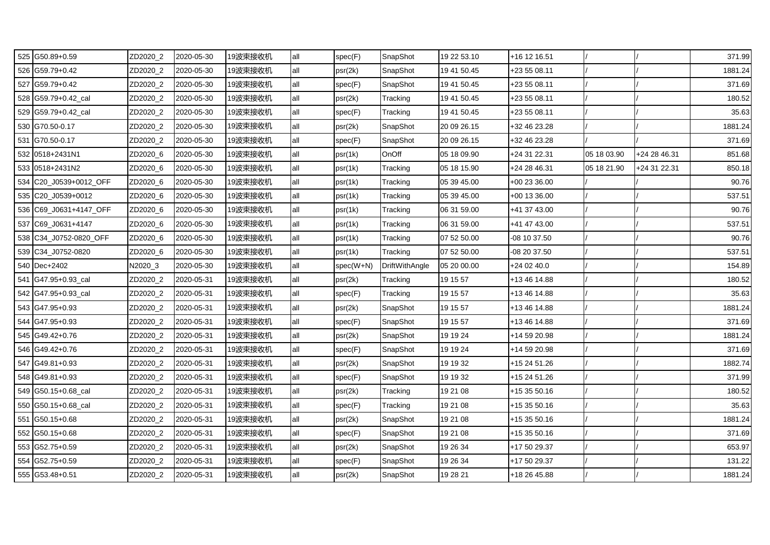| 525 | G50.89+0.59 | ZD2020_2 | 2020-05-30 | 19波束接收机 | all | spec(F) | SnapShot | 19 22 53.10 | +16 12 16.51 | / | / | 371.99 |
|---|---|---|---|---|---|---|---|---|---|---|---|---|
| 526 | G59.79+0.42 | ZD2020_2 | 2020-05-30 | 19波束接收机 | all | psr(2k) | SnapShot | 19 41 50.45 | +23 55 08.11 | / | / | 1881.24 |
| 527 | G59.79+0.42 | ZD2020_2 | 2020-05-30 | 19波束接收机 | all | spec(F) | SnapShot | 19 41 50.45 | +23 55 08.11 | / | / | 371.69 |
| 528 | G59.79+0.42_cal | ZD2020_2 | 2020-05-30 | 19波束接收机 | all | psr(2k) | Tracking | 19 41 50.45 | +23 55 08.11 | / | / | 180.52 |
| 529 | G59.79+0.42_cal | ZD2020_2 | 2020-05-30 | 19波束接收机 | all | spec(F) | Tracking | 19 41 50.45 | +23 55 08.11 | / | / | 35.63 |
| 530 | G70.50-0.17 | ZD2020_2 | 2020-05-30 | 19波束接收机 | all | psr(2k) | SnapShot | 20 09 26.15 | +32 46 23.28 | / | / | 1881.24 |
| 531 | G70.50-0.17 | ZD2020_2 | 2020-05-30 | 19波束接收机 | all | spec(F) | SnapShot | 20 09 26.15 | +32 46 23.28 | / | / | 371.69 |
| 532 | 0518+2431N1 | ZD2020_6 | 2020-05-30 | 19波束接收机 | all | psr(1k) | OnOff | 05 18 09.90 | +24 31 22.31 | 05 18 03.90 | +24 28 46.31 | 851.68 |
| 533 | 0518+2431N2 | ZD2020_6 | 2020-05-30 | 19波束接收机 | all | psr(1k) | Tracking | 05 18 15.90 | +24 28 46.31 | 05 18 21.90 | +24 31 22.31 | 850.18 |
| 534 | C20_J0539+0012_OFF | ZD2020_6 | 2020-05-30 | 19波束接收机 | all | psr(1k) | Tracking | 05 39 45.00 | +00 23 36.00 | / | / | 90.76 |
| 535 | C20_J0539+0012 | ZD2020_6 | 2020-05-30 | 19波束接收机 | all | psr(1k) | Tracking | 05 39 45.00 | +00 13 36.00 | / | / | 537.51 |
| 536 | C69_J0631+4147_OFF | ZD2020_6 | 2020-05-30 | 19波束接收机 | all | psr(1k) | Tracking | 06 31 59.00 | +41 37 43.00 | / | / | 90.76 |
| 537 | C69_J0631+4147 | ZD2020_6 | 2020-05-30 | 19波束接收机 | all | psr(1k) | Tracking | 06 31 59.00 | +41 47 43.00 | / | / | 537.51 |
| 538 | C34_J0752-0820_OFF | ZD2020_6 | 2020-05-30 | 19波束接收机 | all | psr(1k) | Tracking | 07 52 50.00 | -08 10 37.50 | / | / | 90.76 |
| 539 | C34_J0752-0820 | ZD2020_6 | 2020-05-30 | 19波束接收机 | all | psr(1k) | Tracking | 07 52 50.00 | -08 20 37.50 | / | / | 537.51 |
| 540 | Dec+2402 | N2020_3 | 2020-05-30 | 19波束接收机 | all | spec(W+N) | DriftWithAngle | 05 20 00.00 | +24 02 40.0 | / | / | 154.89 |
| 541 | G47.95+0.93_cal | ZD2020_2 | 2020-05-31 | 19波束接收机 | all | psr(2k) | Tracking | 19 15 57 | +13 46 14.88 | / | / | 180.52 |
| 542 | G47.95+0.93_cal | ZD2020_2 | 2020-05-31 | 19波束接收机 | all | spec(F) | Tracking | 19 15 57 | +13 46 14.88 | / | / | 35.63 |
| 543 | G47.95+0.93 | ZD2020_2 | 2020-05-31 | 19波束接收机 | all | psr(2k) | SnapShot | 19 15 57 | +13 46 14.88 | / | / | 1881.24 |
| 544 | G47.95+0.93 | ZD2020_2 | 2020-05-31 | 19波束接收机 | all | spec(F) | SnapShot | 19 15 57 | +13 46 14.88 | / | / | 371.69 |
| 545 | G49.42+0.76 | ZD2020_2 | 2020-05-31 | 19波束接收机 | all | psr(2k) | SnapShot | 19 19 24 | +14 59 20.98 | / | / | 1881.24 |
| 546 | G49.42+0.76 | ZD2020_2 | 2020-05-31 | 19波束接收机 | all | spec(F) | SnapShot | 19 19 24 | +14 59 20.98 | / | / | 371.69 |
| 547 | G49.81+0.93 | ZD2020_2 | 2020-05-31 | 19波束接收机 | all | psr(2k) | SnapShot | 19 19 32 | +15 24 51.26 | / | / | 1882.74 |
| 548 | G49.81+0.93 | ZD2020_2 | 2020-05-31 | 19波束接收机 | all | spec(F) | SnapShot | 19 19 32 | +15 24 51.26 | / | / | 371.99 |
| 549 | G50.15+0.68_cal | ZD2020_2 | 2020-05-31 | 19波束接收机 | all | psr(2k) | Tracking | 19 21 08 | +15 35 50.16 | / | / | 180.52 |
| 550 | G50.15+0.68_cal | ZD2020_2 | 2020-05-31 | 19波束接收机 | all | spec(F) | Tracking | 19 21 08 | +15 35 50.16 | / | / | 35.63 |
| 551 | G50.15+0.68 | ZD2020_2 | 2020-05-31 | 19波束接收机 | all | psr(2k) | SnapShot | 19 21 08 | +15 35 50.16 | / | / | 1881.24 |
| 552 | G50.15+0.68 | ZD2020_2 | 2020-05-31 | 19波束接收机 | all | spec(F) | SnapShot | 19 21 08 | +15 35 50.16 | / | / | 371.69 |
| 553 | G52.75+0.59 | ZD2020_2 | 2020-05-31 | 19波束接收机 | all | psr(2k) | SnapShot | 19 26 34 | +17 50 29.37 | / | / | 653.97 |
| 554 | G52.75+0.59 | ZD2020_2 | 2020-05-31 | 19波束接收机 | all | spec(F) | SnapShot | 19 26 34 | +17 50 29.37 | / | / | 131.22 |
| 555 | G53.48+0.51 | ZD2020_2 | 2020-05-31 | 19波束接收机 | all | psr(2k) | SnapShot | 19 28 21 | +18 26 45.88 | / | / | 1881.24 |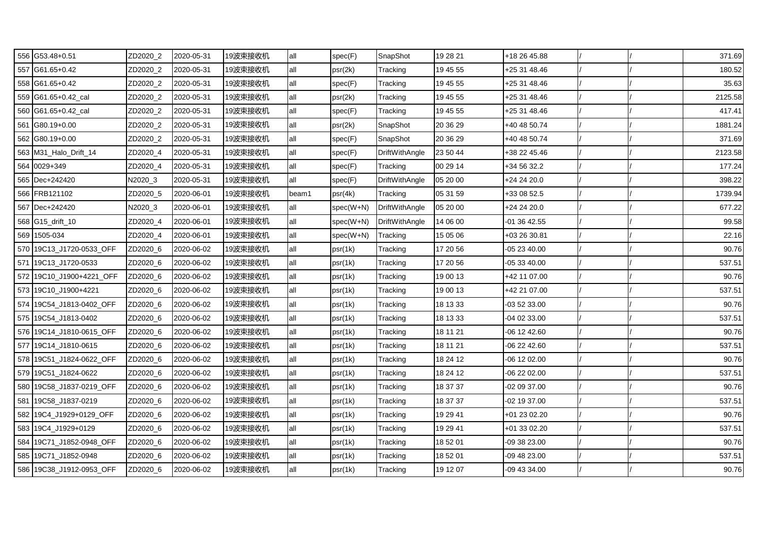| 556 | G53.48+0.51 | ZD2020_2 | 2020-05-31 | 19波束接收机 | all | spec(F) | SnapShot | 19 28 21 | +18 26 45.88 | / | / | 371.69 |
|---|---|---|---|---|---|---|---|---|---|---|---|---|
| 557 | G61.65+0.42 | ZD2020_2 | 2020-05-31 | 19波束接收机 | all | psr(2k) | Tracking | 19 45 55 | +25 31 48.46 | / | / | 180.52 |
| 558 | G61.65+0.42 | ZD2020_2 | 2020-05-31 | 19波束接收机 | all | spec(F) | Tracking | 19 45 55 | +25 31 48.46 | / | / | 35.63 |
| 559 | G61.65+0.42_cal | ZD2020_2 | 2020-05-31 | 19波束接收机 | all | psr(2k) | Tracking | 19 45 55 | +25 31 48.46 | / | / | 2125.58 |
| 560 | G61.65+0.42_cal | ZD2020_2 | 2020-05-31 | 19波束接收机 | all | spec(F) | Tracking | 19 45 55 | +25 31 48.46 | / | / | 417.41 |
| 561 | G80.19+0.00 | ZD2020_2 | 2020-05-31 | 19波束接收机 | all | psr(2k) | SnapShot | 20 36 29 | +40 48 50.74 | / | / | 1881.24 |
| 562 | G80.19+0.00 | ZD2020_2 | 2020-05-31 | 19波束接收机 | all | spec(F) | SnapShot | 20 36 29 | +40 48 50.74 | / | / | 371.69 |
| 563 | M31_Halo_Drift_14 | ZD2020_4 | 2020-05-31 | 19波束接收机 | all | spec(F) | DriftWithAngle | 23 50 44 | +38 22 45.46 | / | / | 2123.58 |
| 564 | 0029+349 | ZD2020_4 | 2020-05-31 | 19波束接收机 | all | spec(F) | Tracking | 00 29 14 | +34 56 32.2 | / | / | 177.24 |
| 565 | Dec+242420 | N2020_3 | 2020-05-31 | 19波束接收机 | all | spec(F) | DriftWithAngle | 05 20 00 | +24 24 20.0 | / | / | 398.22 |
| 566 | FRB121102 | ZD2020_5 | 2020-06-01 | 19波束接收机 | beam1 | psr(4k) | Tracking | 05 31 59 | +33 08 52.5 | / | / | 1739.94 |
| 567 | Dec+242420 | N2020_3 | 2020-06-01 | 19波束接收机 | all | spec(W+N) | DriftWithAngle | 05 20 00 | +24 24 20.0 | / | / | 677.22 |
| 568 | G15_drift_10 | ZD2020_4 | 2020-06-01 | 19波束接收机 | all | spec(W+N) | DriftWithAngle | 14 06 00 | -01 36 42.55 | / | / | 99.58 |
| 569 | 1505-034 | ZD2020_4 | 2020-06-01 | 19波束接收机 | all | spec(W+N) | Tracking | 15 05 06 | +03 26 30.81 | / | / | 22.16 |
| 570 | 19C13_J1720-0533_OFF | ZD2020_6 | 2020-06-02 | 19波束接收机 | all | psr(1k) | Tracking | 17 20 56 | -05 23 40.00 | / | / | 90.76 |
| 571 | 19C13_J1720-0533 | ZD2020_6 | 2020-06-02 | 19波束接收机 | all | psr(1k) | Tracking | 17 20 56 | -05 33 40.00 | / | / | 537.51 |
| 572 | 19C10_J1900+4221_OFF | ZD2020_6 | 2020-06-02 | 19波束接收机 | all | psr(1k) | Tracking | 19 00 13 | +42 11 07.00 | / | / | 90.76 |
| 573 | 19C10_J1900+4221 | ZD2020_6 | 2020-06-02 | 19波束接收机 | all | psr(1k) | Tracking | 19 00 13 | +42 21 07.00 | / | / | 537.51 |
| 574 | 19C54_J1813-0402_OFF | ZD2020_6 | 2020-06-02 | 19波束接收机 | all | psr(1k) | Tracking | 18 13 33 | -03 52 33.00 | / | / | 90.76 |
| 575 | 19C54_J1813-0402 | ZD2020_6 | 2020-06-02 | 19波束接收机 | all | psr(1k) | Tracking | 18 13 33 | -04 02 33.00 | / | / | 537.51 |
| 576 | 19C14_J1810-0615_OFF | ZD2020_6 | 2020-06-02 | 19波束接收机 | all | psr(1k) | Tracking | 18 11 21 | -06 12 42.60 | / | / | 90.76 |
| 577 | 19C14_J1810-0615 | ZD2020_6 | 2020-06-02 | 19波束接收机 | all | psr(1k) | Tracking | 18 11 21 | -06 22 42.60 | / | / | 537.51 |
| 578 | 19C51_J1824-0622_OFF | ZD2020_6 | 2020-06-02 | 19波束接收机 | all | psr(1k) | Tracking | 18 24 12 | -06 12 02.00 | / | / | 90.76 |
| 579 | 19C51_J1824-0622 | ZD2020_6 | 2020-06-02 | 19波束接收机 | all | psr(1k) | Tracking | 18 24 12 | -06 22 02.00 | / | / | 537.51 |
| 580 | 19C58_J1837-0219_OFF | ZD2020_6 | 2020-06-02 | 19波束接收机 | all | psr(1k) | Tracking | 18 37 37 | -02 09 37.00 | / | / | 90.76 |
| 581 | 19C58_J1837-0219 | ZD2020_6 | 2020-06-02 | 19波束接收机 | all | psr(1k) | Tracking | 18 37 37 | -02 19 37.00 | / | / | 537.51 |
| 582 | 19C4_J1929+0129_OFF | ZD2020_6 | 2020-06-02 | 19波束接收机 | all | psr(1k) | Tracking | 19 29 41 | +01 23 02.20 | / | / | 90.76 |
| 583 | 19C4_J1929+0129 | ZD2020_6 | 2020-06-02 | 19波束接收机 | all | psr(1k) | Tracking | 19 29 41 | +01 33 02.20 | / | / | 537.51 |
| 584 | 19C71_J1852-0948_OFF | ZD2020_6 | 2020-06-02 | 19波束接收机 | all | psr(1k) | Tracking | 18 52 01 | -09 38 23.00 | / | / | 90.76 |
| 585 | 19C71_J1852-0948 | ZD2020_6 | 2020-06-02 | 19波束接收机 | all | psr(1k) | Tracking | 18 52 01 | -09 48 23.00 | / | / | 537.51 |
| 586 | 19C38_J1912-0953_OFF | ZD2020_6 | 2020-06-02 | 19波束接收机 | all | psr(1k) | Tracking | 19 12 07 | -09 43 34.00 | / | / | 90.76 |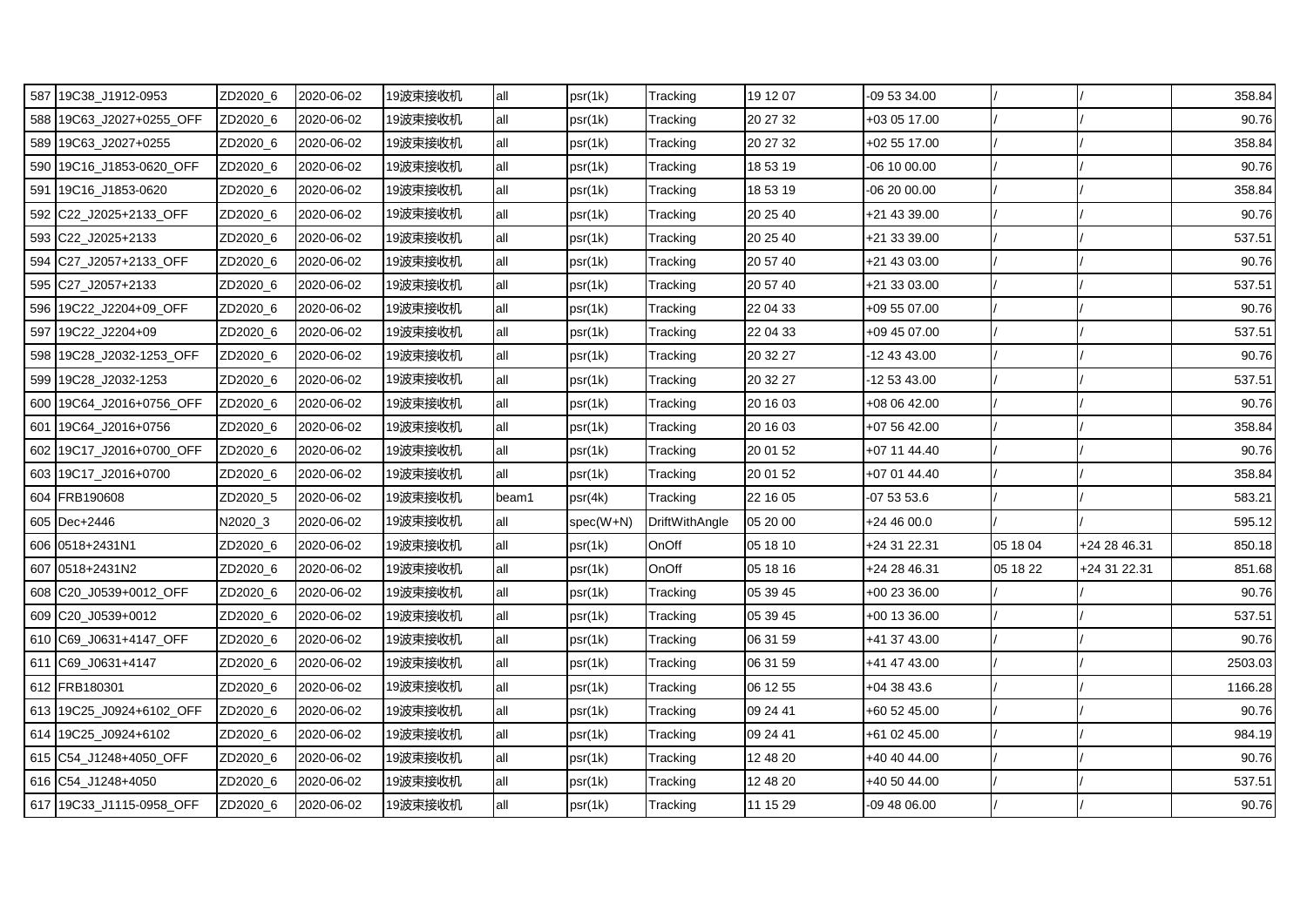| | | | | | | | | | | | |
|---|---|---|---|---|---|---|---|---|---|---|---|
| 587 | 19C38_J1912-0953 | ZD2020_6 | 2020-06-02 | 19波束接收机 | all | psr(1k) | Tracking | 19 12 07 | -09 53 34.00 | / | / | 358.84 |
| 588 | 19C63_J2027+0255_OFF | ZD2020_6 | 2020-06-02 | 19波束接收机 | all | psr(1k) | Tracking | 20 27 32 | +03 05 17.00 | / | / | 90.76 |
| 589 | 19C63_J2027+0255 | ZD2020_6 | 2020-06-02 | 19波束接收机 | all | psr(1k) | Tracking | 20 27 32 | +02 55 17.00 | / | / | 358.84 |
| 590 | 19C16_J1853-0620_OFF | ZD2020_6 | 2020-06-02 | 19波束接收机 | all | psr(1k) | Tracking | 18 53 19 | -06 10 00.00 | / | / | 90.76 |
| 591 | 19C16_J1853-0620 | ZD2020_6 | 2020-06-02 | 19波束接收机 | all | psr(1k) | Tracking | 18 53 19 | -06 20 00.00 | / | / | 358.84 |
| 592 | C22_J2025+2133_OFF | ZD2020_6 | 2020-06-02 | 19波束接收机 | all | psr(1k) | Tracking | 20 25 40 | +21 43 39.00 | / | / | 90.76 |
| 593 | C22_J2025+2133 | ZD2020_6 | 2020-06-02 | 19波束接收机 | all | psr(1k) | Tracking | 20 25 40 | +21 33 39.00 | / | / | 537.51 |
| 594 | C27_J2057+2133_OFF | ZD2020_6 | 2020-06-02 | 19波束接收机 | all | psr(1k) | Tracking | 20 57 40 | +21 43 03.00 | / | / | 90.76 |
| 595 | C27_J2057+2133 | ZD2020_6 | 2020-06-02 | 19波束接收机 | all | psr(1k) | Tracking | 20 57 40 | +21 33 03.00 | / | / | 537.51 |
| 596 | 19C22_J2204+09_OFF | ZD2020_6 | 2020-06-02 | 19波束接收机 | all | psr(1k) | Tracking | 22 04 33 | +09 55 07.00 | / | / | 90.76 |
| 597 | 19C22_J2204+09 | ZD2020_6 | 2020-06-02 | 19波束接收机 | all | psr(1k) | Tracking | 22 04 33 | +09 45 07.00 | / | / | 537.51 |
| 598 | 19C28_J2032-1253_OFF | ZD2020_6 | 2020-06-02 | 19波束接收机 | all | psr(1k) | Tracking | 20 32 27 | -12 43 43.00 | / | / | 90.76 |
| 599 | 19C28_J2032-1253 | ZD2020_6 | 2020-06-02 | 19波束接收机 | all | psr(1k) | Tracking | 20 32 27 | -12 53 43.00 | / | / | 537.51 |
| 600 | 19C64_J2016+0756_OFF | ZD2020_6 | 2020-06-02 | 19波束接收机 | all | psr(1k) | Tracking | 20 16 03 | +08 06 42.00 | / | / | 90.76 |
| 601 | 19C64_J2016+0756 | ZD2020_6 | 2020-06-02 | 19波束接收机 | all | psr(1k) | Tracking | 20 16 03 | +07 56 42.00 | / | / | 358.84 |
| 602 | 19C17_J2016+0700_OFF | ZD2020_6 | 2020-06-02 | 19波束接收机 | all | psr(1k) | Tracking | 20 01 52 | +07 11 44.40 | / | / | 90.76 |
| 603 | 19C17_J2016+0700 | ZD2020_6 | 2020-06-02 | 19波束接收机 | all | psr(1k) | Tracking | 20 01 52 | +07 01 44.40 | / | / | 358.84 |
| 604 | FRB190608 | ZD2020_5 | 2020-06-02 | 19波束接收机 | beam1 | psr(4k) | Tracking | 22 16 05 | -07 53 53.6 | / | / | 583.21 |
| 605 | Dec+2446 | N2020_3 | 2020-06-02 | 19波束接收机 | all | spec(W+N) | DriftWithAngle | 05 20 00 | +24 46 00.0 | / | / | 595.12 |
| 606 | 0518+2431N1 | ZD2020_6 | 2020-06-02 | 19波束接收机 | all | psr(1k) | OnOff | 05 18 10 | +24 31 22.31 | 05 18 04 | +24 28 46.31 | 850.18 |
| 607 | 0518+2431N2 | ZD2020_6 | 2020-06-02 | 19波束接收机 | all | psr(1k) | OnOff | 05 18 16 | +24 28 46.31 | 05 18 22 | +24 31 22.31 | 851.68 |
| 608 | C20_J0539+0012_OFF | ZD2020_6 | 2020-06-02 | 19波束接收机 | all | psr(1k) | Tracking | 05 39 45 | +00 23 36.00 | / | / | 90.76 |
| 609 | C20_J0539+0012 | ZD2020_6 | 2020-06-02 | 19波束接收机 | all | psr(1k) | Tracking | 05 39 45 | +00 13 36.00 | / | / | 537.51 |
| 610 | C69_J0631+4147_OFF | ZD2020_6 | 2020-06-02 | 19波束接收机 | all | psr(1k) | Tracking | 06 31 59 | +41 37 43.00 | / | / | 90.76 |
| 611 | C69_J0631+4147 | ZD2020_6 | 2020-06-02 | 19波束接收机 | all | psr(1k) | Tracking | 06 31 59 | +41 47 43.00 | / | / | 2503.03 |
| 612 | FRB180301 | ZD2020_6 | 2020-06-02 | 19波束接收机 | all | psr(1k) | Tracking | 06 12 55 | +04 38 43.6 | / | / | 1166.28 |
| 613 | 19C25_J0924+6102_OFF | ZD2020_6 | 2020-06-02 | 19波束接收机 | all | psr(1k) | Tracking | 09 24 41 | +60 52 45.00 | / | / | 90.76 |
| 614 | 19C25_J0924+6102 | ZD2020_6 | 2020-06-02 | 19波束接收机 | all | psr(1k) | Tracking | 09 24 41 | +61 02 45.00 | / | / | 984.19 |
| 615 | C54_J1248+4050_OFF | ZD2020_6 | 2020-06-02 | 19波束接收机 | all | psr(1k) | Tracking | 12 48 20 | +40 40 44.00 | / | / | 90.76 |
| 616 | C54_J1248+4050 | ZD2020_6 | 2020-06-02 | 19波束接收机 | all | psr(1k) | Tracking | 12 48 20 | +40 50 44.00 | / | / | 537.51 |
| 617 | 19C33_J1115-0958_OFF | ZD2020_6 | 2020-06-02 | 19波束接收机 | all | psr(1k) | Tracking | 11 15 29 | -09 48 06.00 | / | / | 90.76 |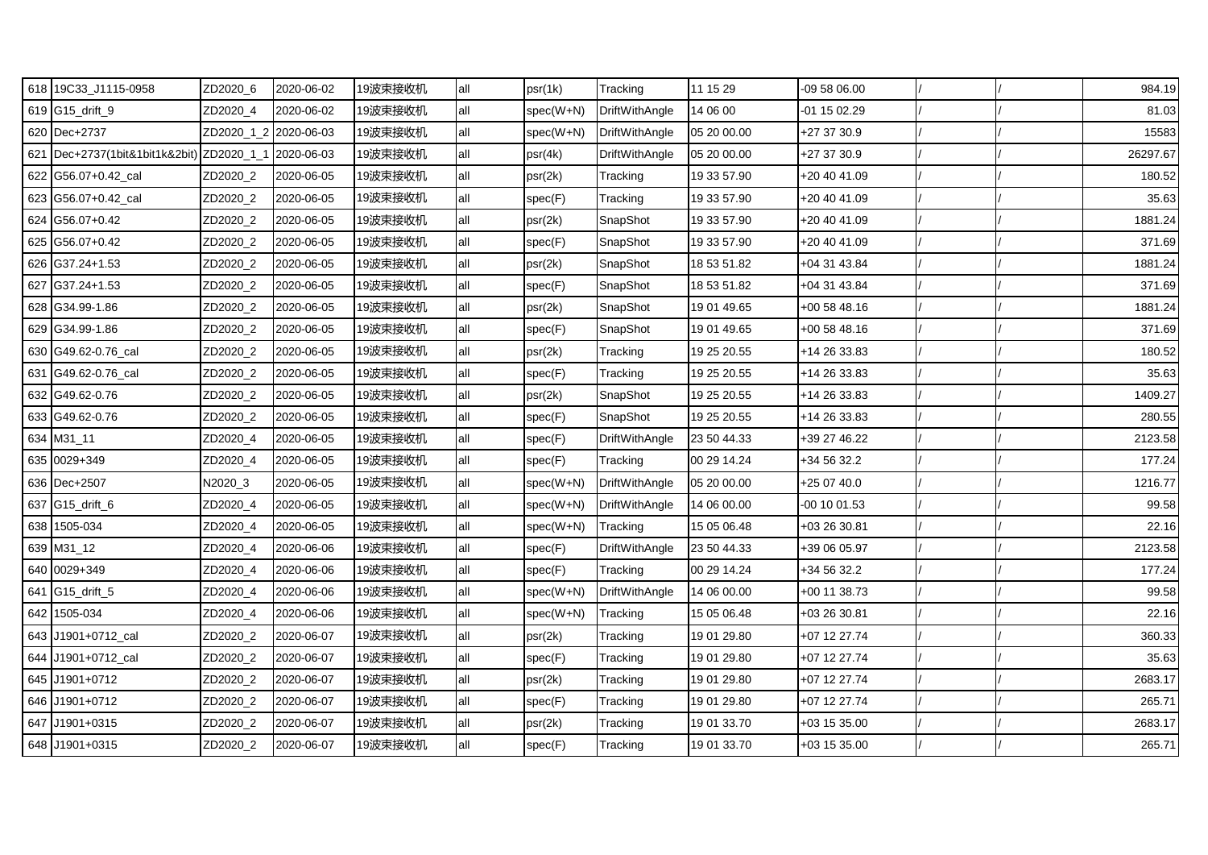| 618 | 19C33_J1115-0958 | ZD2020_6 | 2020-06-02 | 19波束接收机 | all | psr(1k) | Tracking | 11 15 29 | -09 58 06.00 | / | / | 984.19 |
|---|---|---|---|---|---|---|---|---|---|---|---|---|
| 619 | G15_drift_9 | ZD2020_4 | 2020-06-02 | 19波束接收机 | all | spec(W+N) | DriftWithAngle | 14 06 00 | -01 15 02.29 | / | / | 81.03 |
| 620 | Dec+2737 | ZD2020_1_2 | 2020-06-03 | 19波束接收机 | all | spec(W+N) | DriftWithAngle | 05 20 00.00 | +27 37 30.9 | / | / | 15583 |
| 621 | Dec+2737(1bit&1bit1k&2bit) | ZD2020_1_1 | 2020-06-03 | 19波束接收机 | all | psr(4k) | DriftWithAngle | 05 20 00.00 | +27 37 30.9 | / | / | 26297.67 |
| 622 | G56.07+0.42_cal | ZD2020_2 | 2020-06-05 | 19波束接收机 | all | psr(2k) | Tracking | 19 33 57.90 | +20 40 41.09 | / | / | 180.52 |
| 623 | G56.07+0.42_cal | ZD2020_2 | 2020-06-05 | 19波束接收机 | all | spec(F) | Tracking | 19 33 57.90 | +20 40 41.09 | / | / | 35.63 |
| 624 | G56.07+0.42 | ZD2020_2 | 2020-06-05 | 19波束接收机 | all | psr(2k) | SnapShot | 19 33 57.90 | +20 40 41.09 | / | / | 1881.24 |
| 625 | G56.07+0.42 | ZD2020_2 | 2020-06-05 | 19波束接收机 | all | spec(F) | SnapShot | 19 33 57.90 | +20 40 41.09 | / | / | 371.69 |
| 626 | G37.24+1.53 | ZD2020_2 | 2020-06-05 | 19波束接收机 | all | psr(2k) | SnapShot | 18 53 51.82 | +04 31 43.84 | / | / | 1881.24 |
| 627 | G37.24+1.53 | ZD2020_2 | 2020-06-05 | 19波束接收机 | all | spec(F) | SnapShot | 18 53 51.82 | +04 31 43.84 | / | / | 371.69 |
| 628 | G34.99-1.86 | ZD2020_2 | 2020-06-05 | 19波束接收机 | all | psr(2k) | SnapShot | 19 01 49.65 | +00 58 48.16 | / | / | 1881.24 |
| 629 | G34.99-1.86 | ZD2020_2 | 2020-06-05 | 19波束接收机 | all | spec(F) | SnapShot | 19 01 49.65 | +00 58 48.16 | / | / | 371.69 |
| 630 | G49.62-0.76_cal | ZD2020_2 | 2020-06-05 | 19波束接收机 | all | psr(2k) | Tracking | 19 25 20.55 | +14 26 33.83 | / | / | 180.52 |
| 631 | G49.62-0.76_cal | ZD2020_2 | 2020-06-05 | 19波束接收机 | all | spec(F) | Tracking | 19 25 20.55 | +14 26 33.83 | / | / | 35.63 |
| 632 | G49.62-0.76 | ZD2020_2 | 2020-06-05 | 19波束接收机 | all | psr(2k) | SnapShot | 19 25 20.55 | +14 26 33.83 | / | / | 1409.27 |
| 633 | G49.62-0.76 | ZD2020_2 | 2020-06-05 | 19波束接收机 | all | spec(F) | SnapShot | 19 25 20.55 | +14 26 33.83 | / | / | 280.55 |
| 634 | M31_11 | ZD2020_4 | 2020-06-05 | 19波束接收机 | all | spec(F) | DriftWithAngle | 23 50 44.33 | +39 27 46.22 | / | / | 2123.58 |
| 635 | 0029+349 | ZD2020_4 | 2020-06-05 | 19波束接收机 | all | spec(F) | Tracking | 00 29 14.24 | +34 56 32.2 | / | / | 177.24 |
| 636 | Dec+2507 | N2020_3 | 2020-06-05 | 19波束接收机 | all | spec(W+N) | DriftWithAngle | 05 20 00.00 | +25 07 40.0 | / | / | 1216.77 |
| 637 | G15_drift_6 | ZD2020_4 | 2020-06-05 | 19波束接收机 | all | spec(W+N) | DriftWithAngle | 14 06 00.00 | -00 10 01.53 | / | / | 99.58 |
| 638 | 1505-034 | ZD2020_4 | 2020-06-05 | 19波束接收机 | all | spec(W+N) | Tracking | 15 05 06.48 | +03 26 30.81 | / | / | 22.16 |
| 639 | M31_12 | ZD2020_4 | 2020-06-06 | 19波束接收机 | all | spec(F) | DriftWithAngle | 23 50 44.33 | +39 06 05.97 | / | / | 2123.58 |
| 640 | 0029+349 | ZD2020_4 | 2020-06-06 | 19波束接收机 | all | spec(F) | Tracking | 00 29 14.24 | +34 56 32.2 | / | / | 177.24 |
| 641 | G15_drift_5 | ZD2020_4 | 2020-06-06 | 19波束接收机 | all | spec(W+N) | DriftWithAngle | 14 06 00.00 | +00 11 38.73 | / | / | 99.58 |
| 642 | 1505-034 | ZD2020_4 | 2020-06-06 | 19波束接收机 | all | spec(W+N) | Tracking | 15 05 06.48 | +03 26 30.81 | / | / | 22.16 |
| 643 | J1901+0712_cal | ZD2020_2 | 2020-06-07 | 19波束接收机 | all | psr(2k) | Tracking | 19 01 29.80 | +07 12 27.74 | / | / | 360.33 |
| 644 | J1901+0712_cal | ZD2020_2 | 2020-06-07 | 19波束接收机 | all | spec(F) | Tracking | 19 01 29.80 | +07 12 27.74 | / | / | 35.63 |
| 645 | J1901+0712 | ZD2020_2 | 2020-06-07 | 19波束接收机 | all | psr(2k) | Tracking | 19 01 29.80 | +07 12 27.74 | / | / | 2683.17 |
| 646 | J1901+0712 | ZD2020_2 | 2020-06-07 | 19波束接收机 | all | spec(F) | Tracking | 19 01 29.80 | +07 12 27.74 | / | / | 265.71 |
| 647 | J1901+0315 | ZD2020_2 | 2020-06-07 | 19波束接收机 | all | psr(2k) | Tracking | 19 01 33.70 | +03 15 35.00 | / | / | 2683.17 |
| 648 | J1901+0315 | ZD2020_2 | 2020-06-07 | 19波束接收机 | all | spec(F) | Tracking | 19 01 33.70 | +03 15 35.00 | / | / | 265.71 |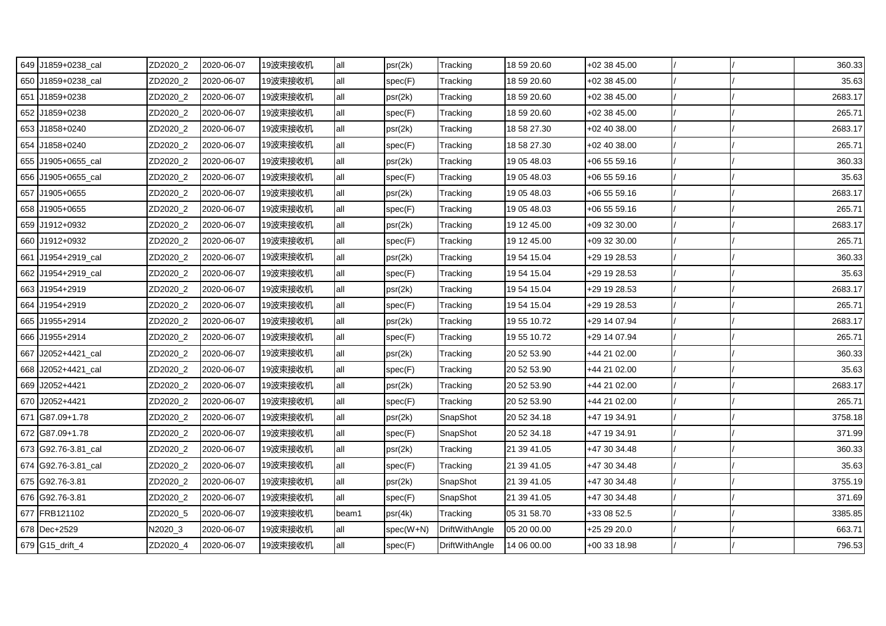| | | | | | | | | | | | | |
|---|---|---|---|---|---|---|---|---|---|---|---|---|
| 649 | J1859+0238_cal | ZD2020_2 | 2020-06-07 | 19波束接收机 | all | psr(2k) | Tracking | 18 59 20.60 | +02 38 45.00 | / | / | 360.33 |
| 650 | J1859+0238_cal | ZD2020_2 | 2020-06-07 | 19波束接收机 | all | spec(F) | Tracking | 18 59 20.60 | +02 38 45.00 | / | / | 35.63 |
| 651 | J1859+0238 | ZD2020_2 | 2020-06-07 | 19波束接收机 | all | psr(2k) | Tracking | 18 59 20.60 | +02 38 45.00 | / | / | 2683.17 |
| 652 | J1859+0238 | ZD2020_2 | 2020-06-07 | 19波束接收机 | all | spec(F) | Tracking | 18 59 20.60 | +02 38 45.00 | / | / | 265.71 |
| 653 | J1858+0240 | ZD2020_2 | 2020-06-07 | 19波束接收机 | all | psr(2k) | Tracking | 18 58 27.30 | +02 40 38.00 | / | / | 2683.17 |
| 654 | J1858+0240 | ZD2020_2 | 2020-06-07 | 19波束接收机 | all | spec(F) | Tracking | 18 58 27.30 | +02 40 38.00 | / | / | 265.71 |
| 655 | J1905+0655_cal | ZD2020_2 | 2020-06-07 | 19波束接收机 | all | psr(2k) | Tracking | 19 05 48.03 | +06 55 59.16 | / | / | 360.33 |
| 656 | J1905+0655_cal | ZD2020_2 | 2020-06-07 | 19波束接收机 | all | spec(F) | Tracking | 19 05 48.03 | +06 55 59.16 | / | / | 35.63 |
| 657 | J1905+0655 | ZD2020_2 | 2020-06-07 | 19波束接收机 | all | psr(2k) | Tracking | 19 05 48.03 | +06 55 59.16 | / | / | 2683.17 |
| 658 | J1905+0655 | ZD2020_2 | 2020-06-07 | 19波束接收机 | all | spec(F) | Tracking | 19 05 48.03 | +06 55 59.16 | / | / | 265.71 |
| 659 | J1912+0932 | ZD2020_2 | 2020-06-07 | 19波束接收机 | all | psr(2k) | Tracking | 19 12 45.00 | +09 32 30.00 | / | / | 2683.17 |
| 660 | J1912+0932 | ZD2020_2 | 2020-06-07 | 19波束接收机 | all | spec(F) | Tracking | 19 12 45.00 | +09 32 30.00 | / | / | 265.71 |
| 661 | J1954+2919_cal | ZD2020_2 | 2020-06-07 | 19波束接收机 | all | psr(2k) | Tracking | 19 54 15.04 | +29 19 28.53 | / | / | 360.33 |
| 662 | J1954+2919_cal | ZD2020_2 | 2020-06-07 | 19波束接收机 | all | spec(F) | Tracking | 19 54 15.04 | +29 19 28.53 | / | / | 35.63 |
| 663 | J1954+2919 | ZD2020_2 | 2020-06-07 | 19波束接收机 | all | psr(2k) | Tracking | 19 54 15.04 | +29 19 28.53 | / | / | 2683.17 |
| 664 | J1954+2919 | ZD2020_2 | 2020-06-07 | 19波束接收机 | all | spec(F) | Tracking | 19 54 15.04 | +29 19 28.53 | / | / | 265.71 |
| 665 | J1955+2914 | ZD2020_2 | 2020-06-07 | 19波束接收机 | all | psr(2k) | Tracking | 19 55 10.72 | +29 14 07.94 | / | / | 2683.17 |
| 666 | J1955+2914 | ZD2020_2 | 2020-06-07 | 19波束接收机 | all | spec(F) | Tracking | 19 55 10.72 | +29 14 07.94 | / | / | 265.71 |
| 667 | J2052+4421_cal | ZD2020_2 | 2020-06-07 | 19波束接收机 | all | psr(2k) | Tracking | 20 52 53.90 | +44 21 02.00 | / | / | 360.33 |
| 668 | J2052+4421_cal | ZD2020_2 | 2020-06-07 | 19波束接收机 | all | spec(F) | Tracking | 20 52 53.90 | +44 21 02.00 | / | / | 35.63 |
| 669 | J2052+4421 | ZD2020_2 | 2020-06-07 | 19波束接收机 | all | psr(2k) | Tracking | 20 52 53.90 | +44 21 02.00 | / | / | 2683.17 |
| 670 | J2052+4421 | ZD2020_2 | 2020-06-07 | 19波束接收机 | all | spec(F) | Tracking | 20 52 53.90 | +44 21 02.00 | / | / | 265.71 |
| 671 | G87.09+1.78 | ZD2020_2 | 2020-06-07 | 19波束接收机 | all | psr(2k) | SnapShot | 20 52 34.18 | +47 19 34.91 | / | / | 3758.18 |
| 672 | G87.09+1.78 | ZD2020_2 | 2020-06-07 | 19波束接收机 | all | spec(F) | SnapShot | 20 52 34.18 | +47 19 34.91 | / | / | 371.99 |
| 673 | G92.76-3.81_cal | ZD2020_2 | 2020-06-07 | 19波束接收机 | all | psr(2k) | Tracking | 21 39 41.05 | +47 30 34.48 | / | / | 360.33 |
| 674 | G92.76-3.81_cal | ZD2020_2 | 2020-06-07 | 19波束接收机 | all | spec(F) | Tracking | 21 39 41.05 | +47 30 34.48 | / | / | 35.63 |
| 675 | G92.76-3.81 | ZD2020_2 | 2020-06-07 | 19波束接收机 | all | psr(2k) | SnapShot | 21 39 41.05 | +47 30 34.48 | / | / | 3755.19 |
| 676 | G92.76-3.81 | ZD2020_2 | 2020-06-07 | 19波束接收机 | all | spec(F) | SnapShot | 21 39 41.05 | +47 30 34.48 | / | / | 371.69 |
| 677 | FRB121102 | ZD2020_5 | 2020-06-07 | 19波束接收机 | beam1 | psr(4k) | Tracking | 05 31 58.70 | +33 08 52.5 | / | / | 3385.85 |
| 678 | Dec+2529 | N2020_3 | 2020-06-07 | 19波束接收机 | all | spec(W+N) | DriftWithAngle | 05 20 00.00 | +25 29 20.0 | / | / | 663.71 |
| 679 | G15_drift_4 | ZD2020_4 | 2020-06-07 | 19波束接收机 | all | spec(F) | DriftWithAngle | 14 06 00.00 | +00 33 18.98 | / | / | 796.53 |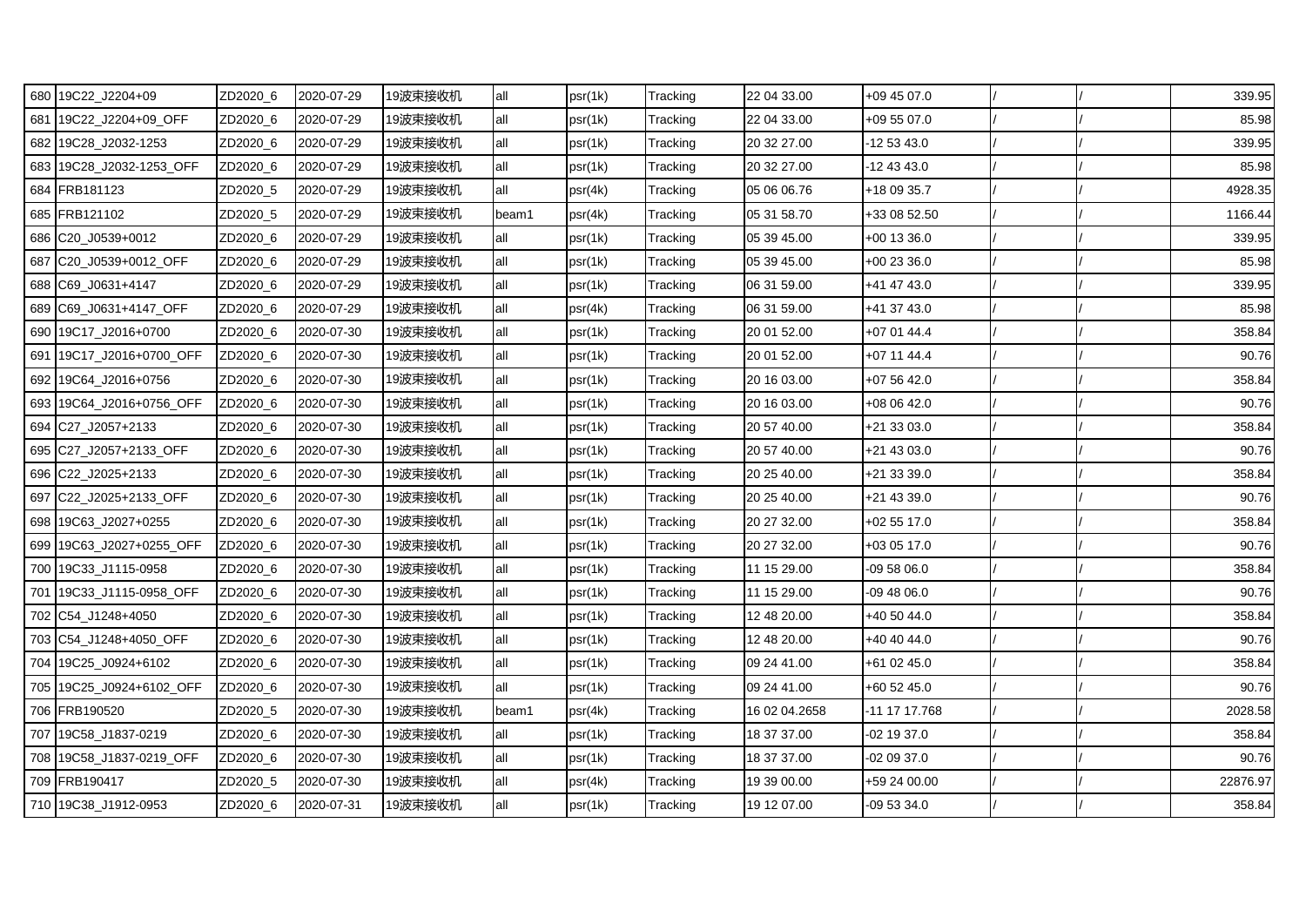| 680 | 19C22_J2204+09 | ZD2020_6 | 2020-07-29 | 19波束接收机 | all | psr(1k) | Tracking | 22 04 33.00 | +09 45 07.0 | / | / | 339.95 |
|---|---|---|---|---|---|---|---|---|---|---|---|---|
| 681 | 19C22_J2204+09_OFF | ZD2020_6 | 2020-07-29 | 19波束接收机 | all | psr(1k) | Tracking | 22 04 33.00 | +09 55 07.0 | / | / | 85.98 |
| 682 | 19C28_J2032-1253 | ZD2020_6 | 2020-07-29 | 19波束接收机 | all | psr(1k) | Tracking | 20 32 27.00 | -12 53 43.0 | / | / | 339.95 |
| 683 | 19C28_J2032-1253_OFF | ZD2020_6 | 2020-07-29 | 19波束接收机 | all | psr(1k) | Tracking | 20 32 27.00 | -12 43 43.0 | / | / | 85.98 |
| 684 | FRB181123 | ZD2020_5 | 2020-07-29 | 19波束接收机 | all | psr(4k) | Tracking | 05 06 06.76 | +18 09 35.7 | / | / | 4928.35 |
| 685 | FRB121102 | ZD2020_5 | 2020-07-29 | 19波束接收机 | beam1 | psr(4k) | Tracking | 05 31 58.70 | +33 08 52.50 | / | / | 1166.44 |
| 686 | C20_J0539+0012 | ZD2020_6 | 2020-07-29 | 19波束接收机 | all | psr(1k) | Tracking | 05 39 45.00 | +00 13 36.0 | / | / | 339.95 |
| 687 | C20_J0539+0012_OFF | ZD2020_6 | 2020-07-29 | 19波束接收机 | all | psr(1k) | Tracking | 05 39 45.00 | +00 23 36.0 | / | / | 85.98 |
| 688 | C69_J0631+4147 | ZD2020_6 | 2020-07-29 | 19波束接收机 | all | psr(1k) | Tracking | 06 31 59.00 | +41 47 43.0 | / | / | 339.95 |
| 689 | C69_J0631+4147_OFF | ZD2020_6 | 2020-07-29 | 19波束接收机 | all | psr(4k) | Tracking | 06 31 59.00 | +41 37 43.0 | / | / | 85.98 |
| 690 | 19C17_J2016+0700 | ZD2020_6 | 2020-07-30 | 19波束接收机 | all | psr(1k) | Tracking | 20 01 52.00 | +07 01 44.4 | / | / | 358.84 |
| 691 | 19C17_J2016+0700_OFF | ZD2020_6 | 2020-07-30 | 19波束接收机 | all | psr(1k) | Tracking | 20 01 52.00 | +07 11 44.4 | / | / | 90.76 |
| 692 | 19C64_J2016+0756 | ZD2020_6 | 2020-07-30 | 19波束接收机 | all | psr(1k) | Tracking | 20 16 03.00 | +07 56 42.0 | / | / | 358.84 |
| 693 | 19C64_J2016+0756_OFF | ZD2020_6 | 2020-07-30 | 19波束接收机 | all | psr(1k) | Tracking | 20 16 03.00 | +08 06 42.0 | / | / | 90.76 |
| 694 | C27_J2057+2133 | ZD2020_6 | 2020-07-30 | 19波束接收机 | all | psr(1k) | Tracking | 20 57 40.00 | +21 33 03.0 | / | / | 358.84 |
| 695 | C27_J2057+2133_OFF | ZD2020_6 | 2020-07-30 | 19波束接收机 | all | psr(1k) | Tracking | 20 57 40.00 | +21 43 03.0 | / | / | 90.76 |
| 696 | C22_J2025+2133 | ZD2020_6 | 2020-07-30 | 19波束接收机 | all | psr(1k) | Tracking | 20 25 40.00 | +21 33 39.0 | / | / | 358.84 |
| 697 | C22_J2025+2133_OFF | ZD2020_6 | 2020-07-30 | 19波束接收机 | all | psr(1k) | Tracking | 20 25 40.00 | +21 43 39.0 | / | / | 90.76 |
| 698 | 19C63_J2027+0255 | ZD2020_6 | 2020-07-30 | 19波束接收机 | all | psr(1k) | Tracking | 20 27 32.00 | +02 55 17.0 | / | / | 358.84 |
| 699 | 19C63_J2027+0255_OFF | ZD2020_6 | 2020-07-30 | 19波束接收机 | all | psr(1k) | Tracking | 20 27 32.00 | +03 05 17.0 | / | / | 90.76 |
| 700 | 19C33_J1115-0958 | ZD2020_6 | 2020-07-30 | 19波束接收机 | all | psr(1k) | Tracking | 11 15 29.00 | -09 58 06.0 | / | / | 358.84 |
| 701 | 19C33_J1115-0958_OFF | ZD2020_6 | 2020-07-30 | 19波束接收机 | all | psr(1k) | Tracking | 11 15 29.00 | -09 48 06.0 | / | / | 90.76 |
| 702 | C54_J1248+4050 | ZD2020_6 | 2020-07-30 | 19波束接收机 | all | psr(1k) | Tracking | 12 48 20.00 | +40 50 44.0 | / | / | 358.84 |
| 703 | C54_J1248+4050_OFF | ZD2020_6 | 2020-07-30 | 19波束接收机 | all | psr(1k) | Tracking | 12 48 20.00 | +40 40 44.0 | / | / | 90.76 |
| 704 | 19C25_J0924+6102 | ZD2020_6 | 2020-07-30 | 19波束接收机 | all | psr(1k) | Tracking | 09 24 41.00 | +61 02 45.0 | / | / | 358.84 |
| 705 | 19C25_J0924+6102_OFF | ZD2020_6 | 2020-07-30 | 19波束接收机 | all | psr(1k) | Tracking | 09 24 41.00 | +60 52 45.0 | / | / | 90.76 |
| 706 | FRB190520 | ZD2020_5 | 2020-07-30 | 19波束接收机 | beam1 | psr(4k) | Tracking | 16 02 04.2658 | -11 17 17.768 | / | / | 2028.58 |
| 707 | 19C58_J1837-0219 | ZD2020_6 | 2020-07-30 | 19波束接收机 | all | psr(1k) | Tracking | 18 37 37.00 | -02 19 37.0 | / | / | 358.84 |
| 708 | 19C58_J1837-0219_OFF | ZD2020_6 | 2020-07-30 | 19波束接收机 | all | psr(1k) | Tracking | 18 37 37.00 | -02 09 37.0 | / | / | 90.76 |
| 709 | FRB190417 | ZD2020_5 | 2020-07-30 | 19波束接收机 | all | psr(4k) | Tracking | 19 39 00.00 | +59 24 00.00 | / | / | 22876.97 |
| 710 | 19C38_J1912-0953 | ZD2020_6 | 2020-07-31 | 19波束接收机 | all | psr(1k) | Tracking | 19 12 07.00 | -09 53 34.0 | / | / | 358.84 |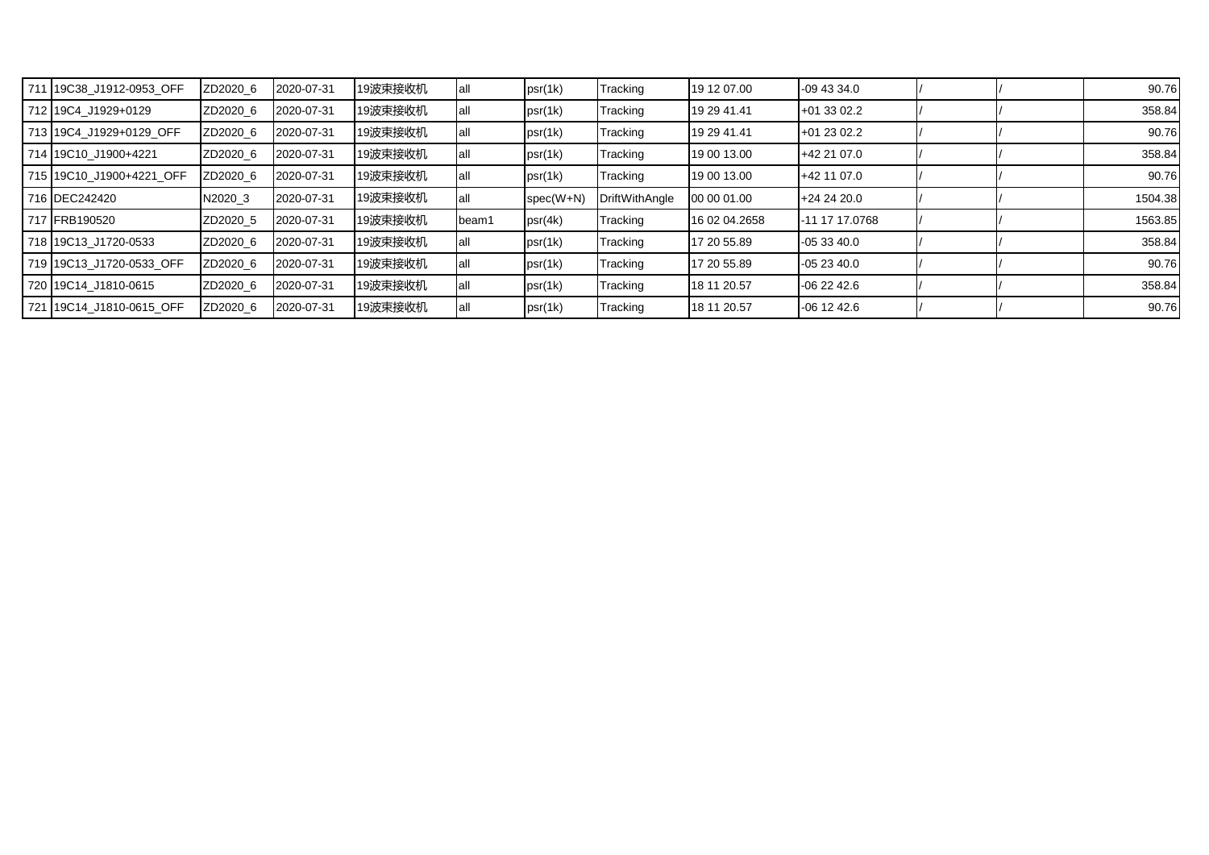| | | | | | | | | | | | | |
|---|---|---|---|---|---|---|---|---|---|---|---|---|
| 711 | 19C38_J1912-0953_OFF | ZD2020_6 | 2020-07-31 | 19波束接收机 | all | psr(1k) | Tracking | 19 12 07.00 | -09 43 34.0 | / | / | 90.76 |
| 712 | 19C4_J1929+0129 | ZD2020_6 | 2020-07-31 | 19波束接收机 | all | psr(1k) | Tracking | 19 29 41.41 | +01 33 02.2 | / | / | 358.84 |
| 713 | 19C4_J1929+0129_OFF | ZD2020_6 | 2020-07-31 | 19波束接收机 | all | psr(1k) | Tracking | 19 29 41.41 | +01 23 02.2 | / | / | 90.76 |
| 714 | 19C10_J1900+4221 | ZD2020_6 | 2020-07-31 | 19波束接收机 | all | psr(1k) | Tracking | 19 00 13.00 | +42 21 07.0 | / | / | 358.84 |
| 715 | 19C10_J1900+4221_OFF | ZD2020_6 | 2020-07-31 | 19波束接收机 | all | psr(1k) | Tracking | 19 00 13.00 | +42 11 07.0 | / | / | 90.76 |
| 716 | DEC242420 | N2020_3 | 2020-07-31 | 19波束接收机 | all | spec(W+N) | DriftWithAngle | 00 00 01.00 | +24 24 20.0 | / | / | 1504.38 |
| 717 | FRB190520 | ZD2020_5 | 2020-07-31 | 19波束接收机 | beam1 | psr(4k) | Tracking | 16 02 04.2658 | -11 17 17.0768 | / | / | 1563.85 |
| 718 | 19C13_J1720-0533 | ZD2020_6 | 2020-07-31 | 19波束接收机 | all | psr(1k) | Tracking | 17 20 55.89 | -05 33 40.0 | / | / | 358.84 |
| 719 | 19C13_J1720-0533_OFF | ZD2020_6 | 2020-07-31 | 19波束接收机 | all | psr(1k) | Tracking | 17 20 55.89 | -05 23 40.0 | / | / | 90.76 |
| 720 | 19C14_J1810-0615 | ZD2020_6 | 2020-07-31 | 19波束接收机 | all | psr(1k) | Tracking | 18 11 20.57 | -06 22 42.6 | / | / | 358.84 |
| 721 | 19C14_J1810-0615_OFF | ZD2020_6 | 2020-07-31 | 19波束接收机 | all | psr(1k) | Tracking | 18 11 20.57 | -06 12 42.6 | / | / | 90.76 |